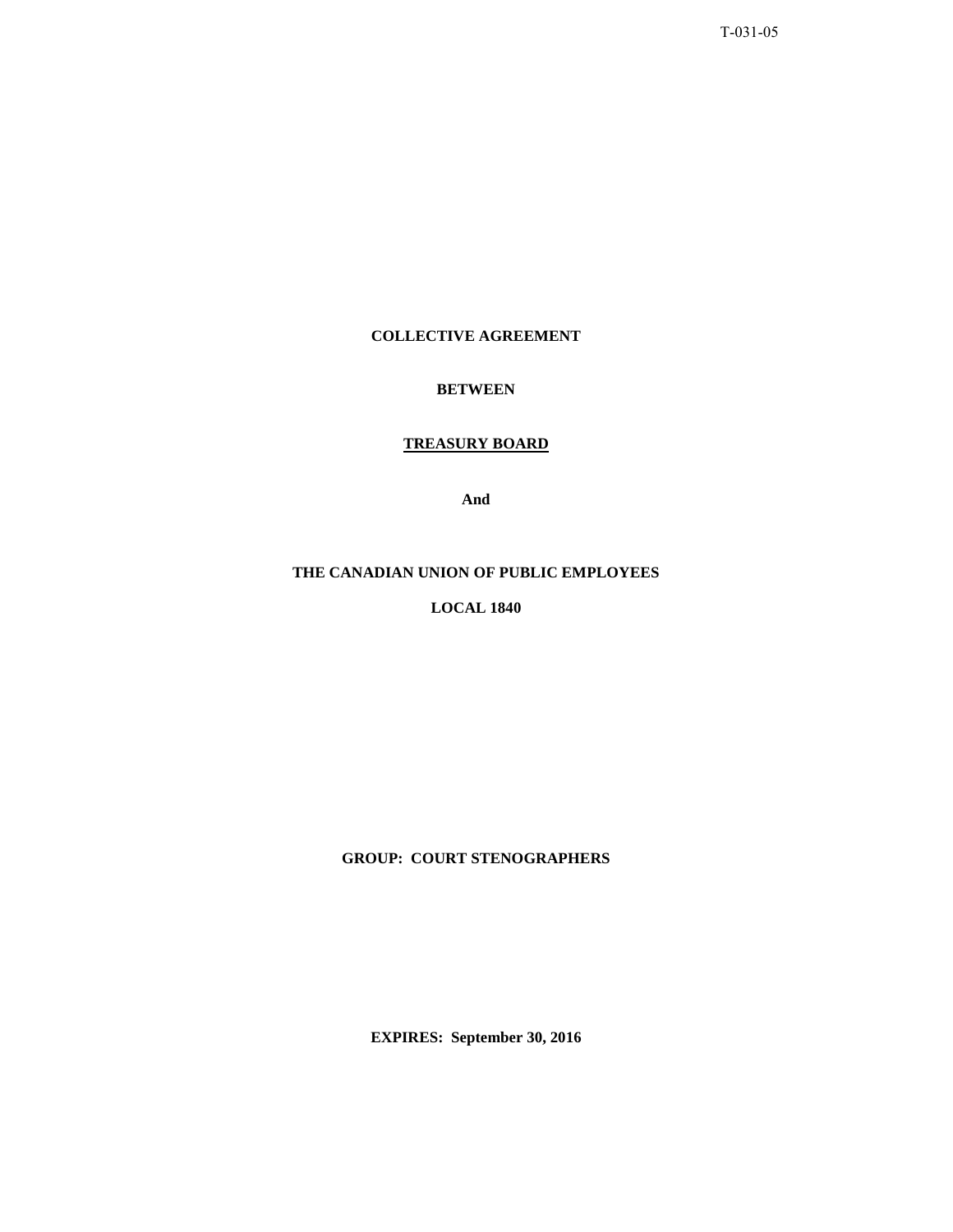T-031-05

**COLLECTIVE AGREEMENT**

**BETWEEN**

**TREASURY BOARD**

**And**

**THE CANADIAN UNION OF PUBLIC EMPLOYEES**

**LOCAL 1840**

**GROUP: COURT STENOGRAPHERS**

**EXPIRES: September 30, 2016**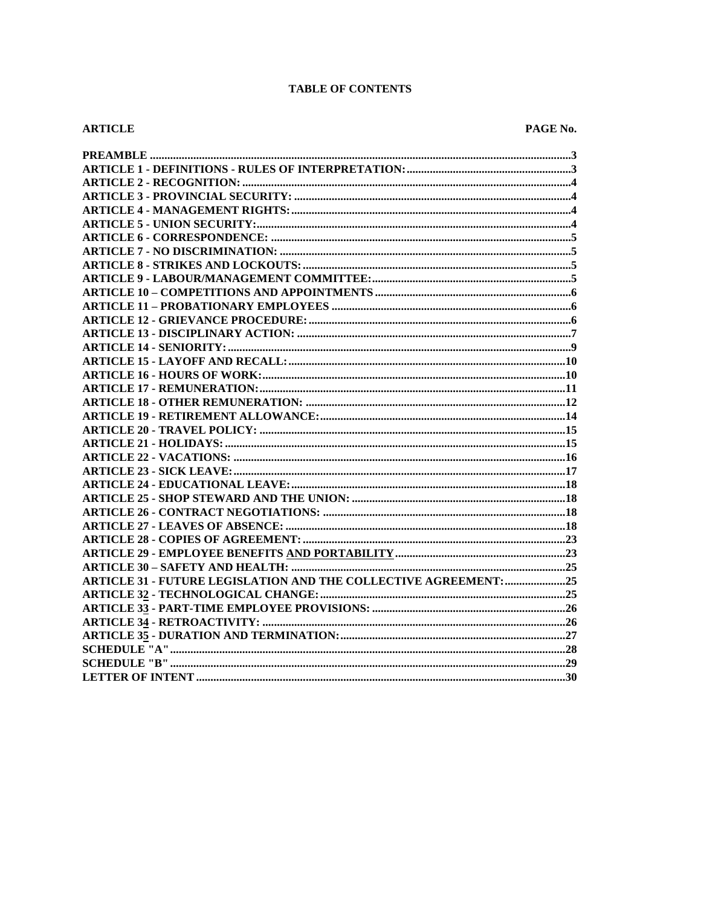**TABLE OF CONTENTS**

| ARTICLE | PAGE No. |
|---|---|
| **PREAMBLE** | **3** |
| **ARTICLE 1 - DEFINITIONS - RULES OF INTERPRETATION:** | **3** |
| **ARTICLE 2 - RECOGNITION:** | **4** |
| **ARTICLE 3 - PROVINCIAL SECURITY:** | **4** |
| **ARTICLE 4 - MANAGEMENT RIGHTS:** | **4** |
| **ARTICLE 5 - UNION SECURITY:** | **4** |
| **ARTICLE 6 - CORRESPONDENCE:** | **5** |
| **ARTICLE 7 - NO DISCRIMINATION:** | **5** |
| **ARTICLE 8 - STRIKES AND LOCKOUTS:** | **5** |
| **ARTICLE 9 - LABOUR/MANAGEMENT COMMITTEE:** | **5** |
| **ARTICLE 10 – COMPETITIONS AND APPOINTMENTS** | **6** |
| **ARTICLE 11 – PROBATIONARY EMPLOYEES** | **6** |
| **ARTICLE 12 - GRIEVANCE PROCEDURE:** | **6** |
| **ARTICLE 13 - DISCIPLINARY ACTION:** | **7** |
| **ARTICLE 14 - SENIORITY:** | **9** |
| **ARTICLE 15 - LAYOFF AND RECALL:** | **10** |
| **ARTICLE 16 - HOURS OF WORK:** | **10** |
| **ARTICLE 17 - REMUNERATION:** | **11** |
| **ARTICLE 18 - OTHER REMUNERATION:** | **12** |
| **ARTICLE 19 - RETIREMENT ALLOWANCE:** | **14** |
| **ARTICLE 20 - TRAVEL POLICY:** | **15** |
| **ARTICLE 21 - HOLIDAYS:** | **15** |
| **ARTICLE 22 - VACATIONS:** | **16** |
| **ARTICLE 23 - SICK LEAVE:** | **17** |
| **ARTICLE 24 - EDUCATIONAL LEAVE:** | **18** |
| **ARTICLE 25 - SHOP STEWARD AND THE UNION:** | **18** |
| **ARTICLE 26 - CONTRACT NEGOTIATIONS:** | **18** |
| **ARTICLE 27 - LEAVES OF ABSENCE:** | **18** |
| **ARTICLE 28 - COPIES OF AGREEMENT:** | **23** |
| **ARTICLE 29 - EMPLOYEE BENEFITS AND PORTABILITY** | **23** |
| **ARTICLE 30 – SAFETY AND HEALTH:** | **25** |
| **ARTICLE 31 - FUTURE LEGISLATION AND THE COLLECTIVE AGREEMENT:** | **25** |
| **ARTICLE 32 - TECHNOLOGICAL CHANGE:** | **25** |
| **ARTICLE 33 - PART-TIME EMPLOYEE PROVISIONS:** | **26** |
| **ARTICLE 34 - RETROACTIVITY:** | **26** |
| **ARTICLE 35 - DURATION AND TERMINATION:** | **27** |
| **SCHEDULE "A"** | **28** |
| **SCHEDULE "B"** | **29** |
| **LETTER OF INTENT** | **30** |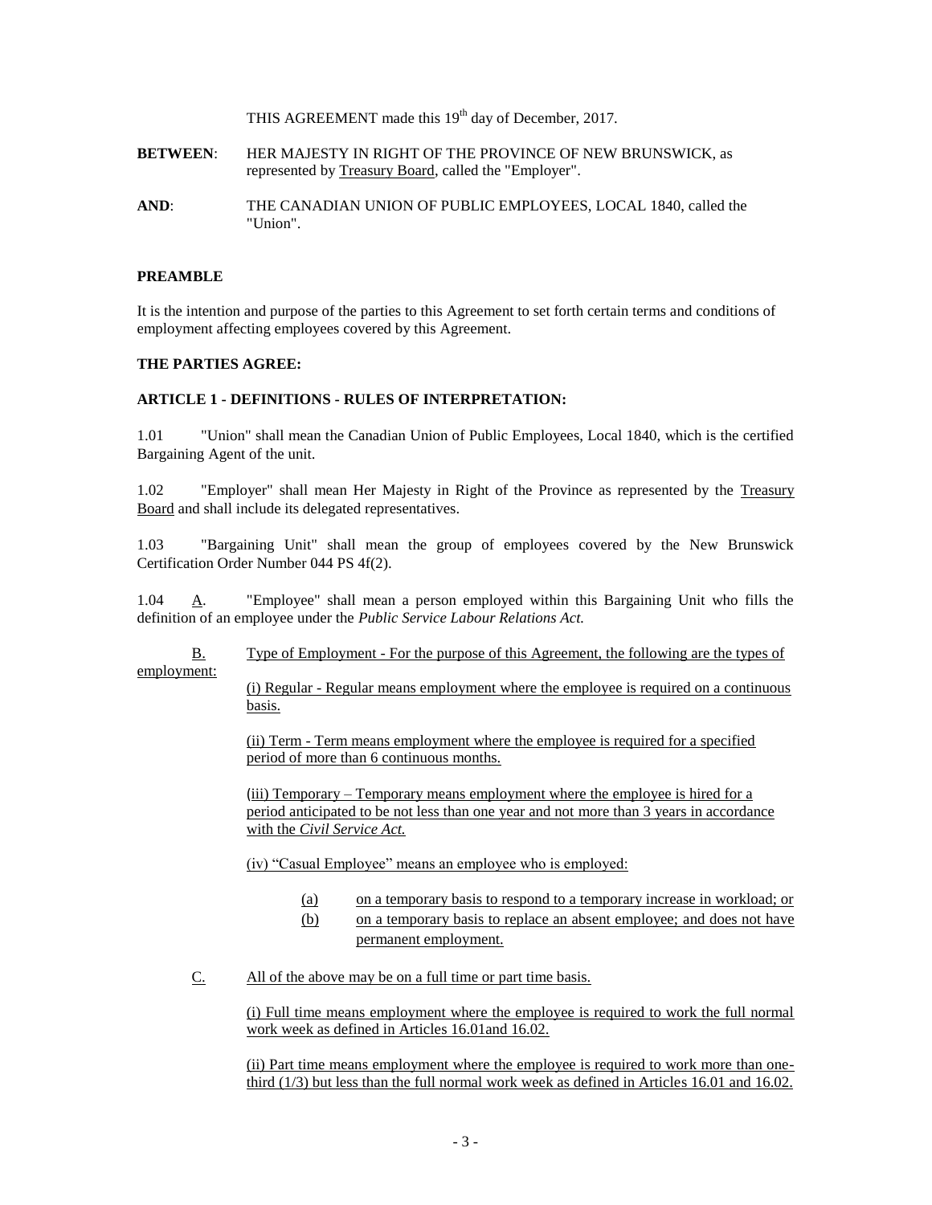THIS AGREEMENT made this 19th day of December, 2017.

**BETWEEN**: HER MAJESTY IN RIGHT OF THE PROVINCE OF NEW BRUNSWICK, as represented by Treasury Board, called the "Employer".

**AND**: THE CANADIAN UNION OF PUBLIC EMPLOYEES, LOCAL 1840, called the "Union".

**PREAMBLE**

It is the intention and purpose of the parties to this Agreement to set forth certain terms and conditions of employment affecting employees covered by this Agreement.

**THE PARTIES AGREE:**

**ARTICLE 1 - DEFINITIONS - RULES OF INTERPRETATION:**

1.01 "Union" shall mean the Canadian Union of Public Employees, Local 1840, which is the certified Bargaining Agent of the unit.

1.02 "Employer" shall mean Her Majesty in Right of the Province as represented by the Treasury Board and shall include its delegated representatives.

1.03 "Bargaining Unit" shall mean the group of employees covered by the New Brunswick Certification Order Number 044 PS 4f(2).

1.04 A. "Employee" shall mean a person employed within this Bargaining Unit who fills the definition of an employee under the *Public Service Labour Relations Act.*

B. Type of Employment - For the purpose of this Agreement, the following are the types of employment:

(i) Regular - Regular means employment where the employee is required on a continuous basis.

(ii) Term - Term means employment where the employee is required for a specified period of more than 6 continuous months.

(iii) Temporary – Temporary means employment where the employee is hired for a period anticipated to be not less than one year and not more than 3 years in accordance with the *Civil Service Act.*

(iv) "Casual Employee" means an employee who is employed:

(a) on a temporary basis to respond to a temporary increase in workload; or

(b) on a temporary basis to replace an absent employee; and does not have permanent employment.

C. All of the above may be on a full time or part time basis.

(i) Full time means employment where the employee is required to work the full normal work week as defined in Articles 16.01and 16.02.

(ii) Part time means employment where the employee is required to work more than one-third (1/3) but less than the full normal work week as defined in Articles 16.01 and 16.02.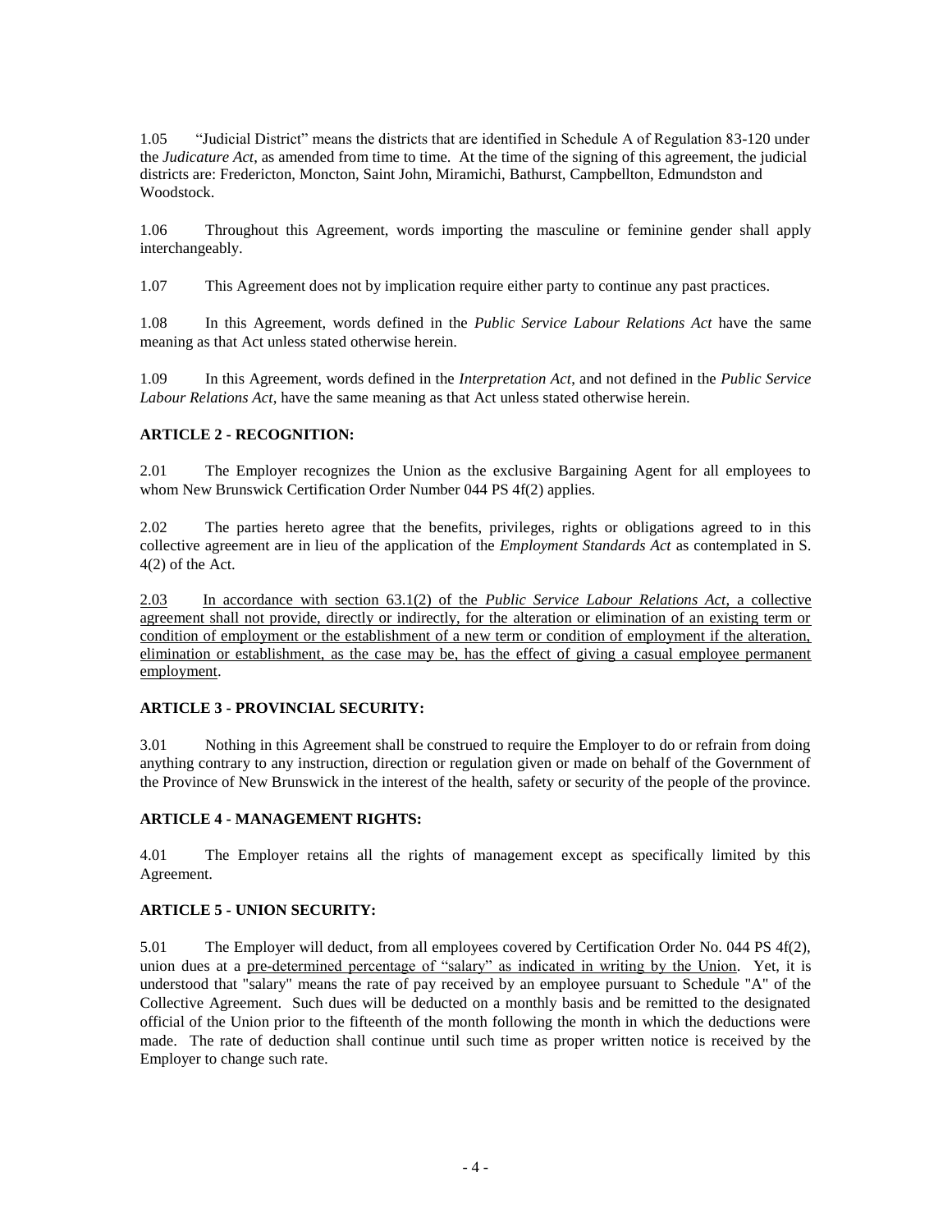1.05 "Judicial District" means the districts that are identified in Schedule A of Regulation 83-120 under the *Judicature Act*, as amended from time to time. At the time of the signing of this agreement, the judicial districts are: Fredericton, Moncton, Saint John, Miramichi, Bathurst, Campbellton, Edmundston and Woodstock.

1.06 Throughout this Agreement, words importing the masculine or feminine gender shall apply interchangeably.

1.07 This Agreement does not by implication require either party to continue any past practices.

1.08 In this Agreement, words defined in the *Public Service Labour Relations Act* have the same meaning as that Act unless stated otherwise herein.

1.09 In this Agreement, words defined in the *Interpretation Act*, and not defined in the *Public Service Labour Relations Act*, have the same meaning as that Act unless stated otherwise herein.

### ARTICLE 2 - RECOGNITION:

2.01 The Employer recognizes the Union as the exclusive Bargaining Agent for all employees to whom New Brunswick Certification Order Number 044 PS 4f(2) applies.

2.02 The parties hereto agree that the benefits, privileges, rights or obligations agreed to in this collective agreement are in lieu of the application of the *Employment Standards Act* as contemplated in S. 4(2) of the Act.

<u>2.03 In accordance with section 63.1(2) of the *Public Service Labour Relations Act*, a collective agreement shall not provide, directly or indirectly, for the alteration or elimination of an existing term or condition of employment or the establishment of a new term or condition of employment if the alteration, elimination or establishment, as the case may be, has the effect of giving a casual employee permanent employment</u>.

### ARTICLE 3 - PROVINCIAL SECURITY:

3.01 Nothing in this Agreement shall be construed to require the Employer to do or refrain from doing anything contrary to any instruction, direction or regulation given or made on behalf of the Government of the Province of New Brunswick in the interest of the health, safety or security of the people of the province.

### ARTICLE 4 - MANAGEMENT RIGHTS:

4.01 The Employer retains all the rights of management except as specifically limited by this Agreement.

### ARTICLE 5 - UNION SECURITY:

5.01 The Employer will deduct, from all employees covered by Certification Order No. 044 PS 4f(2), union dues at a <u>pre-determined percentage of "salary" as indicated in writing by the Union</u>. Yet, it is understood that "salary" means the rate of pay received by an employee pursuant to Schedule "A" of the Collective Agreement. Such dues will be deducted on a monthly basis and be remitted to the designated official of the Union prior to the fifteenth of the month following the month in which the deductions were made. The rate of deduction shall continue until such time as proper written notice is received by the Employer to change such rate.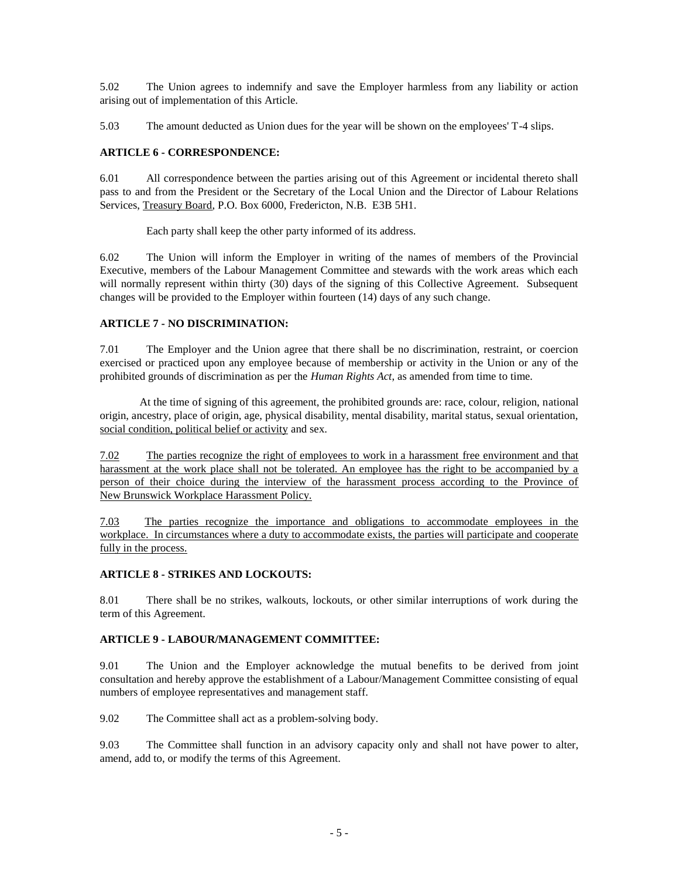5.02 The Union agrees to indemnify and save the Employer harmless from any liability or action arising out of implementation of this Article.

5.03 The amount deducted as Union dues for the year will be shown on the employees' T-4 slips.

### ARTICLE 6 - CORRESPONDENCE:

6.01 All correspondence between the parties arising out of this Agreement or incidental thereto shall pass to and from the President or the Secretary of the Local Union and the Director of Labour Relations Services, Treasury Board, P.O. Box 6000, Fredericton, N.B. E3B 5H1.

Each party shall keep the other party informed of its address.

6.02 The Union will inform the Employer in writing of the names of members of the Provincial Executive, members of the Labour Management Committee and stewards with the work areas which each will normally represent within thirty (30) days of the signing of this Collective Agreement. Subsequent changes will be provided to the Employer within fourteen (14) days of any such change.

### ARTICLE 7 - NO DISCRIMINATION:

7.01 The Employer and the Union agree that there shall be no discrimination, restraint, or coercion exercised or practiced upon any employee because of membership or activity in the Union or any of the prohibited grounds of discrimination as per the *Human Rights Act*, as amended from time to time.

At the time of signing of this agreement, the prohibited grounds are: race, colour, religion, national origin, ancestry, place of origin, age, physical disability, mental disability, marital status, sexual orientation, social condition, political belief or activity and sex.

7.02 The parties recognize the right of employees to work in a harassment free environment and that harassment at the work place shall not be tolerated. An employee has the right to be accompanied by a person of their choice during the interview of the harassment process according to the Province of New Brunswick Workplace Harassment Policy.

7.03 The parties recognize the importance and obligations to accommodate employees in the workplace. In circumstances where a duty to accommodate exists, the parties will participate and cooperate fully in the process.

### ARTICLE 8 - STRIKES AND LOCKOUTS:

8.01 There shall be no strikes, walkouts, lockouts, or other similar interruptions of work during the term of this Agreement.

### ARTICLE 9 - LABOUR/MANAGEMENT COMMITTEE:

9.01 The Union and the Employer acknowledge the mutual benefits to be derived from joint consultation and hereby approve the establishment of a Labour/Management Committee consisting of equal numbers of employee representatives and management staff.

9.02 The Committee shall act as a problem-solving body.

9.03 The Committee shall function in an advisory capacity only and shall not have power to alter, amend, add to, or modify the terms of this Agreement.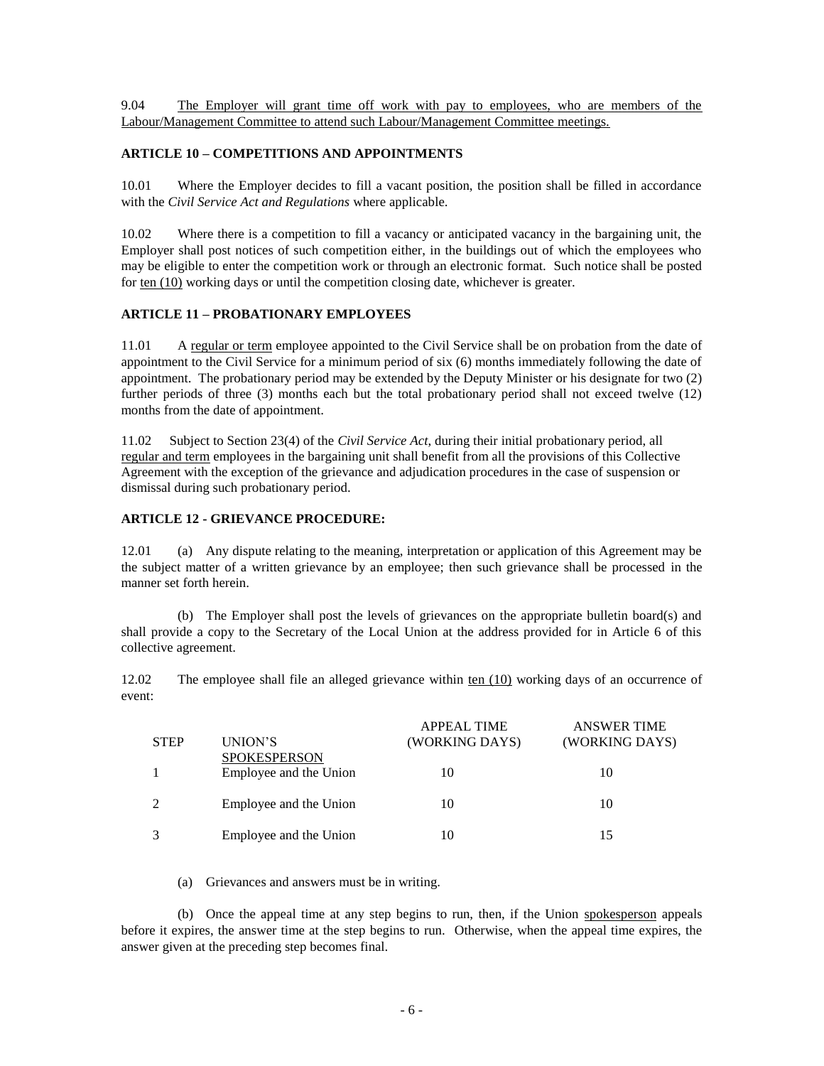9.04 The Employer will grant time off work with pay to employees, who are members of the Labour/Management Committee to attend such Labour/Management Committee meetings.

### ARTICLE 10 – COMPETITIONS AND APPOINTMENTS

10.01 Where the Employer decides to fill a vacant position, the position shall be filled in accordance with the *Civil Service Act and Regulations* where applicable.

10.02 Where there is a competition to fill a vacancy or anticipated vacancy in the bargaining unit, the Employer shall post notices of such competition either, in the buildings out of which the employees who may be eligible to enter the competition work or through an electronic format. Such notice shall be posted for ten (10) working days or until the competition closing date, whichever is greater.

### ARTICLE 11 – PROBATIONARY EMPLOYEES

11.01 A regular or term employee appointed to the Civil Service shall be on probation from the date of appointment to the Civil Service for a minimum period of six (6) months immediately following the date of appointment. The probationary period may be extended by the Deputy Minister or his designate for two (2) further periods of three (3) months each but the total probationary period shall not exceed twelve (12) months from the date of appointment.

11.02 Subject to Section 23(4) of the *Civil Service Act*, during their initial probationary period, all regular and term employees in the bargaining unit shall benefit from all the provisions of this Collective Agreement with the exception of the grievance and adjudication procedures in the case of suspension or dismissal during such probationary period.

### ARTICLE 12 - GRIEVANCE PROCEDURE:

12.01 (a) Any dispute relating to the meaning, interpretation or application of this Agreement may be the subject matter of a written grievance by an employee; then such grievance shall be processed in the manner set forth herein.

(b) The Employer shall post the levels of grievances on the appropriate bulletin board(s) and shall provide a copy to the Secretary of the Local Union at the address provided for in Article 6 of this collective agreement.

12.02 The employee shall file an alleged grievance within ten (10) working days of an occurrence of event:

| STEP | UNION'S SPOKESPERSON | APPEAL TIME (WORKING DAYS) | ANSWER TIME (WORKING DAYS) |
|---|---|---|---|
| 1 | Employee and the Union | 10 | 10 |
| 2 | Employee and the Union | 10 | 10 |
| 3 | Employee and the Union | 10 | 15 |

(a) Grievances and answers must be in writing.

(b) Once the appeal time at any step begins to run, then, if the Union spokesperson appeals before it expires, the answer time at the step begins to run. Otherwise, when the appeal time expires, the answer given at the preceding step becomes final.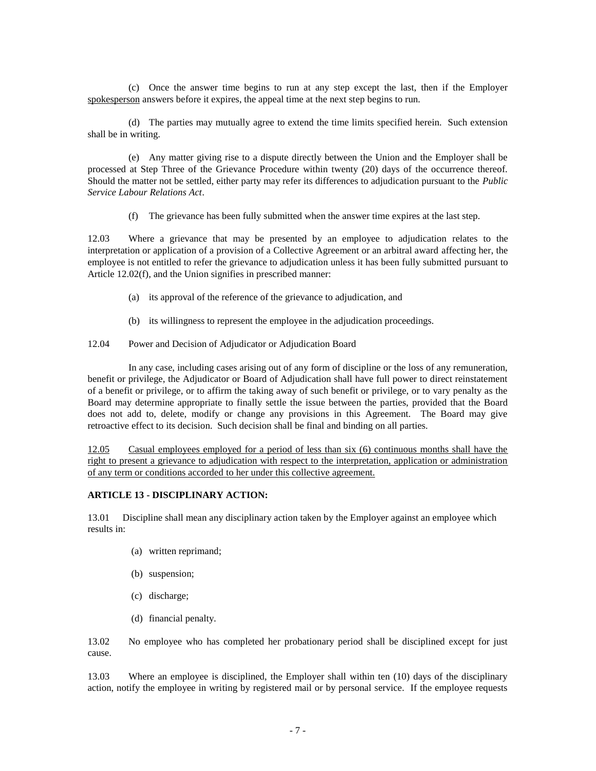(c) Once the answer time begins to run at any step except the last, then if the Employer <u>spokesperson</u> answers before it expires, the appeal time at the next step begins to run.

(d) The parties may mutually agree to extend the time limits specified herein. Such extension shall be in writing.

(e) Any matter giving rise to a dispute directly between the Union and the Employer shall be processed at Step Three of the Grievance Procedure within twenty (20) days of the occurrence thereof. Should the matter not be settled, either party may refer its differences to adjudication pursuant to the *Public Service Labour Relations Act*.

(f) The grievance has been fully submitted when the answer time expires at the last step.

12.03 Where a grievance that may be presented by an employee to adjudication relates to the interpretation or application of a provision of a Collective Agreement or an arbitral award affecting her, the employee is not entitled to refer the grievance to adjudication unless it has been fully submitted pursuant to Article 12.02(f), and the Union signifies in prescribed manner:

(a) its approval of the reference of the grievance to adjudication, and

(b) its willingness to represent the employee in the adjudication proceedings.

12.04 Power and Decision of Adjudicator or Adjudication Board

In any case, including cases arising out of any form of discipline or the loss of any remuneration, benefit or privilege, the Adjudicator or Board of Adjudication shall have full power to direct reinstatement of a benefit or privilege, or to affirm the taking away of such benefit or privilege, or to vary penalty as the Board may determine appropriate to finally settle the issue between the parties, provided that the Board does not add to, delete, modify or change any provisions in this Agreement. The Board may give retroactive effect to its decision. Such decision shall be final and binding on all parties.

<u>12.05 Casual employees employed for a period of less than six (6) continuous months shall have the right to present a grievance to adjudication with respect to the interpretation, application or administration of any term or conditions accorded to her under this collective agreement.</u>

**ARTICLE 13 - DISCIPLINARY ACTION:**

13.01 Discipline shall mean any disciplinary action taken by the Employer against an employee which results in:

(a) written reprimand;

(b) suspension;

(c) discharge;

(d) financial penalty.

13.02 No employee who has completed her probationary period shall be disciplined except for just cause.

13.03 Where an employee is disciplined, the Employer shall within ten (10) days of the disciplinary action, notify the employee in writing by registered mail or by personal service. If the employee requests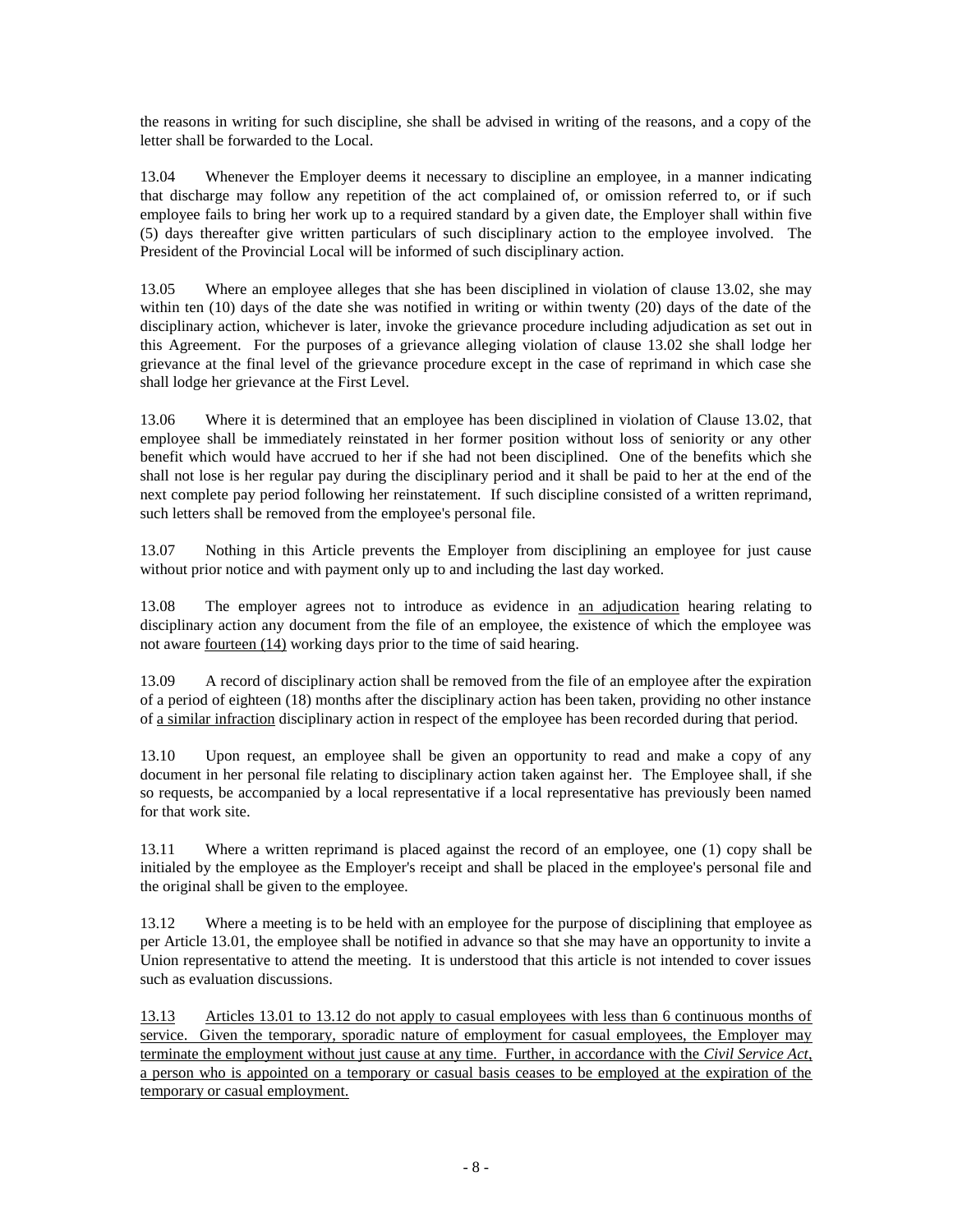the reasons in writing for such discipline, she shall be advised in writing of the reasons, and a copy of the letter shall be forwarded to the Local.

13.04 Whenever the Employer deems it necessary to discipline an employee, in a manner indicating that discharge may follow any repetition of the act complained of, or omission referred to, or if such employee fails to bring her work up to a required standard by a given date, the Employer shall within five (5) days thereafter give written particulars of such disciplinary action to the employee involved. The President of the Provincial Local will be informed of such disciplinary action.

13.05 Where an employee alleges that she has been disciplined in violation of clause 13.02, she may within ten (10) days of the date she was notified in writing or within twenty (20) days of the date of the disciplinary action, whichever is later, invoke the grievance procedure including adjudication as set out in this Agreement. For the purposes of a grievance alleging violation of clause 13.02 she shall lodge her grievance at the final level of the grievance procedure except in the case of reprimand in which case she shall lodge her grievance at the First Level.

13.06 Where it is determined that an employee has been disciplined in violation of Clause 13.02, that employee shall be immediately reinstated in her former position without loss of seniority or any other benefit which would have accrued to her if she had not been disciplined. One of the benefits which she shall not lose is her regular pay during the disciplinary period and it shall be paid to her at the end of the next complete pay period following her reinstatement. If such discipline consisted of a written reprimand, such letters shall be removed from the employee's personal file.

13.07 Nothing in this Article prevents the Employer from disciplining an employee for just cause without prior notice and with payment only up to and including the last day worked.

13.08 The employer agrees not to introduce as evidence in <u>an adjudication</u> hearing relating to disciplinary action any document from the file of an employee, the existence of which the employee was not aware <u>fourteen (14)</u> working days prior to the time of said hearing.

13.09 A record of disciplinary action shall be removed from the file of an employee after the expiration of a period of eighteen (18) months after the disciplinary action has been taken, providing no other instance of <u>a similar infraction</u> disciplinary action in respect of the employee has been recorded during that period.

13.10 Upon request, an employee shall be given an opportunity to read and make a copy of any document in her personal file relating to disciplinary action taken against her. The Employee shall, if she so requests, be accompanied by a local representative if a local representative has previously been named for that work site.

13.11 Where a written reprimand is placed against the record of an employee, one (1) copy shall be initialed by the employee as the Employer's receipt and shall be placed in the employee's personal file and the original shall be given to the employee.

13.12 Where a meeting is to be held with an employee for the purpose of disciplining that employee as per Article 13.01, the employee shall be notified in advance so that she may have an opportunity to invite a Union representative to attend the meeting. It is understood that this article is not intended to cover issues such as evaluation discussions.

<u>13.13 Articles 13.01 to 13.12 do not apply to casual employees with less than 6 continuous months of service. Given the temporary, sporadic nature of employment for casual employees, the Employer may terminate the employment without just cause at any time. Further, in accordance with the *Civil Service Act*, a person who is appointed on a temporary or casual basis ceases to be employed at the expiration of the temporary or casual employment.</u>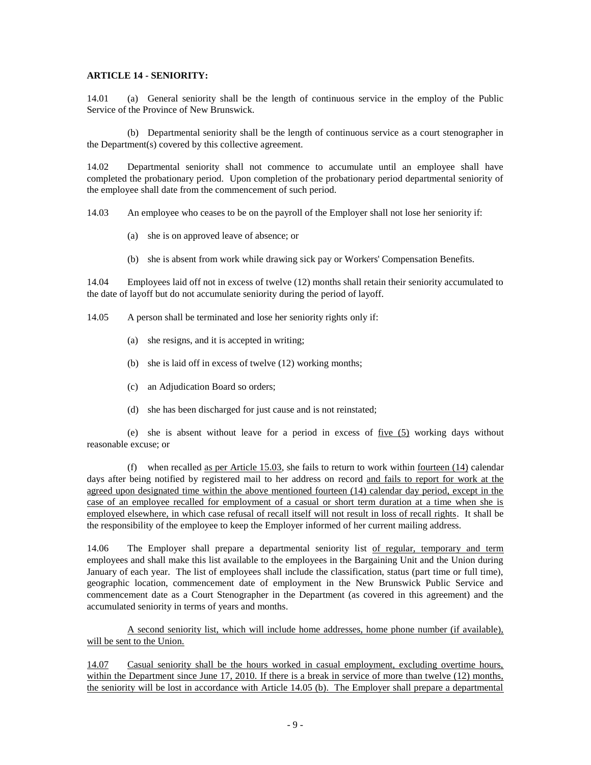**ARTICLE 14 - SENIORITY:**

14.01 (a) General seniority shall be the length of continuous service in the employ of the Public Service of the Province of New Brunswick.

(b) Departmental seniority shall be the length of continuous service as a court stenographer in the Department(s) covered by this collective agreement.

14.02 Departmental seniority shall not commence to accumulate until an employee shall have completed the probationary period. Upon completion of the probationary period departmental seniority of the employee shall date from the commencement of such period.

14.03 An employee who ceases to be on the payroll of the Employer shall not lose her seniority if:

(a) she is on approved leave of absence; or

(b) she is absent from work while drawing sick pay or Workers' Compensation Benefits.

14.04 Employees laid off not in excess of twelve (12) months shall retain their seniority accumulated to the date of layoff but do not accumulate seniority during the period of layoff.

14.05 A person shall be terminated and lose her seniority rights only if:

(a) she resigns, and it is accepted in writing;

(b) she is laid off in excess of twelve (12) working months;

(c) an Adjudication Board so orders;

(d) she has been discharged for just cause and is not reinstated;

(e) she is absent without leave for a period in excess of five (5) working days without reasonable excuse; or

(f) when recalled as per Article 15.03, she fails to return to work within fourteen (14) calendar days after being notified by registered mail to her address on record and fails to report for work at the agreed upon designated time within the above mentioned fourteen (14) calendar day period, except in the case of an employee recalled for employment of a casual or short term duration at a time when she is employed elsewhere, in which case refusal of recall itself will not result in loss of recall rights. It shall be the responsibility of the employee to keep the Employer informed of her current mailing address.

14.06 The Employer shall prepare a departmental seniority list of regular, temporary and term employees and shall make this list available to the employees in the Bargaining Unit and the Union during January of each year. The list of employees shall include the classification, status (part time or full time), geographic location, commencement date of employment in the New Brunswick Public Service and commencement date as a Court Stenographer in the Department (as covered in this agreement) and the accumulated seniority in terms of years and months.

A second seniority list, which will include home addresses, home phone number (if available), will be sent to the Union.

14.07 Casual seniority shall be the hours worked in casual employment, excluding overtime hours, within the Department since June 17, 2010. If there is a break in service of more than twelve (12) months, the seniority will be lost in accordance with Article 14.05 (b). The Employer shall prepare a departmental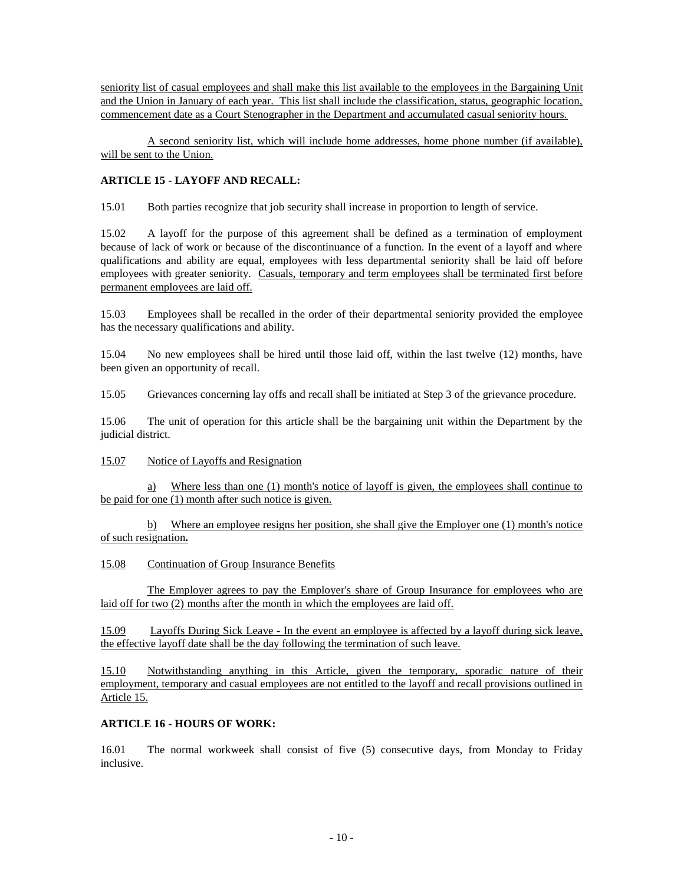seniority list of casual employees and shall make this list available to the employees in the Bargaining Unit and the Union in January of each year. This list shall include the classification, status, geographic location, commencement date as a Court Stenographer in the Department and accumulated casual seniority hours.

A second seniority list, which will include home addresses, home phone number (if available), will be sent to the Union.

**ARTICLE 15 - LAYOFF AND RECALL:**

15.01 Both parties recognize that job security shall increase in proportion to length of service.

15.02 A layoff for the purpose of this agreement shall be defined as a termination of employment because of lack of work or because of the discontinuance of a function. In the event of a layoff and where qualifications and ability are equal, employees with less departmental seniority shall be laid off before employees with greater seniority. Casuals, temporary and term employees shall be terminated first before permanent employees are laid off.

15.03 Employees shall be recalled in the order of their departmental seniority provided the employee has the necessary qualifications and ability.

15.04 No new employees shall be hired until those laid off, within the last twelve (12) months, have been given an opportunity of recall.

15.05 Grievances concerning lay offs and recall shall be initiated at Step 3 of the grievance procedure.

15.06 The unit of operation for this article shall be the bargaining unit within the Department by the judicial district.

15.07 Notice of Layoffs and Resignation

a) Where less than one (1) month's notice of layoff is given, the employees shall continue to be paid for one (1) month after such notice is given.

b) Where an employee resigns her position, she shall give the Employer one (1) month's notice of such resignation.

15.08 Continuation of Group Insurance Benefits

The Employer agrees to pay the Employer's share of Group Insurance for employees who are laid off for two (2) months after the month in which the employees are laid off.

15.09 Layoffs During Sick Leave - In the event an employee is affected by a layoff during sick leave, the effective layoff date shall be the day following the termination of such leave.

15.10 Notwithstanding anything in this Article, given the temporary, sporadic nature of their employment, temporary and casual employees are not entitled to the layoff and recall provisions outlined in Article 15.

**ARTICLE 16 - HOURS OF WORK:**

16.01 The normal workweek shall consist of five (5) consecutive days, from Monday to Friday inclusive.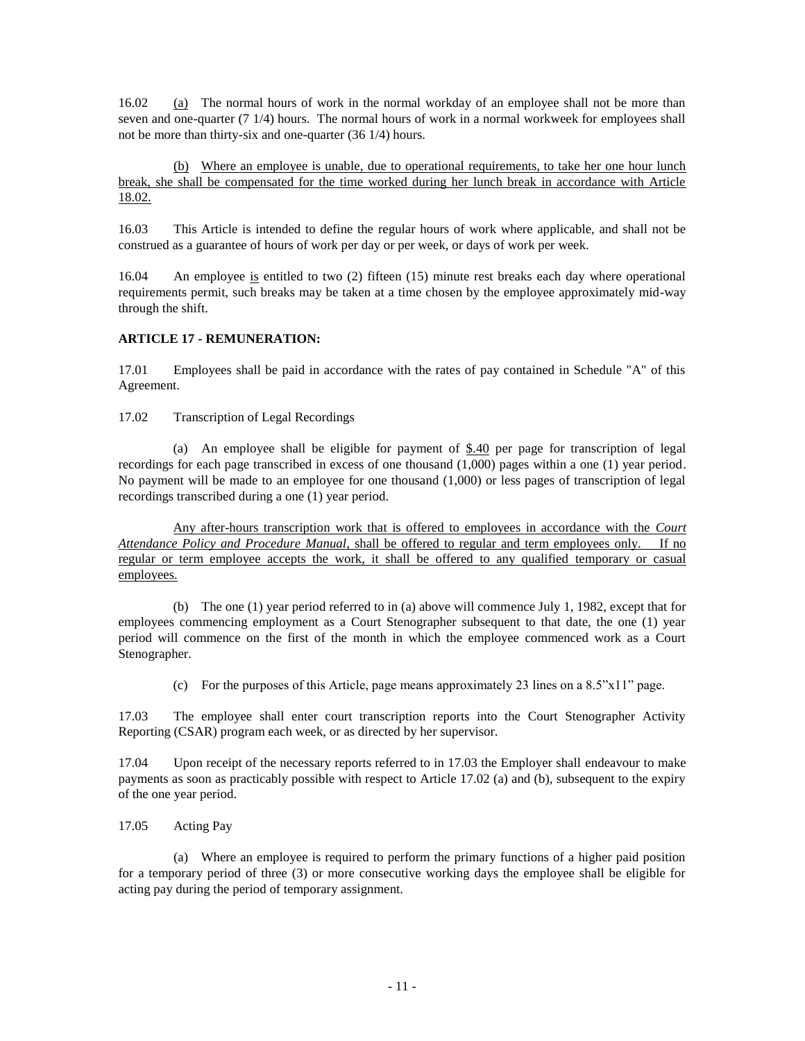16.02 (a) The normal hours of work in the normal workday of an employee shall not be more than seven and one-quarter (7 1/4) hours. The normal hours of work in a normal workweek for employees shall not be more than thirty-six and one-quarter (36 1/4) hours.

(b) Where an employee is unable, due to operational requirements, to take her one hour lunch break, she shall be compensated for the time worked during her lunch break in accordance with Article 18.02.

16.03 This Article is intended to define the regular hours of work where applicable, and shall not be construed as a guarantee of hours of work per day or per week, or days of work per week.

16.04 An employee is entitled to two (2) fifteen (15) minute rest breaks each day where operational requirements permit, such breaks may be taken at a time chosen by the employee approximately mid-way through the shift.

**ARTICLE 17 - REMUNERATION:**

17.01 Employees shall be paid in accordance with the rates of pay contained in Schedule "A" of this Agreement.

17.02 Transcription of Legal Recordings

(a) An employee shall be eligible for payment of $.40 per page for transcription of legal recordings for each page transcribed in excess of one thousand (1,000) pages within a one (1) year period. No payment will be made to an employee for one thousand (1,000) or less pages of transcription of legal recordings transcribed during a one (1) year period.

Any after-hours transcription work that is offered to employees in accordance with the *Court Attendance Policy and Procedure Manual*, shall be offered to regular and term employees only. If no regular or term employee accepts the work, it shall be offered to any qualified temporary or casual employees.

(b) The one (1) year period referred to in (a) above will commence July 1, 1982, except that for employees commencing employment as a Court Stenographer subsequent to that date, the one (1) year period will commence on the first of the month in which the employee commenced work as a Court Stenographer.

(c) For the purposes of this Article, page means approximately 23 lines on a 8.5"x11" page.

17.03 The employee shall enter court transcription reports into the Court Stenographer Activity Reporting (CSAR) program each week, or as directed by her supervisor.

17.04 Upon receipt of the necessary reports referred to in 17.03 the Employer shall endeavour to make payments as soon as practicably possible with respect to Article 17.02 (a) and (b), subsequent to the expiry of the one year period.

17.05 Acting Pay

(a) Where an employee is required to perform the primary functions of a higher paid position for a temporary period of three (3) or more consecutive working days the employee shall be eligible for acting pay during the period of temporary assignment.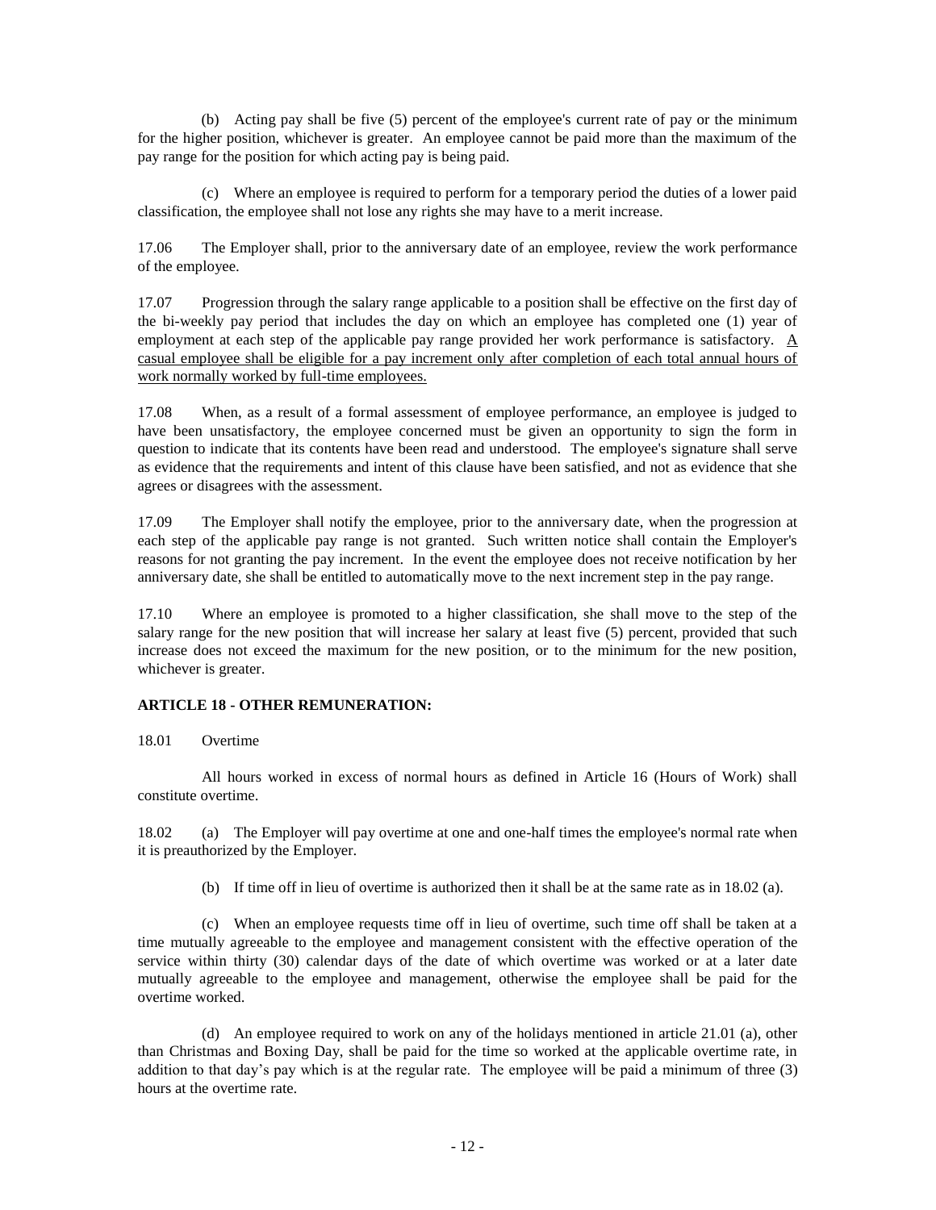(b) Acting pay shall be five (5) percent of the employee's current rate of pay or the minimum for the higher position, whichever is greater. An employee cannot be paid more than the maximum of the pay range for the position for which acting pay is being paid.

(c) Where an employee is required to perform for a temporary period the duties of a lower paid classification, the employee shall not lose any rights she may have to a merit increase.

17.06 The Employer shall, prior to the anniversary date of an employee, review the work performance of the employee.

17.07 Progression through the salary range applicable to a position shall be effective on the first day of the bi-weekly pay period that includes the day on which an employee has completed one (1) year of employment at each step of the applicable pay range provided her work performance is satisfactory. <u>A casual employee shall be eligible for a pay increment only after completion of each total annual hours of work normally worked by full-time employees.</u>

17.08 When, as a result of a formal assessment of employee performance, an employee is judged to have been unsatisfactory, the employee concerned must be given an opportunity to sign the form in question to indicate that its contents have been read and understood. The employee's signature shall serve as evidence that the requirements and intent of this clause have been satisfied, and not as evidence that she agrees or disagrees with the assessment.

17.09 The Employer shall notify the employee, prior to the anniversary date, when the progression at each step of the applicable pay range is not granted. Such written notice shall contain the Employer's reasons for not granting the pay increment. In the event the employee does not receive notification by her anniversary date, she shall be entitled to automatically move to the next increment step in the pay range.

17.10 Where an employee is promoted to a higher classification, she shall move to the step of the salary range for the new position that will increase her salary at least five (5) percent, provided that such increase does not exceed the maximum for the new position, or to the minimum for the new position, whichever is greater.

**ARTICLE 18 - OTHER REMUNERATION:**

18.01 Overtime

All hours worked in excess of normal hours as defined in Article 16 (Hours of Work) shall constitute overtime.

18.02 (a) The Employer will pay overtime at one and one-half times the employee's normal rate when it is preauthorized by the Employer.

(b) If time off in lieu of overtime is authorized then it shall be at the same rate as in 18.02 (a).

(c) When an employee requests time off in lieu of overtime, such time off shall be taken at a time mutually agreeable to the employee and management consistent with the effective operation of the service within thirty (30) calendar days of the date of which overtime was worked or at a later date mutually agreeable to the employee and management, otherwise the employee shall be paid for the overtime worked.

(d) An employee required to work on any of the holidays mentioned in article 21.01 (a), other than Christmas and Boxing Day, shall be paid for the time so worked at the applicable overtime rate, in addition to that day's pay which is at the regular rate. The employee will be paid a minimum of three (3) hours at the overtime rate.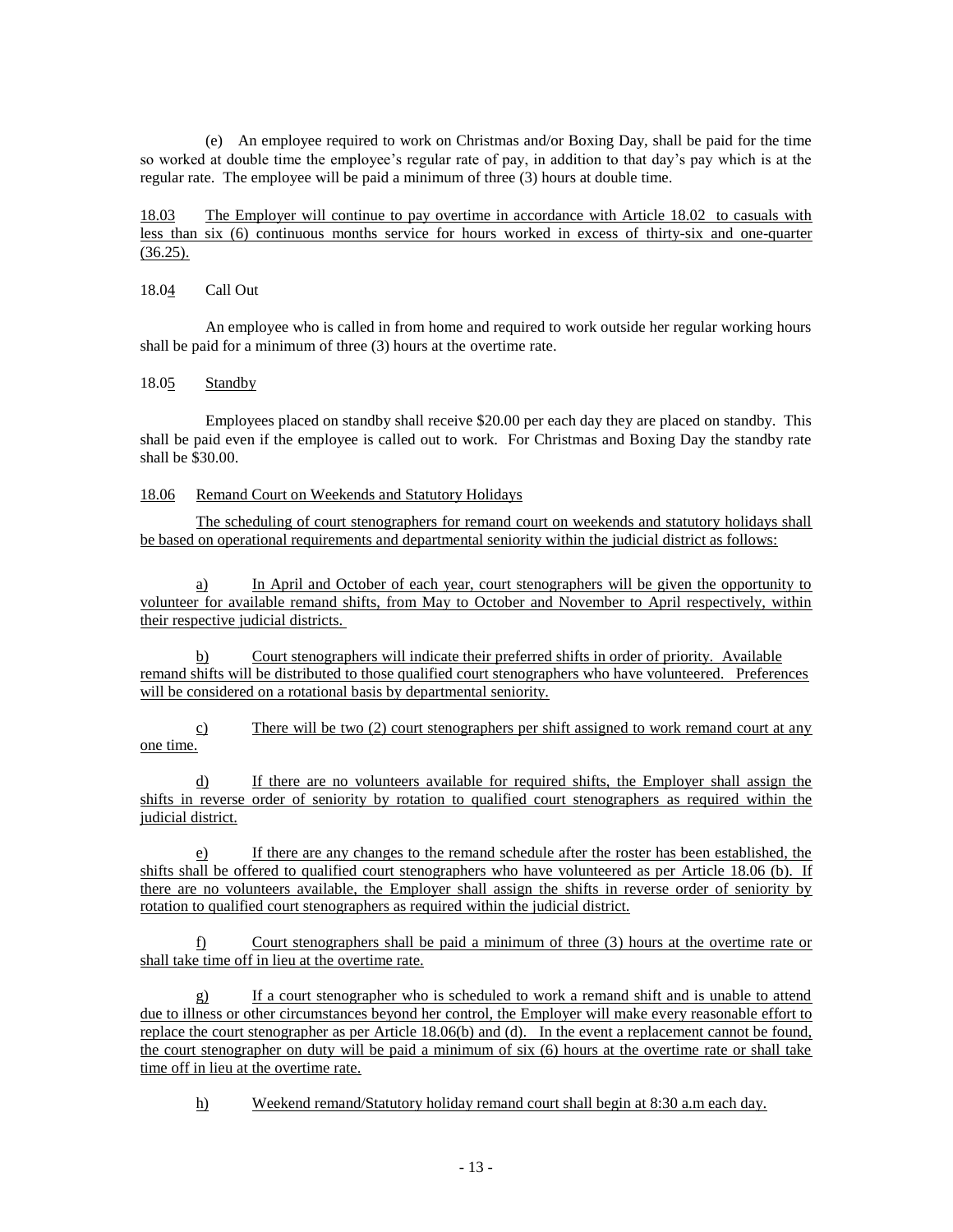(e) An employee required to work on Christmas and/or Boxing Day, shall be paid for the time so worked at double time the employee's regular rate of pay, in addition to that day's pay which is at the regular rate. The employee will be paid a minimum of three (3) hours at double time.

18.03 The Employer will continue to pay overtime in accordance with Article 18.02 to casuals with less than six (6) continuous months service for hours worked in excess of thirty-six and one-quarter (36.25).

18.04 Call Out

An employee who is called in from home and required to work outside her regular working hours shall be paid for a minimum of three (3) hours at the overtime rate.

18.05 Standby

Employees placed on standby shall receive $20.00 per each day they are placed on standby. This shall be paid even if the employee is called out to work. For Christmas and Boxing Day the standby rate shall be $30.00.

18.06 Remand Court on Weekends and Statutory Holidays

The scheduling of court stenographers for remand court on weekends and statutory holidays shall be based on operational requirements and departmental seniority within the judicial district as follows:

a) In April and October of each year, court stenographers will be given the opportunity to volunteer for available remand shifts, from May to October and November to April respectively, within their respective judicial districts.

b) Court stenographers will indicate their preferred shifts in order of priority. Available remand shifts will be distributed to those qualified court stenographers who have volunteered. Preferences will be considered on a rotational basis by departmental seniority.

c) There will be two (2) court stenographers per shift assigned to work remand court at any one time.

d) If there are no volunteers available for required shifts, the Employer shall assign the shifts in reverse order of seniority by rotation to qualified court stenographers as required within the judicial district.

e) If there are any changes to the remand schedule after the roster has been established, the shifts shall be offered to qualified court stenographers who have volunteered as per Article 18.06 (b). If there are no volunteers available, the Employer shall assign the shifts in reverse order of seniority by rotation to qualified court stenographers as required within the judicial district.

f) Court stenographers shall be paid a minimum of three (3) hours at the overtime rate or shall take time off in lieu at the overtime rate.

g) If a court stenographer who is scheduled to work a remand shift and is unable to attend due to illness or other circumstances beyond her control, the Employer will make every reasonable effort to replace the court stenographer as per Article 18.06(b) and (d). In the event a replacement cannot be found, the court stenographer on duty will be paid a minimum of six (6) hours at the overtime rate or shall take time off in lieu at the overtime rate.

h) Weekend remand/Statutory holiday remand court shall begin at 8:30 a.m each day.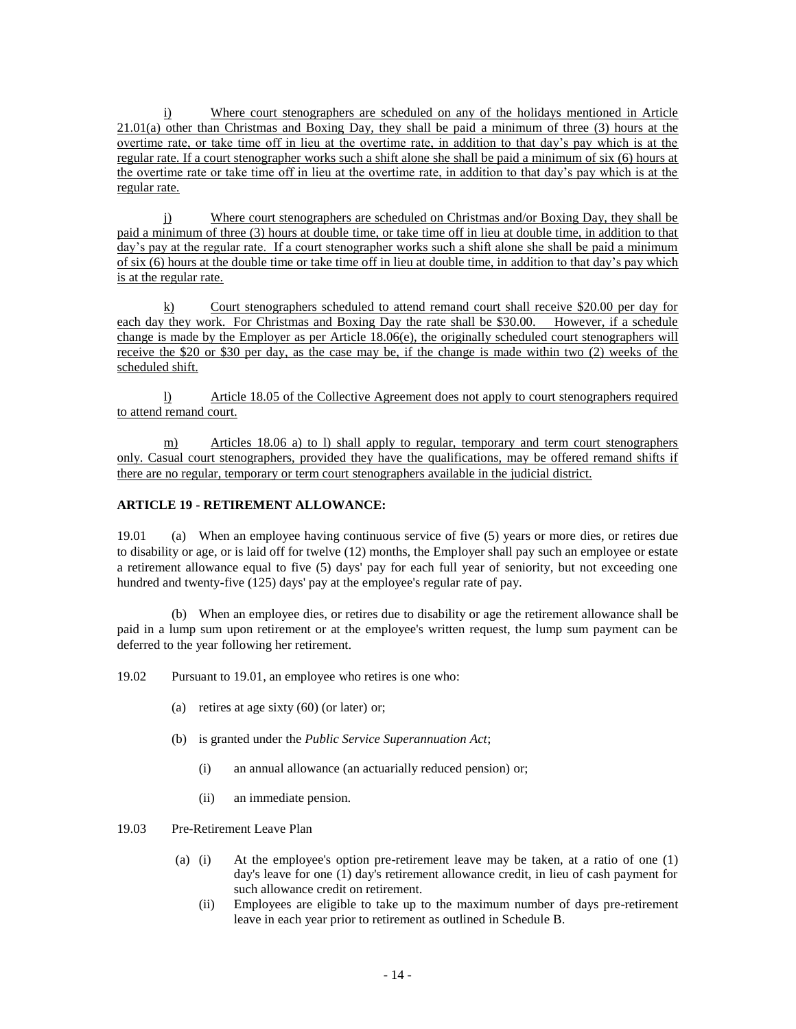i) Where court stenographers are scheduled on any of the holidays mentioned in Article 21.01(a) other than Christmas and Boxing Day, they shall be paid a minimum of three (3) hours at the overtime rate, or take time off in lieu at the overtime rate, in addition to that day's pay which is at the regular rate. If a court stenographer works such a shift alone she shall be paid a minimum of six (6) hours at the overtime rate or take time off in lieu at the overtime rate, in addition to that day's pay which is at the regular rate.

j) Where court stenographers are scheduled on Christmas and/or Boxing Day, they shall be paid a minimum of three (3) hours at double time, or take time off in lieu at double time, in addition to that day's pay at the regular rate. If a court stenographer works such a shift alone she shall be paid a minimum of six (6) hours at the double time or take time off in lieu at double time, in addition to that day's pay which is at the regular rate.

k) Court stenographers scheduled to attend remand court shall receive $20.00 per day for each day they work. For Christmas and Boxing Day the rate shall be $30.00. However, if a schedule change is made by the Employer as per Article 18.06(e), the originally scheduled court stenographers will receive the $20 or $30 per day, as the case may be, if the change is made within two (2) weeks of the scheduled shift.

l) Article 18.05 of the Collective Agreement does not apply to court stenographers required to attend remand court.

m) Articles 18.06 a) to l) shall apply to regular, temporary and term court stenographers only. Casual court stenographers, provided they have the qualifications, may be offered remand shifts if there are no regular, temporary or term court stenographers available in the judicial district.

## ARTICLE 19 - RETIREMENT ALLOWANCE:

19.01 (a) When an employee having continuous service of five (5) years or more dies, or retires due to disability or age, or is laid off for twelve (12) months, the Employer shall pay such an employee or estate a retirement allowance equal to five (5) days' pay for each full year of seniority, but not exceeding one hundred and twenty-five (125) days' pay at the employee's regular rate of pay.

(b) When an employee dies, or retires due to disability or age the retirement allowance shall be paid in a lump sum upon retirement or at the employee's written request, the lump sum payment can be deferred to the year following her retirement.

19.02 Pursuant to 19.01, an employee who retires is one who:

- (a) retires at age sixty (60) (or later) or;
- (b) is granted under the *Public Service Superannuation Act*;
  - (i) an annual allowance (an actuarially reduced pension) or;
  - (ii) an immediate pension.

19.03 Pre-Retirement Leave Plan

- (a) (i) At the employee's option pre-retirement leave may be taken, at a ratio of one (1) day's leave for one (1) day's retirement allowance credit, in lieu of cash payment for such allowance credit on retirement.
  - (ii) Employees are eligible to take up to the maximum number of days pre-retirement leave in each year prior to retirement as outlined in Schedule B.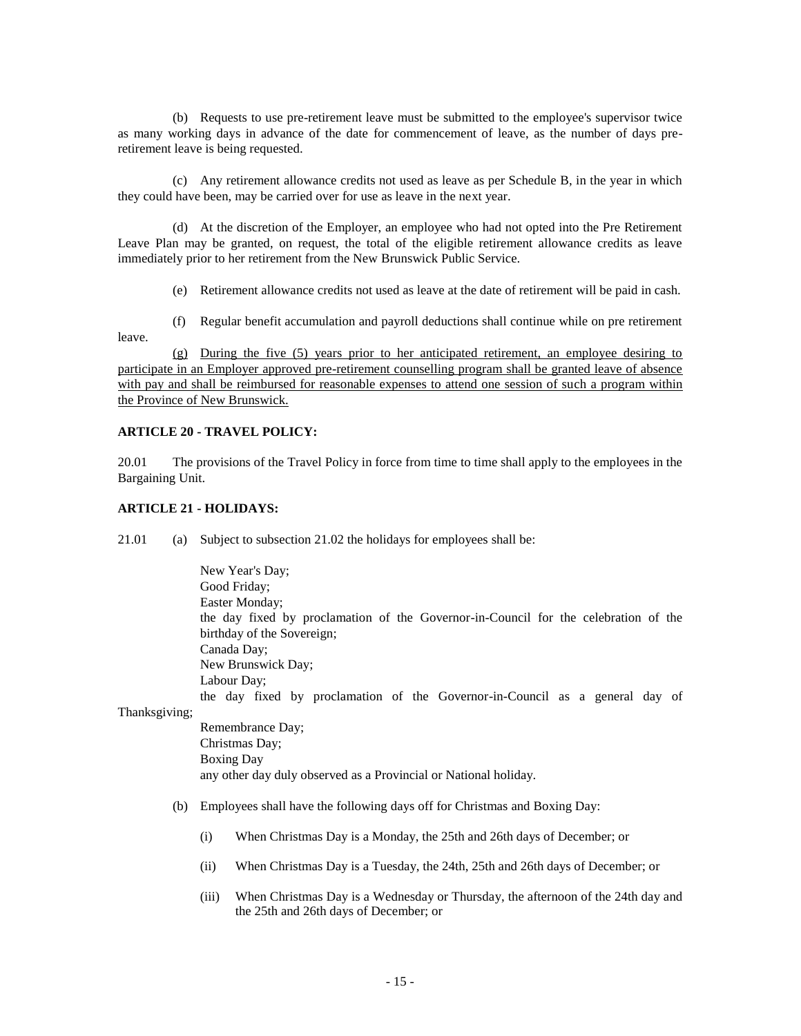(b) Requests to use pre-retirement leave must be submitted to the employee's supervisor twice as many working days in advance of the date for commencement of leave, as the number of days pre-retirement leave is being requested.

(c) Any retirement allowance credits not used as leave as per Schedule B, in the year in which they could have been, may be carried over for use as leave in the next year.

(d) At the discretion of the Employer, an employee who had not opted into the Pre Retirement Leave Plan may be granted, on request, the total of the eligible retirement allowance credits as leave immediately prior to her retirement from the New Brunswick Public Service.

(e) Retirement allowance credits not used as leave at the date of retirement will be paid in cash.

(f) Regular benefit accumulation and payroll deductions shall continue while on pre retirement leave.

<u>(g) During the five (5) years prior to her anticipated retirement, an employee desiring to participate in an Employer approved pre-retirement counselling program shall be granted leave of absence with pay and shall be reimbursed for reasonable expenses to attend one session of such a program within the Province of New Brunswick.</u>

**ARTICLE 20 - TRAVEL POLICY:**

20.01 The provisions of the Travel Policy in force from time to time shall apply to the employees in the Bargaining Unit.

**ARTICLE 21 - HOLIDAYS:**

21.01 (a) Subject to subsection 21.02 the holidays for employees shall be:

New Year's Day;
Good Friday;
Easter Monday;
the day fixed by proclamation of the Governor-in-Council for the celebration of the birthday of the Sovereign;
Canada Day;
New Brunswick Day;
Labour Day;
the day fixed by proclamation of the Governor-in-Council as a general day of Thanksgiving;
Remembrance Day;
Christmas Day;
Boxing Day
any other day duly observed as a Provincial or National holiday.

(b) Employees shall have the following days off for Christmas and Boxing Day:

(i) When Christmas Day is a Monday, the 25th and 26th days of December; or

(ii) When Christmas Day is a Tuesday, the 24th, 25th and 26th days of December; or

(iii) When Christmas Day is a Wednesday or Thursday, the afternoon of the 24th day and the 25th and 26th days of December; or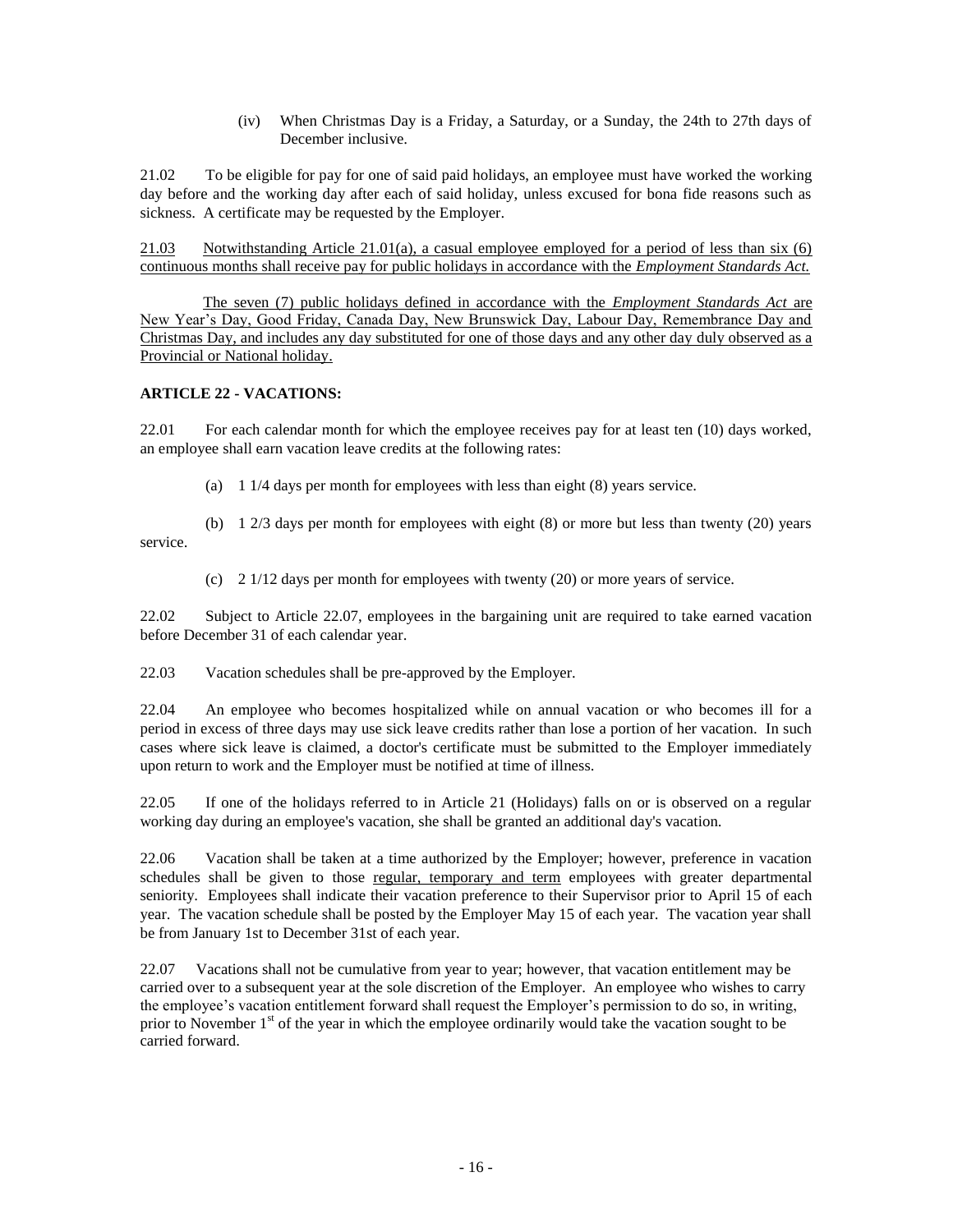(iv) When Christmas Day is a Friday, a Saturday, or a Sunday, the 24th to 27th days of December inclusive.

21.02 To be eligible for pay for one of said paid holidays, an employee must have worked the working day before and the working day after each of said holiday, unless excused for bona fide reasons such as sickness. A certificate may be requested by the Employer.

21.03 Notwithstanding Article 21.01(a), a casual employee employed for a period of less than six (6) continuous months shall receive pay for public holidays in accordance with the *Employment Standards Act.*

The seven (7) public holidays defined in accordance with the *Employment Standards Act* are New Year's Day, Good Friday, Canada Day, New Brunswick Day, Labour Day, Remembrance Day and Christmas Day, and includes any day substituted for one of those days and any other day duly observed as a Provincial or National holiday.

**ARTICLE 22 - VACATIONS:**

22.01 For each calendar month for which the employee receives pay for at least ten (10) days worked, an employee shall earn vacation leave credits at the following rates:

(a) 1 1/4 days per month for employees with less than eight (8) years service.

(b) 1 2/3 days per month for employees with eight (8) or more but less than twenty (20) years service.

(c) 2 1/12 days per month for employees with twenty (20) or more years of service.

22.02 Subject to Article 22.07, employees in the bargaining unit are required to take earned vacation before December 31 of each calendar year.

22.03 Vacation schedules shall be pre-approved by the Employer.

22.04 An employee who becomes hospitalized while on annual vacation or who becomes ill for a period in excess of three days may use sick leave credits rather than lose a portion of her vacation. In such cases where sick leave is claimed, a doctor's certificate must be submitted to the Employer immediately upon return to work and the Employer must be notified at time of illness.

22.05 If one of the holidays referred to in Article 21 (Holidays) falls on or is observed on a regular working day during an employee's vacation, she shall be granted an additional day's vacation.

22.06 Vacation shall be taken at a time authorized by the Employer; however, preference in vacation schedules shall be given to those regular, temporary and term employees with greater departmental seniority. Employees shall indicate their vacation preference to their Supervisor prior to April 15 of each year. The vacation schedule shall be posted by the Employer May 15 of each year. The vacation year shall be from January 1st to December 31st of each year.

22.07 Vacations shall not be cumulative from year to year; however, that vacation entitlement may be carried over to a subsequent year at the sole discretion of the Employer. An employee who wishes to carry the employee's vacation entitlement forward shall request the Employer's permission to do so, in writing, prior to November 1st of the year in which the employee ordinarily would take the vacation sought to be carried forward.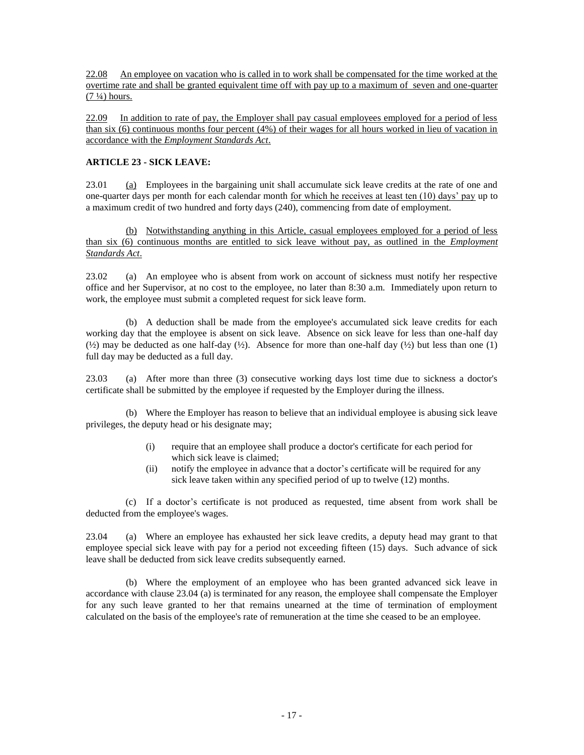22.08 An employee on vacation who is called in to work shall be compensated for the time worked at the overtime rate and shall be granted equivalent time off with pay up to a maximum of seven and one-quarter (7 ¼) hours.

22.09 In addition to rate of pay, the Employer shall pay casual employees employed for a period of less than six (6) continuous months four percent (4%) of their wages for all hours worked in lieu of vacation in accordance with the *Employment Standards Act*.

**ARTICLE 23 - SICK LEAVE:**

23.01 (a) Employees in the bargaining unit shall accumulate sick leave credits at the rate of one and one-quarter days per month for each calendar month for which he receives at least ten (10) days' pay up to a maximum credit of two hundred and forty days (240), commencing from date of employment.

(b) Notwithstanding anything in this Article, casual employees employed for a period of less than six (6) continuous months are entitled to sick leave without pay, as outlined in the *Employment Standards Act*.

23.02 (a) An employee who is absent from work on account of sickness must notify her respective office and her Supervisor, at no cost to the employee, no later than 8:30 a.m. Immediately upon return to work, the employee must submit a completed request for sick leave form.

(b) A deduction shall be made from the employee's accumulated sick leave credits for each working day that the employee is absent on sick leave. Absence on sick leave for less than one-half day (½) may be deducted as one half-day (½). Absence for more than one-half day (½) but less than one (1) full day may be deducted as a full day.

23.03 (a) After more than three (3) consecutive working days lost time due to sickness a doctor's certificate shall be submitted by the employee if requested by the Employer during the illness.

(b) Where the Employer has reason to believe that an individual employee is abusing sick leave privileges, the deputy head or his designate may;

(i) require that an employee shall produce a doctor's certificate for each period for which sick leave is claimed;

(ii) notify the employee in advance that a doctor's certificate will be required for any sick leave taken within any specified period of up to twelve (12) months.

(c) If a doctor's certificate is not produced as requested, time absent from work shall be deducted from the employee's wages.

23.04 (a) Where an employee has exhausted her sick leave credits, a deputy head may grant to that employee special sick leave with pay for a period not exceeding fifteen (15) days. Such advance of sick leave shall be deducted from sick leave credits subsequently earned.

(b) Where the employment of an employee who has been granted advanced sick leave in accordance with clause 23.04 (a) is terminated for any reason, the employee shall compensate the Employer for any such leave granted to her that remains unearned at the time of termination of employment calculated on the basis of the employee's rate of remuneration at the time she ceased to be an employee.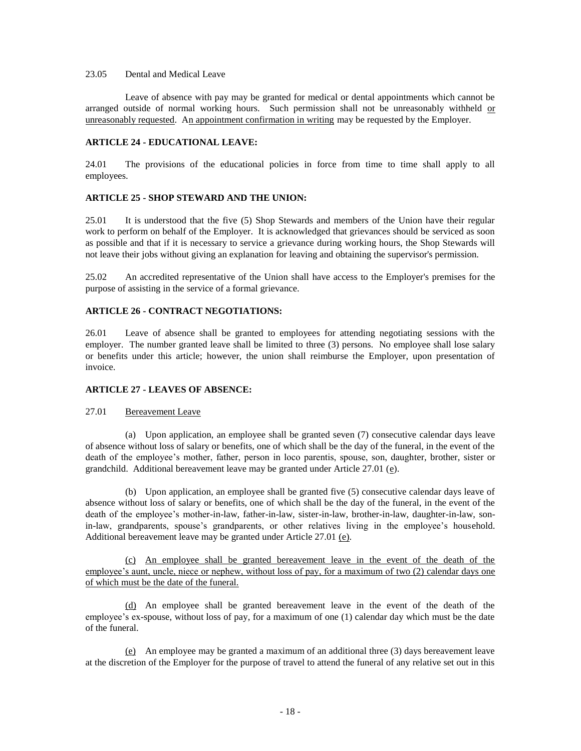23.05 Dental and Medical Leave

Leave of absence with pay may be granted for medical or dental appointments which cannot be arranged outside of normal working hours. Such permission shall not be unreasonably withheld or unreasonably requested. An appointment confirmation in writing may be requested by the Employer.

**ARTICLE 24 - EDUCATIONAL LEAVE:**

24.01 The provisions of the educational policies in force from time to time shall apply to all employees.

**ARTICLE 25 - SHOP STEWARD AND THE UNION:**

25.01 It is understood that the five (5) Shop Stewards and members of the Union have their regular work to perform on behalf of the Employer. It is acknowledged that grievances should be serviced as soon as possible and that if it is necessary to service a grievance during working hours, the Shop Stewards will not leave their jobs without giving an explanation for leaving and obtaining the supervisor's permission.

25.02 An accredited representative of the Union shall have access to the Employer's premises for the purpose of assisting in the service of a formal grievance.

**ARTICLE 26 - CONTRACT NEGOTIATIONS:**

26.01 Leave of absence shall be granted to employees for attending negotiating sessions with the employer. The number granted leave shall be limited to three (3) persons. No employee shall lose salary or benefits under this article; however, the union shall reimburse the Employer, upon presentation of invoice.

**ARTICLE 27 - LEAVES OF ABSENCE:**

27.01 Bereavement Leave

(a) Upon application, an employee shall be granted seven (7) consecutive calendar days leave of absence without loss of salary or benefits, one of which shall be the day of the funeral, in the event of the death of the employee's mother, father, person in loco parentis, spouse, son, daughter, brother, sister or grandchild. Additional bereavement leave may be granted under Article 27.01 (e).

(b) Upon application, an employee shall be granted five (5) consecutive calendar days leave of absence without loss of salary or benefits, one of which shall be the day of the funeral, in the event of the death of the employee's mother-in-law, father-in-law, sister-in-law, brother-in-law, daughter-in-law, son-in-law, grandparents, spouse's grandparents, or other relatives living in the employee's household. Additional bereavement leave may be granted under Article 27.01 (e).

(c) An employee shall be granted bereavement leave in the event of the death of the employee's aunt, uncle, niece or nephew, without loss of pay, for a maximum of two (2) calendar days one of which must be the date of the funeral.

(d) An employee shall be granted bereavement leave in the event of the death of the employee's ex-spouse, without loss of pay, for a maximum of one (1) calendar day which must be the date of the funeral.

(e) An employee may be granted a maximum of an additional three (3) days bereavement leave at the discretion of the Employer for the purpose of travel to attend the funeral of any relative set out in this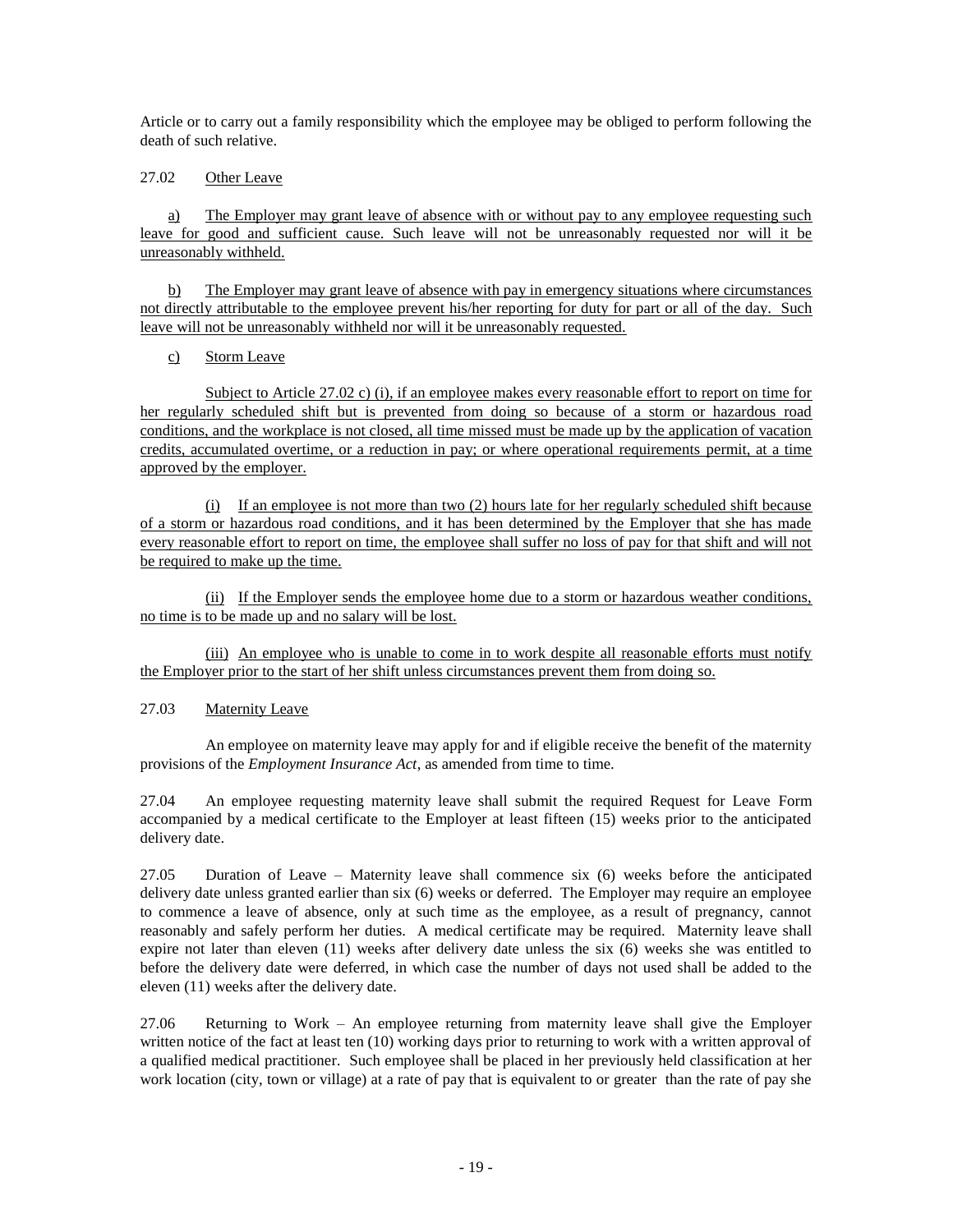Article or to carry out a family responsibility which the employee may be obliged to perform following the death of such relative.

27.02 Other Leave

a) The Employer may grant leave of absence with or without pay to any employee requesting such leave for good and sufficient cause. Such leave will not be unreasonably requested nor will it be unreasonably withheld.

b) The Employer may grant leave of absence with pay in emergency situations where circumstances not directly attributable to the employee prevent his/her reporting for duty for part or all of the day. Such leave will not be unreasonably withheld nor will it be unreasonably requested.

c) Storm Leave

Subject to Article 27.02 c) (i), if an employee makes every reasonable effort to report on time for her regularly scheduled shift but is prevented from doing so because of a storm or hazardous road conditions, and the workplace is not closed, all time missed must be made up by the application of vacation credits, accumulated overtime, or a reduction in pay; or where operational requirements permit, at a time approved by the employer.

(i) If an employee is not more than two (2) hours late for her regularly scheduled shift because of a storm or hazardous road conditions, and it has been determined by the Employer that she has made every reasonable effort to report on time, the employee shall suffer no loss of pay for that shift and will not be required to make up the time.

(ii) If the Employer sends the employee home due to a storm or hazardous weather conditions, no time is to be made up and no salary will be lost.

(iii) An employee who is unable to come in to work despite all reasonable efforts must notify the Employer prior to the start of her shift unless circumstances prevent them from doing so.

27.03 Maternity Leave

An employee on maternity leave may apply for and if eligible receive the benefit of the maternity provisions of the *Employment Insurance Act*, as amended from time to time.

27.04 An employee requesting maternity leave shall submit the required Request for Leave Form accompanied by a medical certificate to the Employer at least fifteen (15) weeks prior to the anticipated delivery date.

27.05 Duration of Leave – Maternity leave shall commence six (6) weeks before the anticipated delivery date unless granted earlier than six (6) weeks or deferred. The Employer may require an employee to commence a leave of absence, only at such time as the employee, as a result of pregnancy, cannot reasonably and safely perform her duties. A medical certificate may be required. Maternity leave shall expire not later than eleven (11) weeks after delivery date unless the six (6) weeks she was entitled to before the delivery date were deferred, in which case the number of days not used shall be added to the eleven (11) weeks after the delivery date.

27.06 Returning to Work – An employee returning from maternity leave shall give the Employer written notice of the fact at least ten (10) working days prior to returning to work with a written approval of a qualified medical practitioner. Such employee shall be placed in her previously held classification at her work location (city, town or village) at a rate of pay that is equivalent to or greater than the rate of pay she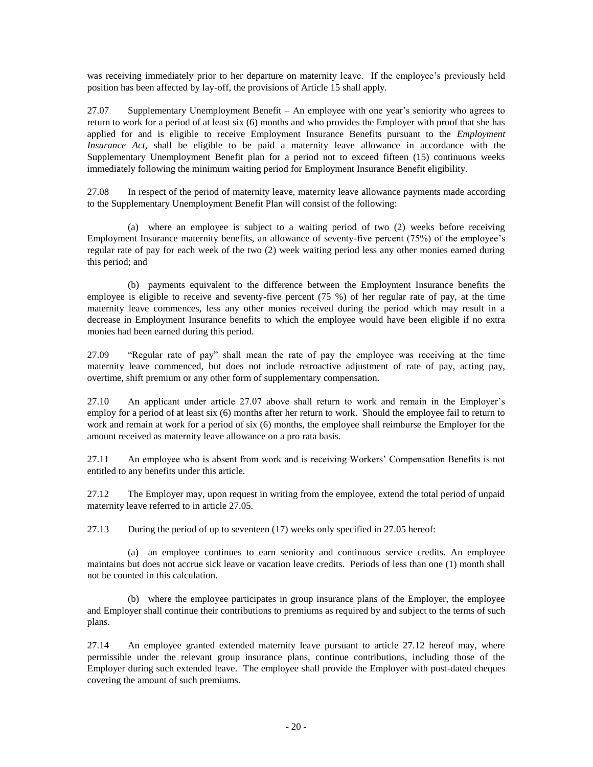was receiving immediately prior to her departure on maternity leave. If the employee's previously held position has been affected by lay-off, the provisions of Article 15 shall apply.

27.07 Supplementary Unemployment Benefit – An employee with one year's seniority who agrees to return to work for a period of at least six (6) months and who provides the Employer with proof that she has applied for and is eligible to receive Employment Insurance Benefits pursuant to the *Employment Insurance Act*, shall be eligible to be paid a maternity leave allowance in accordance with the Supplementary Unemployment Benefit plan for a period not to exceed fifteen (15) continuous weeks immediately following the minimum waiting period for Employment Insurance Benefit eligibility.

27.08 In respect of the period of maternity leave, maternity leave allowance payments made according to the Supplementary Unemployment Benefit Plan will consist of the following:

(a) where an employee is subject to a waiting period of two (2) weeks before receiving Employment Insurance maternity benefits, an allowance of seventy-five percent (75%) of the employee's regular rate of pay for each week of the two (2) week waiting period less any other monies earned during this period; and

(b) payments equivalent to the difference between the Employment Insurance benefits the employee is eligible to receive and seventy-five percent (75 %) of her regular rate of pay, at the time maternity leave commences, less any other monies received during the period which may result in a decrease in Employment Insurance benefits to which the employee would have been eligible if no extra monies had been earned during this period.

27.09 "Regular rate of pay" shall mean the rate of pay the employee was receiving at the time maternity leave commenced, but does not include retroactive adjustment of rate of pay, acting pay, overtime, shift premium or any other form of supplementary compensation.

27.10 An applicant under article 27.07 above shall return to work and remain in the Employer's employ for a period of at least six (6) months after her return to work. Should the employee fail to return to work and remain at work for a period of six (6) months, the employee shall reimburse the Employer for the amount received as maternity leave allowance on a pro rata basis.

27.11 An employee who is absent from work and is receiving Workers' Compensation Benefits is not entitled to any benefits under this article.

27.12 The Employer may, upon request in writing from the employee, extend the total period of unpaid maternity leave referred to in article 27.05.

27.13 During the period of up to seventeen (17) weeks only specified in 27.05 hereof:

(a) an employee continues to earn seniority and continuous service credits. An employee maintains but does not accrue sick leave or vacation leave credits. Periods of less than one (1) month shall not be counted in this calculation.

(b) where the employee participates in group insurance plans of the Employer, the employee and Employer shall continue their contributions to premiums as required by and subject to the terms of such plans.

27.14 An employee granted extended maternity leave pursuant to article 27.12 hereof may, where permissible under the relevant group insurance plans, continue contributions, including those of the Employer during such extended leave. The employee shall provide the Employer with post-dated cheques covering the amount of such premiums.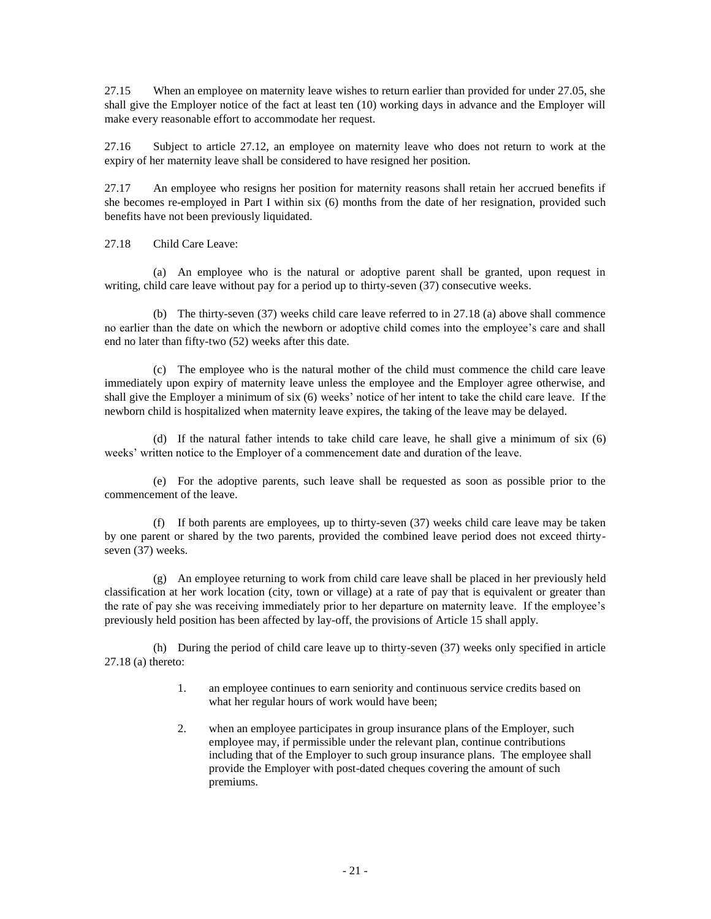27.15 When an employee on maternity leave wishes to return earlier than provided for under 27.05, she shall give the Employer notice of the fact at least ten (10) working days in advance and the Employer will make every reasonable effort to accommodate her request.

27.16 Subject to article 27.12, an employee on maternity leave who does not return to work at the expiry of her maternity leave shall be considered to have resigned her position.

27.17 An employee who resigns her position for maternity reasons shall retain her accrued benefits if she becomes re-employed in Part I within six (6) months from the date of her resignation, provided such benefits have not been previously liquidated.

27.18 Child Care Leave:

(a) An employee who is the natural or adoptive parent shall be granted, upon request in writing, child care leave without pay for a period up to thirty-seven (37) consecutive weeks.

(b) The thirty-seven (37) weeks child care leave referred to in 27.18 (a) above shall commence no earlier than the date on which the newborn or adoptive child comes into the employee's care and shall end no later than fifty-two (52) weeks after this date.

(c) The employee who is the natural mother of the child must commence the child care leave immediately upon expiry of maternity leave unless the employee and the Employer agree otherwise, and shall give the Employer a minimum of six (6) weeks' notice of her intent to take the child care leave. If the newborn child is hospitalized when maternity leave expires, the taking of the leave may be delayed.

(d) If the natural father intends to take child care leave, he shall give a minimum of six (6) weeks' written notice to the Employer of a commencement date and duration of the leave.

(e) For the adoptive parents, such leave shall be requested as soon as possible prior to the commencement of the leave.

(f) If both parents are employees, up to thirty-seven (37) weeks child care leave may be taken by one parent or shared by the two parents, provided the combined leave period does not exceed thirty-seven (37) weeks.

(g) An employee returning to work from child care leave shall be placed in her previously held classification at her work location (city, town or village) at a rate of pay that is equivalent or greater than the rate of pay she was receiving immediately prior to her departure on maternity leave. If the employee's previously held position has been affected by lay-off, the provisions of Article 15 shall apply.

(h) During the period of child care leave up to thirty-seven (37) weeks only specified in article 27.18 (a) thereto:

1. an employee continues to earn seniority and continuous service credits based on what her regular hours of work would have been;

2. when an employee participates in group insurance plans of the Employer, such employee may, if permissible under the relevant plan, continue contributions including that of the Employer to such group insurance plans. The employee shall provide the Employer with post-dated cheques covering the amount of such premiums.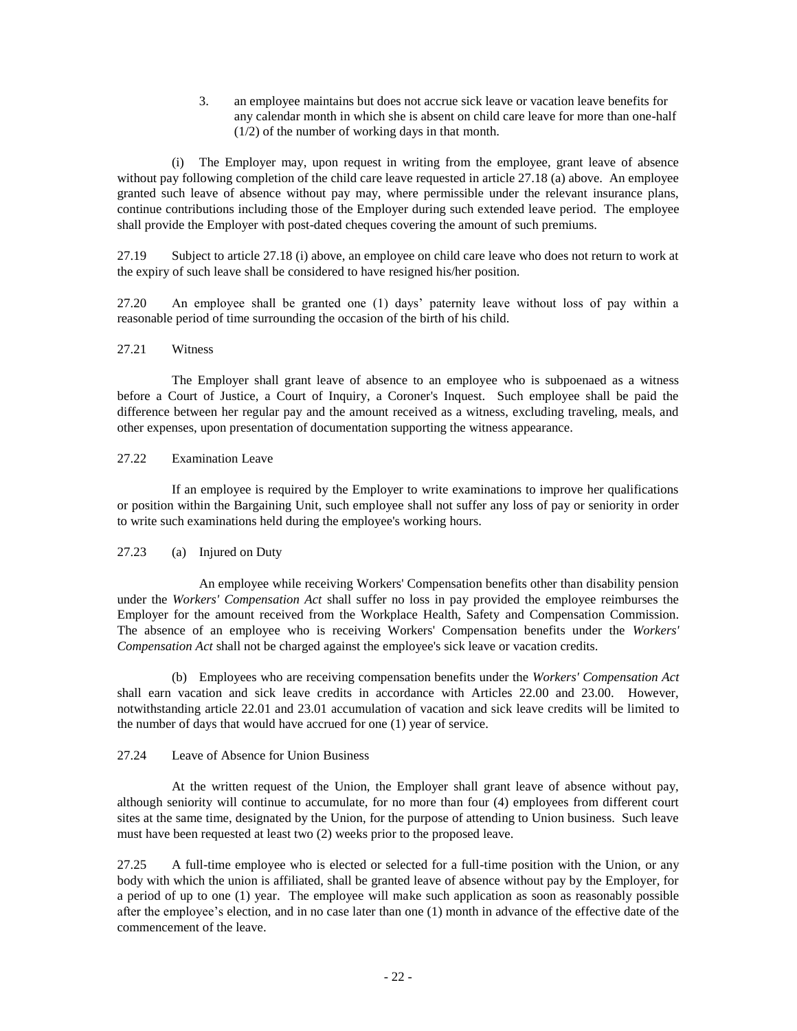3. an employee maintains but does not accrue sick leave or vacation leave benefits for any calendar month in which she is absent on child care leave for more than one-half (1/2) of the number of working days in that month.

(i) The Employer may, upon request in writing from the employee, grant leave of absence without pay following completion of the child care leave requested in article 27.18 (a) above. An employee granted such leave of absence without pay may, where permissible under the relevant insurance plans, continue contributions including those of the Employer during such extended leave period. The employee shall provide the Employer with post-dated cheques covering the amount of such premiums.

27.19 Subject to article 27.18 (i) above, an employee on child care leave who does not return to work at the expiry of such leave shall be considered to have resigned his/her position.

27.20 An employee shall be granted one (1) days' paternity leave without loss of pay within a reasonable period of time surrounding the occasion of the birth of his child.

27.21 Witness

The Employer shall grant leave of absence to an employee who is subpoenaed as a witness before a Court of Justice, a Court of Inquiry, a Coroner's Inquest. Such employee shall be paid the difference between her regular pay and the amount received as a witness, excluding traveling, meals, and other expenses, upon presentation of documentation supporting the witness appearance.

27.22 Examination Leave

If an employee is required by the Employer to write examinations to improve her qualifications or position within the Bargaining Unit, such employee shall not suffer any loss of pay or seniority in order to write such examinations held during the employee's working hours.

27.23 (a) Injured on Duty

An employee while receiving Workers' Compensation benefits other than disability pension under the *Workers' Compensation Act* shall suffer no loss in pay provided the employee reimburses the Employer for the amount received from the Workplace Health, Safety and Compensation Commission. The absence of an employee who is receiving Workers' Compensation benefits under the *Workers' Compensation Act* shall not be charged against the employee's sick leave or vacation credits.

(b) Employees who are receiving compensation benefits under the *Workers' Compensation Act* shall earn vacation and sick leave credits in accordance with Articles 22.00 and 23.00. However, notwithstanding article 22.01 and 23.01 accumulation of vacation and sick leave credits will be limited to the number of days that would have accrued for one (1) year of service.

27.24 Leave of Absence for Union Business

At the written request of the Union, the Employer shall grant leave of absence without pay, although seniority will continue to accumulate, for no more than four (4) employees from different court sites at the same time, designated by the Union, for the purpose of attending to Union business. Such leave must have been requested at least two (2) weeks prior to the proposed leave.

27.25 A full-time employee who is elected or selected for a full-time position with the Union, or any body with which the union is affiliated, shall be granted leave of absence without pay by the Employer, for a period of up to one (1) year. The employee will make such application as soon as reasonably possible after the employee's election, and in no case later than one (1) month in advance of the effective date of the commencement of the leave.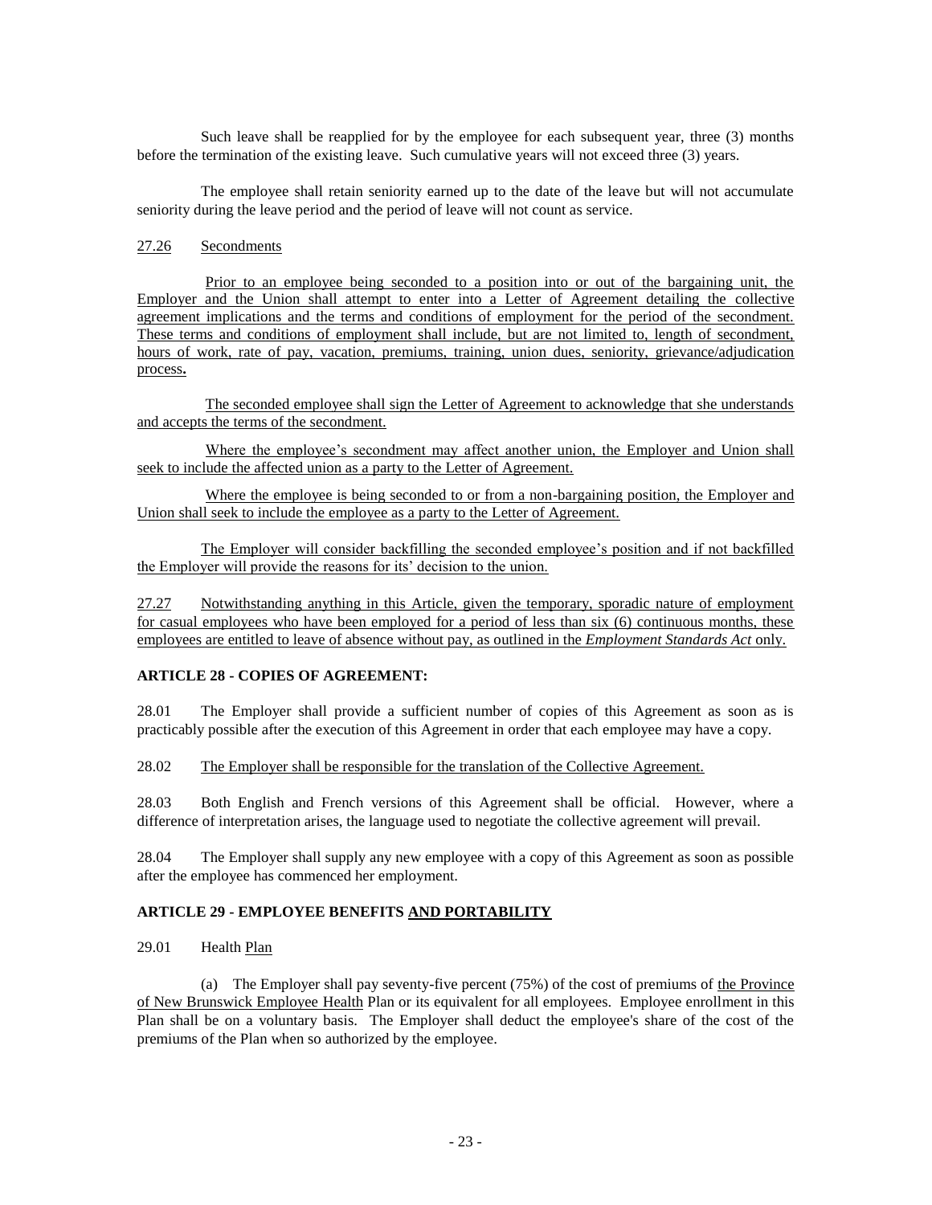Such leave shall be reapplied for by the employee for each subsequent year, three (3) months before the termination of the existing leave. Such cumulative years will not exceed three (3) years.

The employee shall retain seniority earned up to the date of the leave but will not accumulate seniority during the leave period and the period of leave will not count as service.

27.26 Secondments

Prior to an employee being seconded to a position into or out of the bargaining unit, the Employer and the Union shall attempt to enter into a Letter of Agreement detailing the collective agreement implications and the terms and conditions of employment for the period of the secondment. These terms and conditions of employment shall include, but are not limited to, length of secondment, hours of work, rate of pay, vacation, premiums, training, union dues, seniority, grievance/adjudication process**.**

The seconded employee shall sign the Letter of Agreement to acknowledge that she understands and accepts the terms of the secondment.

Where the employee's secondment may affect another union, the Employer and Union shall seek to include the affected union as a party to the Letter of Agreement.

Where the employee is being seconded to or from a non-bargaining position, the Employer and Union shall seek to include the employee as a party to the Letter of Agreement.

The Employer will consider backfilling the seconded employee's position and if not backfilled the Employer will provide the reasons for its' decision to the union.

27.27 Notwithstanding anything in this Article, given the temporary, sporadic nature of employment for casual employees who have been employed for a period of less than six (6) continuous months, these employees are entitled to leave of absence without pay, as outlined in the *Employment Standards Act* only.

### ARTICLE 28 - COPIES OF AGREEMENT:

28.01 The Employer shall provide a sufficient number of copies of this Agreement as soon as is practicably possible after the execution of this Agreement in order that each employee may have a copy.

28.02 The Employer shall be responsible for the translation of the Collective Agreement.

28.03 Both English and French versions of this Agreement shall be official. However, where a difference of interpretation arises, the language used to negotiate the collective agreement will prevail.

28.04 The Employer shall supply any new employee with a copy of this Agreement as soon as possible after the employee has commenced her employment.

### ARTICLE 29 - EMPLOYEE BENEFITS AND PORTABILITY

29.01 Health Plan

(a) The Employer shall pay seventy-five percent (75%) of the cost of premiums of the Province of New Brunswick Employee Health Plan or its equivalent for all employees. Employee enrollment in this Plan shall be on a voluntary basis. The Employer shall deduct the employee's share of the cost of the premiums of the Plan when so authorized by the employee.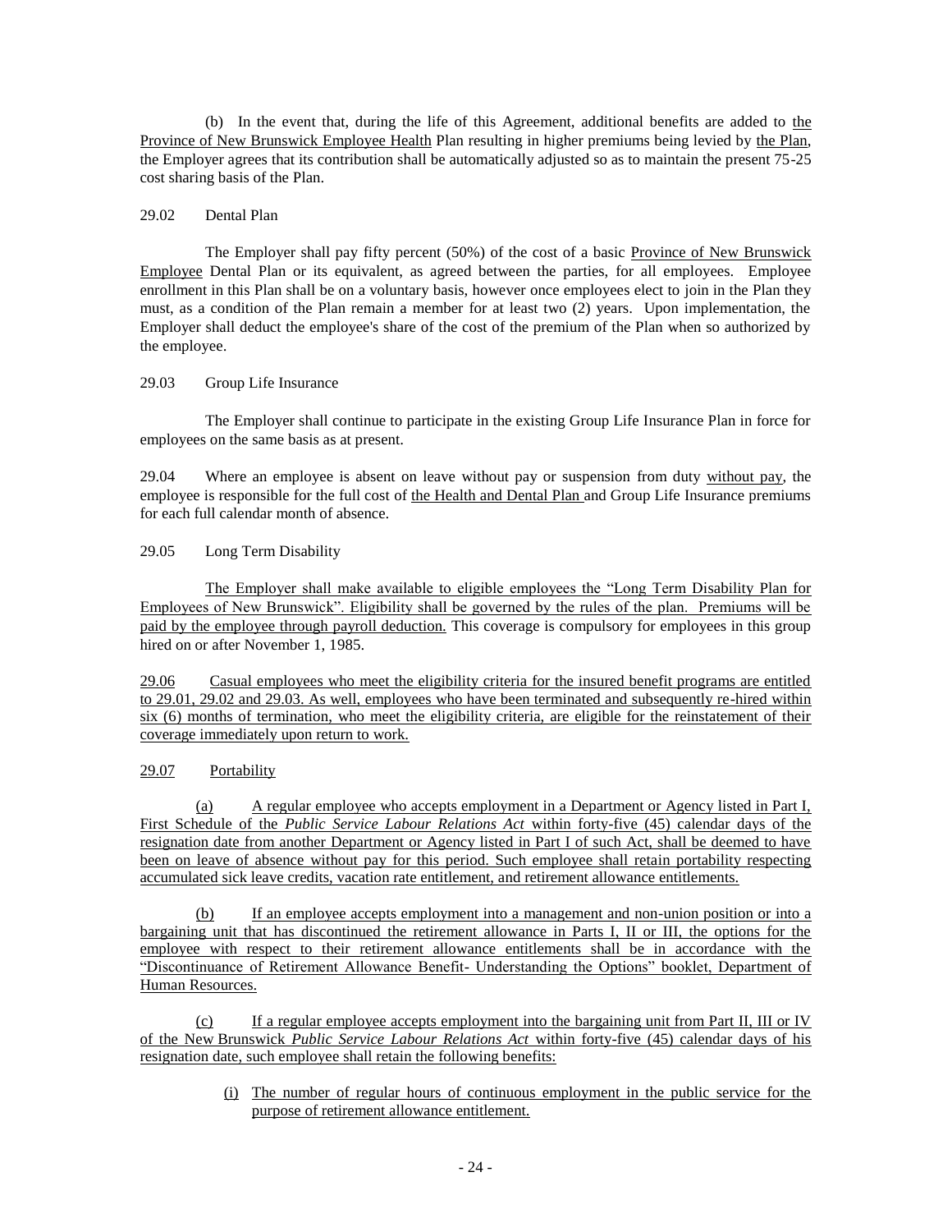(b) In the event that, during the life of this Agreement, additional benefits are added to the Province of New Brunswick Employee Health Plan resulting in higher premiums being levied by the Plan, the Employer agrees that its contribution shall be automatically adjusted so as to maintain the present 75-25 cost sharing basis of the Plan.

29.02 Dental Plan

The Employer shall pay fifty percent (50%) of the cost of a basic Province of New Brunswick Employee Dental Plan or its equivalent, as agreed between the parties, for all employees. Employee enrollment in this Plan shall be on a voluntary basis, however once employees elect to join in the Plan they must, as a condition of the Plan remain a member for at least two (2) years. Upon implementation, the Employer shall deduct the employee's share of the cost of the premium of the Plan when so authorized by the employee.

29.03 Group Life Insurance

The Employer shall continue to participate in the existing Group Life Insurance Plan in force for employees on the same basis as at present.

29.04 Where an employee is absent on leave without pay or suspension from duty without pay, the employee is responsible for the full cost of the Health and Dental Plan and Group Life Insurance premiums for each full calendar month of absence.

29.05 Long Term Disability

The Employer shall make available to eligible employees the "Long Term Disability Plan for Employees of New Brunswick". Eligibility shall be governed by the rules of the plan. Premiums will be paid by the employee through payroll deduction. This coverage is compulsory for employees in this group hired on or after November 1, 1985.

29.06 Casual employees who meet the eligibility criteria for the insured benefit programs are entitled to 29.01, 29.02 and 29.03. As well, employees who have been terminated and subsequently re-hired within six (6) months of termination, who meet the eligibility criteria, are eligible for the reinstatement of their coverage immediately upon return to work.

29.07 Portability

(a) A regular employee who accepts employment in a Department or Agency listed in Part I, First Schedule of the *Public Service Labour Relations Act* within forty-five (45) calendar days of the resignation date from another Department or Agency listed in Part I of such Act, shall be deemed to have been on leave of absence without pay for this period. Such employee shall retain portability respecting accumulated sick leave credits, vacation rate entitlement, and retirement allowance entitlements.

(b) If an employee accepts employment into a management and non-union position or into a bargaining unit that has discontinued the retirement allowance in Parts I, II or III, the options for the employee with respect to their retirement allowance entitlements shall be in accordance with the "Discontinuance of Retirement Allowance Benefit- Understanding the Options" booklet, Department of Human Resources.

(c) If a regular employee accepts employment into the bargaining unit from Part II, III or IV of the New Brunswick *Public Service Labour Relations Act* within forty-five (45) calendar days of his resignation date, such employee shall retain the following benefits:

(i) The number of regular hours of continuous employment in the public service for the purpose of retirement allowance entitlement.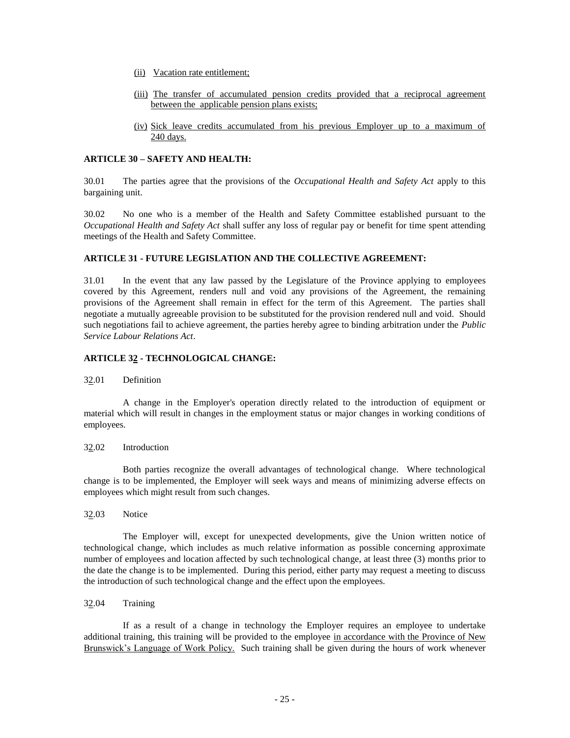(ii) Vacation rate entitlement;

(iii) The transfer of accumulated pension credits provided that a reciprocal agreement between the applicable pension plans exists;

(iv) Sick leave credits accumulated from his previous Employer up to a maximum of 240 days.

**ARTICLE 30 – SAFETY AND HEALTH:**

30.01 The parties agree that the provisions of the *Occupational Health and Safety Act* apply to this bargaining unit.

30.02 No one who is a member of the Health and Safety Committee established pursuant to the *Occupational Health and Safety Act* shall suffer any loss of regular pay or benefit for time spent attending meetings of the Health and Safety Committee.

**ARTICLE 31 - FUTURE LEGISLATION AND THE COLLECTIVE AGREEMENT:**

31.01 In the event that any law passed by the Legislature of the Province applying to employees covered by this Agreement, renders null and void any provisions of the Agreement, the remaining provisions of the Agreement shall remain in effect for the term of this Agreement. The parties shall negotiate a mutually agreeable provision to be substituted for the provision rendered null and void. Should such negotiations fail to achieve agreement, the parties hereby agree to binding arbitration under the *Public Service Labour Relations Act*.

**ARTICLE 32 - TECHNOLOGICAL CHANGE:**

32.01 Definition

A change in the Employer's operation directly related to the introduction of equipment or material which will result in changes in the employment status or major changes in working conditions of employees.

32.02 Introduction

Both parties recognize the overall advantages of technological change. Where technological change is to be implemented, the Employer will seek ways and means of minimizing adverse effects on employees which might result from such changes.

32.03 Notice

The Employer will, except for unexpected developments, give the Union written notice of technological change, which includes as much relative information as possible concerning approximate number of employees and location affected by such technological change, at least three (3) months prior to the date the change is to be implemented. During this period, either party may request a meeting to discuss the introduction of such technological change and the effect upon the employees.

32.04 Training

If as a result of a change in technology the Employer requires an employee to undertake additional training, this training will be provided to the employee in accordance with the Province of New Brunswick's Language of Work Policy. Such training shall be given during the hours of work whenever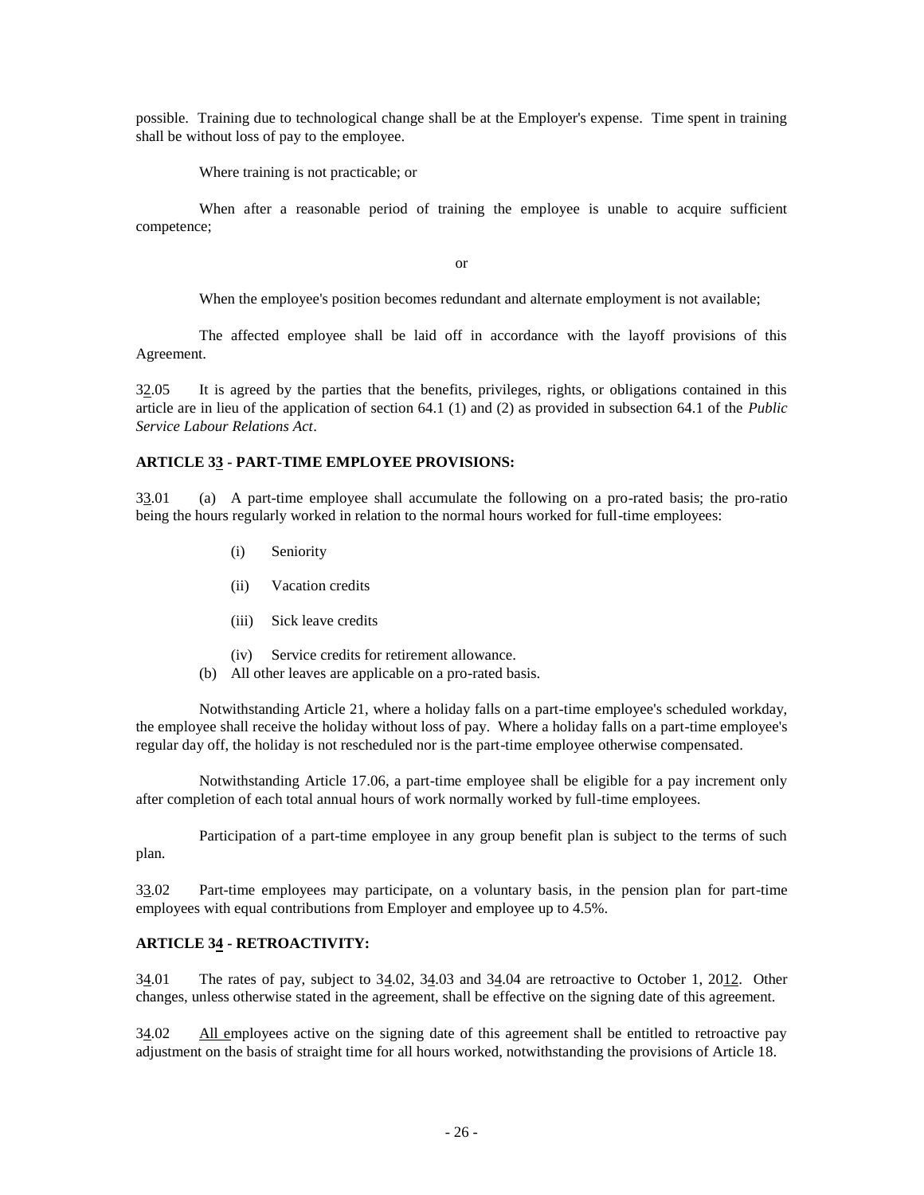possible. Training due to technological change shall be at the Employer's expense. Time spent in training shall be without loss of pay to the employee.

Where training is not practicable; or

When after a reasonable period of training the employee is unable to acquire sufficient competence;

or

When the employee's position becomes redundant and alternate employment is not available;

The affected employee shall be laid off in accordance with the layoff provisions of this Agreement.

32.05 It is agreed by the parties that the benefits, privileges, rights, or obligations contained in this article are in lieu of the application of section 64.1 (1) and (2) as provided in subsection 64.1 of the *Public Service Labour Relations Act*.

**ARTICLE 33 - PART-TIME EMPLOYEE PROVISIONS:**

33.01 (a) A part-time employee shall accumulate the following on a pro-rated basis; the pro-ratio being the hours regularly worked in relation to the normal hours worked for full-time employees:

- (i) Seniority
- (ii) Vacation credits
- (iii) Sick leave credits
- (iv) Service credits for retirement allowance.

(b) All other leaves are applicable on a pro-rated basis.

Notwithstanding Article 21, where a holiday falls on a part-time employee's scheduled workday, the employee shall receive the holiday without loss of pay. Where a holiday falls on a part-time employee's regular day off, the holiday is not rescheduled nor is the part-time employee otherwise compensated.

Notwithstanding Article 17.06, a part-time employee shall be eligible for a pay increment only after completion of each total annual hours of work normally worked by full-time employees.

Participation of a part-time employee in any group benefit plan is subject to the terms of such plan.

33.02 Part-time employees may participate, on a voluntary basis, in the pension plan for part-time employees with equal contributions from Employer and employee up to 4.5%.

**ARTICLE 34 - RETROACTIVITY:**

34.01 The rates of pay, subject to 34.02, 34.03 and 34.04 are retroactive to October 1, 2012. Other changes, unless otherwise stated in the agreement, shall be effective on the signing date of this agreement.

34.02 All employees active on the signing date of this agreement shall be entitled to retroactive pay adjustment on the basis of straight time for all hours worked, notwithstanding the provisions of Article 18.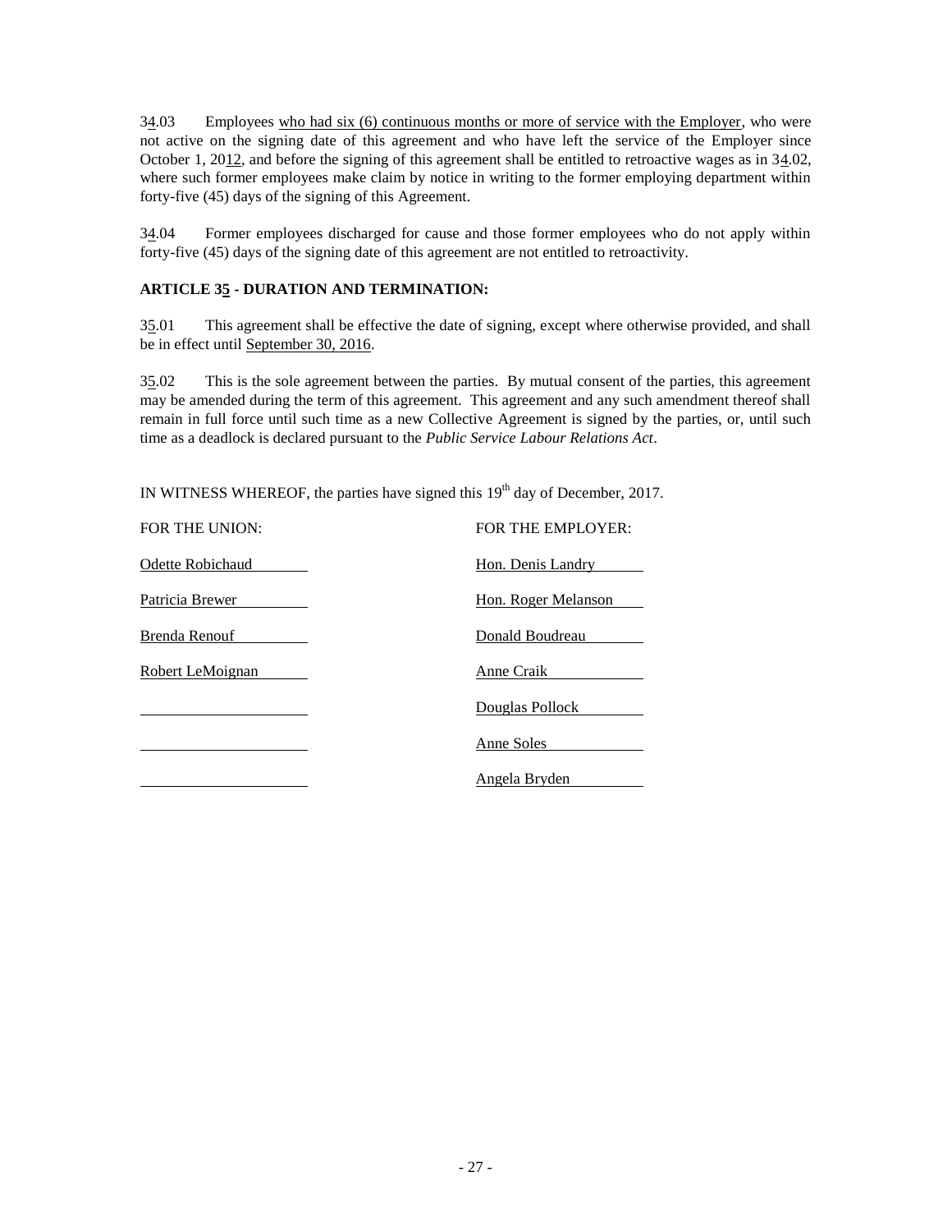34.03 Employees who had six (6) continuous months or more of service with the Employer, who were not active on the signing date of this agreement and who have left the service of the Employer since October 1, 2012, and before the signing of this agreement shall be entitled to retroactive wages as in 34.02, where such former employees make claim by notice in writing to the former employing department within forty-five (45) days of the signing of this Agreement.

34.04 Former employees discharged for cause and those former employees who do not apply within forty-five (45) days of the signing date of this agreement are not entitled to retroactivity.

**ARTICLE 35 - DURATION AND TERMINATION:**

35.01 This agreement shall be effective the date of signing, except where otherwise provided, and shall be in effect until September 30, 2016.

35.02 This is the sole agreement between the parties. By mutual consent of the parties, this agreement may be amended during the term of this agreement. This agreement and any such amendment thereof shall remain in full force until such time as a new Collective Agreement is signed by the parties, or, until such time as a deadlock is declared pursuant to the *Public Service Labour Relations Act*.

IN WITNESS WHEREOF, the parties have signed this 19th day of December, 2017.

| FOR THE UNION: | FOR THE EMPLOYER: |
|---|---|
| Odette Robichaud | Hon. Denis Landry |
| Patricia Brewer | Hon. Roger Melanson |
| Brenda Renouf | Donald Boudreau |
| Robert LeMoignan | Anne Craik |
| | Douglas Pollock |
| | Anne Soles |
| | Angela Bryden |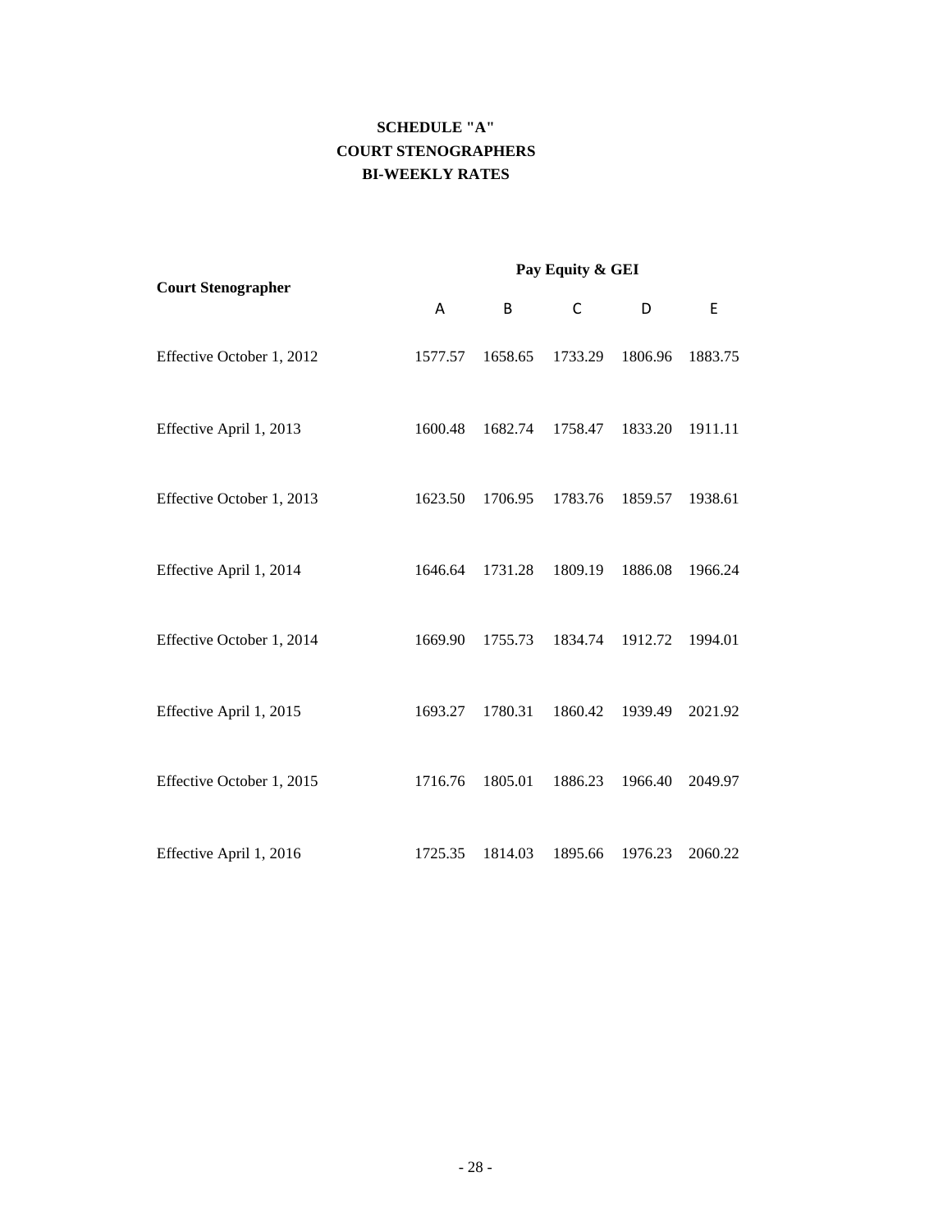**SCHEDULE "A"**
**COURT STENOGRAPHERS**
**BI-WEEKLY RATES**

| Court Stenographer | Pay Equity & GEI | | | | |
|---|---|---|---|---|---|
| | A | B | C | D | E |
| Effective October 1, 2012 | 1577.57 | 1658.65 | 1733.29 | 1806.96 | 1883.75 |
| Effective April 1, 2013 | 1600.48 | 1682.74 | 1758.47 | 1833.20 | 1911.11 |
| Effective October 1, 2013 | 1623.50 | 1706.95 | 1783.76 | 1859.57 | 1938.61 |
| Effective April 1, 2014 | 1646.64 | 1731.28 | 1809.19 | 1886.08 | 1966.24 |
| Effective October 1, 2014 | 1669.90 | 1755.73 | 1834.74 | 1912.72 | 1994.01 |
| Effective April 1, 2015 | 1693.27 | 1780.31 | 1860.42 | 1939.49 | 2021.92 |
| Effective October 1, 2015 | 1716.76 | 1805.01 | 1886.23 | 1966.40 | 2049.97 |
| Effective April 1, 2016 | 1725.35 | 1814.03 | 1895.66 | 1976.23 | 2060.22 |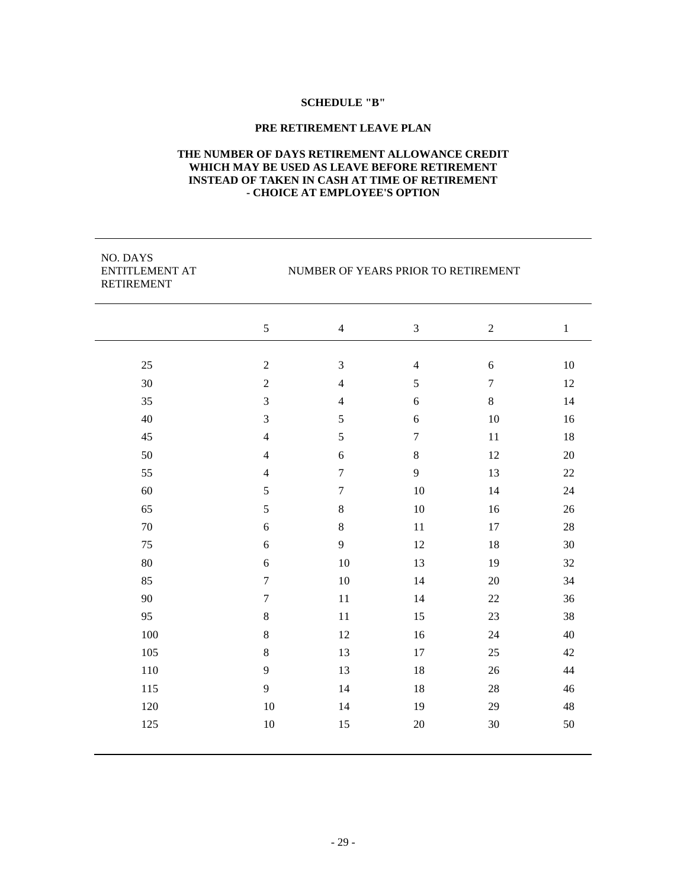**SCHEDULE "B"**

**PRE RETIREMENT LEAVE PLAN**

**THE NUMBER OF DAYS RETIREMENT ALLOWANCE CREDIT WHICH MAY BE USED AS LEAVE BEFORE RETIREMENT INSTEAD OF TAKEN IN CASH AT TIME OF RETIREMENT - CHOICE AT EMPLOYEE'S OPTION**

| NO. DAYS ENTITLEMENT AT RETIREMENT | NUMBER OF YEARS PRIOR TO RETIREMENT | | | | |
|---|---|---|---|---|---|
| | 5 | 4 | 3 | 2 | 1 |
| 25 | 2 | 3 | 4 | 6 | 10 |
| 30 | 2 | 4 | 5 | 7 | 12 |
| 35 | 3 | 4 | 6 | 8 | 14 |
| 40 | 3 | 5 | 6 | 10 | 16 |
| 45 | 4 | 5 | 7 | 11 | 18 |
| 50 | 4 | 6 | 8 | 12 | 20 |
| 55 | 4 | 7 | 9 | 13 | 22 |
| 60 | 5 | 7 | 10 | 14 | 24 |
| 65 | 5 | 8 | 10 | 16 | 26 |
| 70 | 6 | 8 | 11 | 17 | 28 |
| 75 | 6 | 9 | 12 | 18 | 30 |
| 80 | 6 | 10 | 13 | 19 | 32 |
| 85 | 7 | 10 | 14 | 20 | 34 |
| 90 | 7 | 11 | 14 | 22 | 36 |
| 95 | 8 | 11 | 15 | 23 | 38 |
| 100 | 8 | 12 | 16 | 24 | 40 |
| 105 | 8 | 13 | 17 | 25 | 42 |
| 110 | 9 | 13 | 18 | 26 | 44 |
| 115 | 9 | 14 | 18 | 28 | 46 |
| 120 | 10 | 14 | 19 | 29 | 48 |
| 125 | 10 | 15 | 20 | 30 | 50 |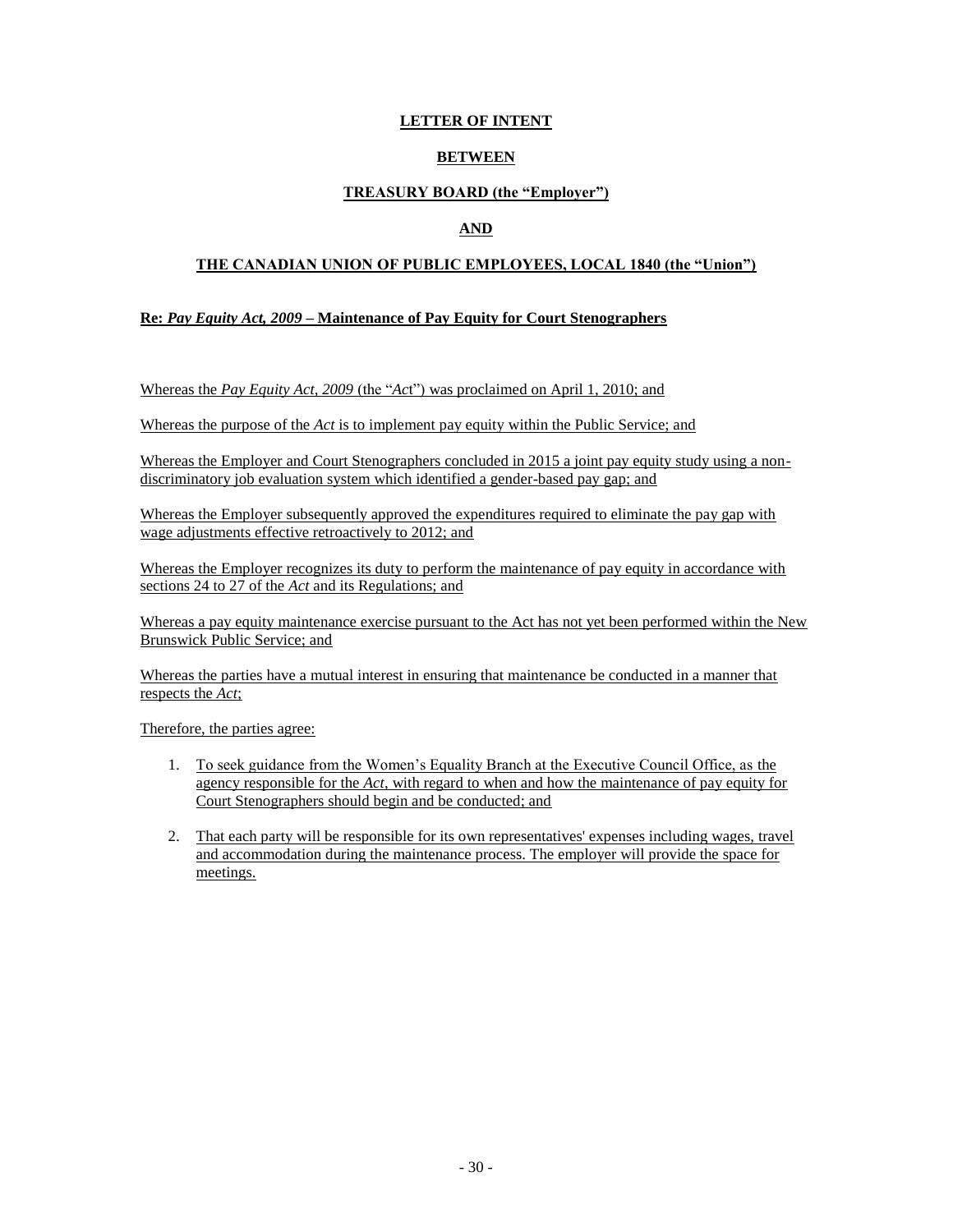**LETTER OF INTENT**

**BETWEEN**

**TREASURY BOARD (the "Employer")**

**AND**

**THE CANADIAN UNION OF PUBLIC EMPLOYEES, LOCAL 1840 (the "Union")**

**Re: *Pay Equity Act, 2009* – Maintenance of Pay Equity for Court Stenographers**

Whereas the *Pay Equity Act, 2009* (the "*Act*") was proclaimed on April 1, 2010; and

Whereas the purpose of the *Act* is to implement pay equity within the Public Service; and

Whereas the Employer and Court Stenographers concluded in 2015 a joint pay equity study using a non-discriminatory job evaluation system which identified a gender-based pay gap; and

Whereas the Employer subsequently approved the expenditures required to eliminate the pay gap with wage adjustments effective retroactively to 2012; and

Whereas the Employer recognizes its duty to perform the maintenance of pay equity in accordance with sections 24 to 27 of the *Act* and its Regulations; and

Whereas a pay equity maintenance exercise pursuant to the Act has not yet been performed within the New Brunswick Public Service; and

Whereas the parties have a mutual interest in ensuring that maintenance be conducted in a manner that respects the *Act*;

Therefore, the parties agree:

1. To seek guidance from the Women's Equality Branch at the Executive Council Office, as the agency responsible for the *Act*, with regard to when and how the maintenance of pay equity for Court Stenographers should begin and be conducted; and

2. That each party will be responsible for its own representatives' expenses including wages, travel and accommodation during the maintenance process. The employer will provide the space for meetings.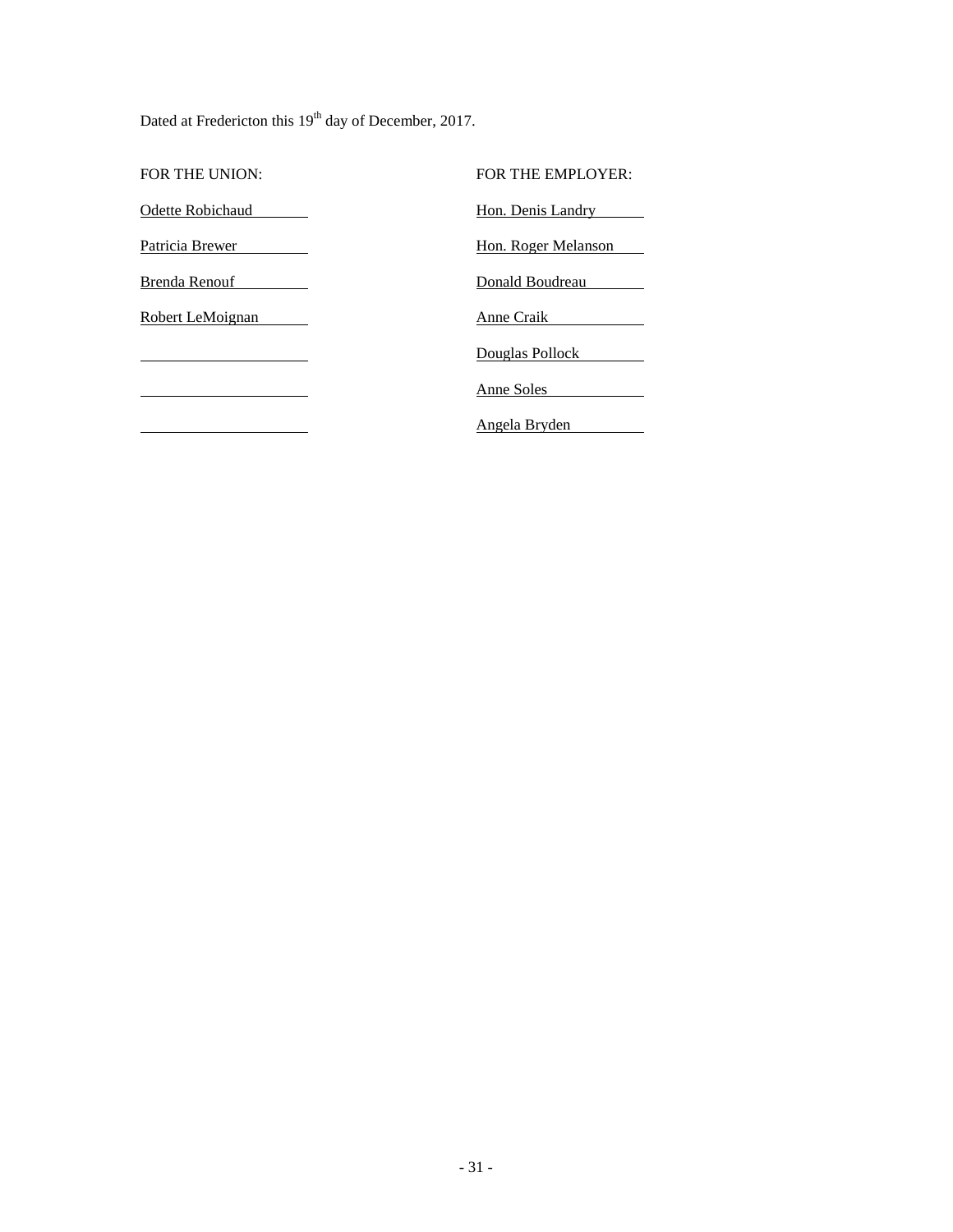Dated at Fredericton this 19th day of December, 2017.

| FOR THE UNION: | FOR THE EMPLOYER: |
|---|---|
| Odette Robichaud | Hon. Denis Landry |
| Patricia Brewer | Hon. Roger Melanson |
| Brenda Renouf | Donald Boudreau |
| Robert LeMoignan | Anne Craik |
| | Douglas Pollock |
| | Anne Soles |
| | Angela Bryden |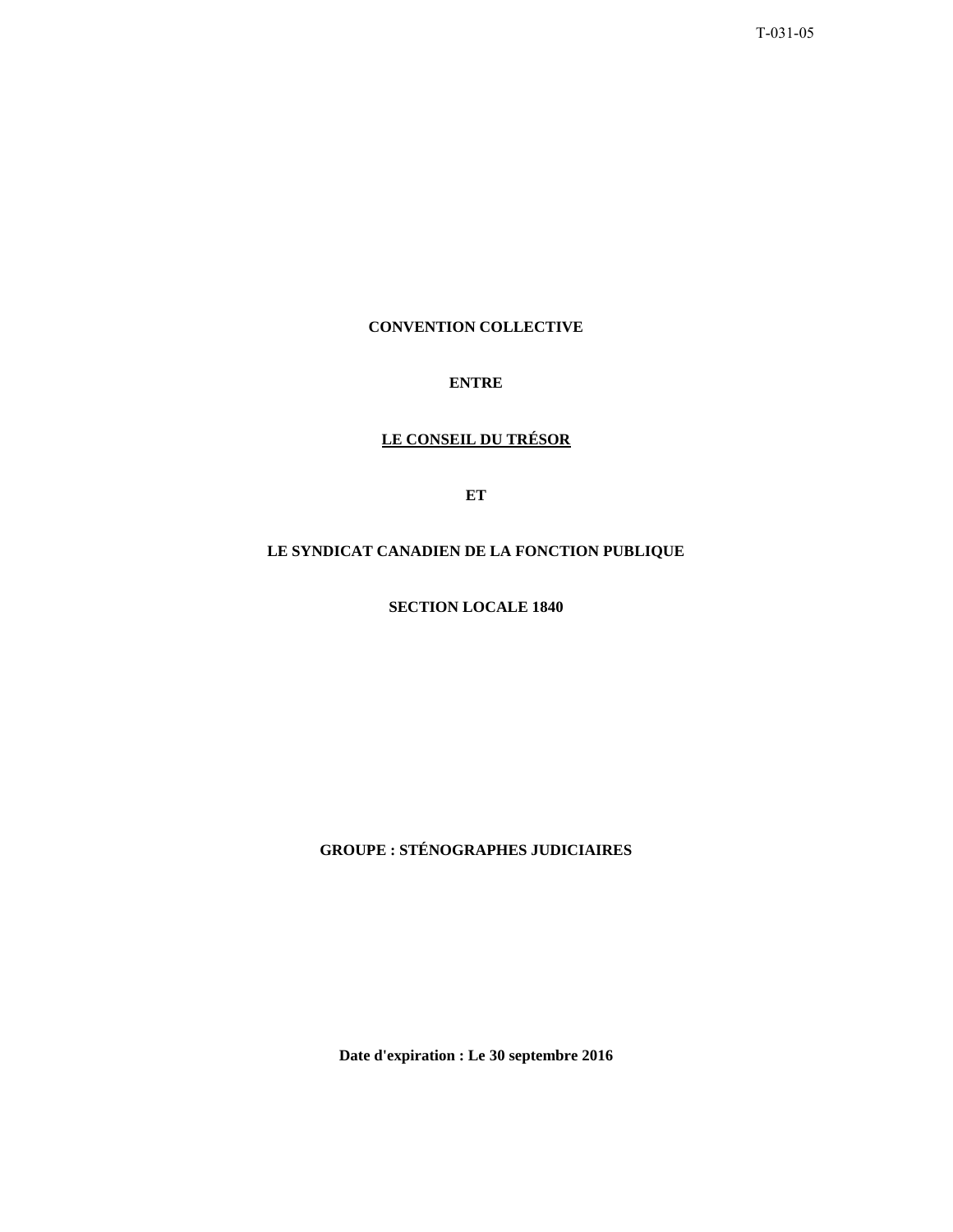T-031-05

**CONVENTION COLLECTIVE**

**ENTRE**

**<u>LE CONSEIL DU TRÉSOR</u>**

**ET**

**LE SYNDICAT CANADIEN DE LA FONCTION PUBLIQUE**

**SECTION LOCALE 1840**

**GROUPE : STÉNOGRAPHES JUDICIAIRES**

**Date d'expiration : Le 30 septembre 2016**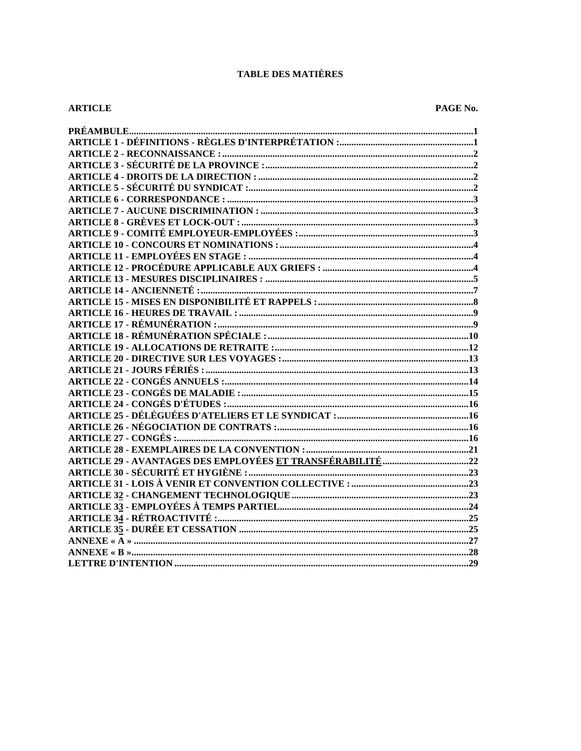# TABLE DES MATIÈRES

| ARTICLE | PAGE No. |
|---|---|
| **PRÉAMBULE** | **1** |
| **ARTICLE 1 - DÉFINITIONS - RÈGLES D'INTERPRÉTATION :** | **1** |
| **ARTICLE 2 - RECONNAISSANCE :** | **2** |
| **ARTICLE 3 - SÉCURITÉ DE LA PROVINCE :** | **2** |
| **ARTICLE 4 - DROITS DE LA DIRECTION :** | **2** |
| **ARTICLE 5 - SÉCURITÉ DU SYNDICAT :** | **2** |
| **ARTICLE 6 - CORRESPONDANCE :** | **3** |
| **ARTICLE 7 - AUCUNE DISCRIMINATION :** | **3** |
| **ARTICLE 8 - GRÈVES ET LOCK-OUT :** | **3** |
| **ARTICLE 9 - COMITÉ EMPLOYEUR-EMPLOYÉES :** | **3** |
| **ARTICLE 10 - CONCOURS ET NOMINATIONS :** | **4** |
| **ARTICLE 11 - EMPLOYÉES EN STAGE :** | **4** |
| **ARTICLE 12 - PROCÉDURE APPLICABLE AUX GRIEFS :** | **4** |
| **ARTICLE 13 - MESURES DISCIPLINAIRES :** | **5** |
| **ARTICLE 14 - ANCIENNETÉ :** | **7** |
| **ARTICLE 15 - MISES EN DISPONIBILITÉ ET RAPPELS :** | **8** |
| **ARTICLE 16 - HEURES DE TRAVAIL :** | **9** |
| **ARTICLE 17 - RÉMUNÉRATION :** | **9** |
| **ARTICLE 18 - RÉMUNÉRATION SPÉCIALE :** | **10** |
| **ARTICLE 19 - ALLOCATIONS DE RETRAITE :** | **12** |
| **ARTICLE 20 - DIRECTIVE SUR LES VOYAGES :** | **13** |
| **ARTICLE 21 - JOURS FÉRIÉS :** | **13** |
| **ARTICLE 22 - CONGÉS ANNUELS :** | **14** |
| **ARTICLE 23 - CONGÉS DE MALADIE :** | **15** |
| **ARTICLE 24 - CONGÉS D'ÉTUDES :** | **16** |
| **ARTICLE 25 - DÉLÉGUÉES D'ATELIERS ET LE SYNDICAT :** | **16** |
| **ARTICLE 26 - NÉGOCIATION DE CONTRATS :** | **16** |
| **ARTICLE 27 - CONGÉS :** | **16** |
| **ARTICLE 28 - EXEMPLAIRES DE LA CONVENTION :** | **21** |
| **ARTICLE 29 - AVANTAGES DES EMPLOYÉES <u>ET TRANSFÉRABILITÉ</u>** | **22** |
| **ARTICLE 30 - SÉCURITÉ ET HYGIÈNE :** | **23** |
| **ARTICLE 31 - LOIS À VENIR ET CONVENTION COLLECTIVE :** | **23** |
| **ARTICLE 3<u>2</u> - CHANGEMENT TECHNOLOGIQUE** | **23** |
| **ARTICLE 3<u>3</u> - EMPLOYÉES À TEMPS PARTIEL** | **24** |
| **ARTICLE 3<u>4</u> - RÉTROACTIVITÉ :** | **25** |
| **ARTICLE 3<u>5</u> - DURÉE ET CESSATION** | **25** |
| **ANNEXE « A »** | **27** |
| **ANNEXE « B »** | **28** |
| **LETTRE D'INTENTION** | **29** |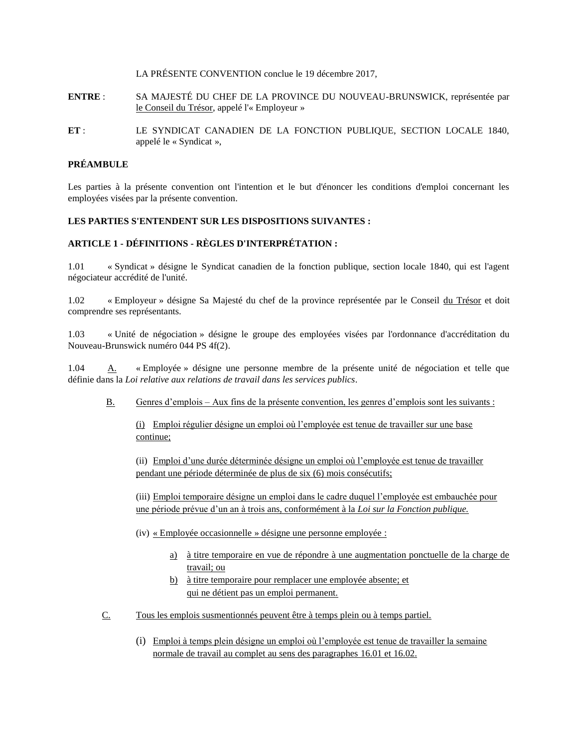LA PRÉSENTE CONVENTION conclue le 19 décembre 2017,

**ENTRE** : SA MAJESTÉ DU CHEF DE LA PROVINCE DU NOUVEAU-BRUNSWICK, représentée par le Conseil du Trésor, appelé l'« Employeur »

**ET** : LE SYNDICAT CANADIEN DE LA FONCTION PUBLIQUE, SECTION LOCALE 1840, appelé le « Syndicat »,

**PRÉAMBULE**

Les parties à la présente convention ont l'intention et le but d'énoncer les conditions d'emploi concernant les employées visées par la présente convention.

**LES PARTIES S'ENTENDENT SUR LES DISPOSITIONS SUIVANTES :**

**ARTICLE 1 - DÉFINITIONS - RÈGLES D'INTERPRÉTATION :**

1.01 « Syndicat » désigne le Syndicat canadien de la fonction publique, section locale 1840, qui est l'agent négociateur accrédité de l'unité.

1.02 « Employeur » désigne Sa Majesté du chef de la province représentée par le Conseil du Trésor et doit comprendre ses représentants.

1.03 « Unité de négociation » désigne le groupe des employées visées par l'ordonnance d'accréditation du Nouveau-Brunswick numéro 044 PS 4f(2).

1.04 A. « Employée » désigne une personne membre de la présente unité de négociation et telle que définie dans la *Loi relative aux relations de travail dans les services publics*.

B. Genres d'emplois – Aux fins de la présente convention, les genres d'emplois sont les suivants :

(i) Emploi régulier désigne un emploi où l'employée est tenue de travailler sur une base continue;

(ii) Emploi d'une durée déterminée désigne un emploi où l'employée est tenue de travailler pendant une période déterminée de plus de six (6) mois consécutifs;

(iii) Emploi temporaire désigne un emploi dans le cadre duquel l'employée est embauchée pour une période prévue d'un an à trois ans, conformément à la *Loi sur la Fonction publique.*

(iv) « Employée occasionnelle » désigne une personne employée :

a) à titre temporaire en vue de répondre à une augmentation ponctuelle de la charge de travail; ou
b) à titre temporaire pour remplacer une employée absente; et qui ne détient pas un emploi permanent.

C. Tous les emplois susmentionnés peuvent être à temps plein ou à temps partiel.

(i) Emploi à temps plein désigne un emploi où l'employée est tenue de travailler la semaine normale de travail au complet au sens des paragraphes 16.01 et 16.02.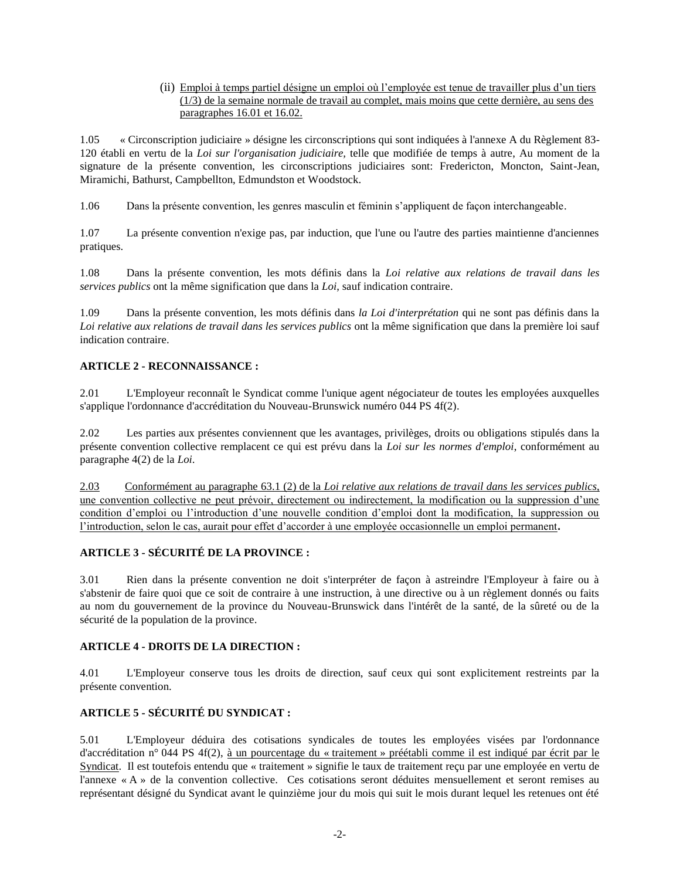(ii) Emploi à temps partiel désigne un emploi où l'employée est tenue de travailler plus d'un tiers (1/3) de la semaine normale de travail au complet, mais moins que cette dernière, au sens des paragraphes 16.01 et 16.02.

1.05 « Circonscription judiciaire » désigne les circonscriptions qui sont indiquées à l'annexe A du Règlement 83-120 établi en vertu de la *Loi sur l'organisation judiciaire*, telle que modifiée de temps à autre, Au moment de la signature de la présente convention, les circonscriptions judiciaires sont: Fredericton, Moncton, Saint-Jean, Miramichi, Bathurst, Campbellton, Edmundston et Woodstock.

1.06 Dans la présente convention, les genres masculin et féminin s'appliquent de façon interchangeable.

1.07 La présente convention n'exige pas, par induction, que l'une ou l'autre des parties maintienne d'anciennes pratiques.

1.08 Dans la présente convention, les mots définis dans la *Loi relative aux relations de travail dans les services publics* ont la même signification que dans la *Loi*, sauf indication contraire.

1.09 Dans la présente convention, les mots définis dans *la Loi d'interprétation* qui ne sont pas définis dans la *Loi relative aux relations de travail dans les services publics* ont la même signification que dans la première loi sauf indication contraire.

**ARTICLE 2 - RECONNAISSANCE :**

2.01 L'Employeur reconnaît le Syndicat comme l'unique agent négociateur de toutes les employées auxquelles s'applique l'ordonnance d'accréditation du Nouveau-Brunswick numéro 044 PS 4f(2).

2.02 Les parties aux présentes conviennent que les avantages, privilèges, droits ou obligations stipulés dans la présente convention collective remplacent ce qui est prévu dans la *Loi sur les normes d'emploi*, conformément au paragraphe 4(2) de la *Loi*.

2.03 Conformément au paragraphe 63.1 (2) de la *Loi relative aux relations de travail dans les services publics*, une convention collective ne peut prévoir, directement ou indirectement, la modification ou la suppression d'une condition d'emploi ou l'introduction d'une nouvelle condition d'emploi dont la modification, la suppression ou l'introduction, selon le cas, aurait pour effet d'accorder à une employée occasionnelle un emploi permanent.

**ARTICLE 3 - SÉCURITÉ DE LA PROVINCE :**

3.01 Rien dans la présente convention ne doit s'interpréter de façon à astreindre l'Employeur à faire ou à s'abstenir de faire quoi que ce soit de contraire à une instruction, à une directive ou à un règlement donnés ou faits au nom du gouvernement de la province du Nouveau-Brunswick dans l'intérêt de la santé, de la sûreté ou de la sécurité de la population de la province.

**ARTICLE 4 - DROITS DE LA DIRECTION :**

4.01 L'Employeur conserve tous les droits de direction, sauf ceux qui sont explicitement restreints par la présente convention.

**ARTICLE 5 - SÉCURITÉ DU SYNDICAT :**

5.01 L'Employeur déduira des cotisations syndicales de toutes les employées visées par l'ordonnance d'accréditation n° 044 PS 4f(2), à un pourcentage du « traitement » préétabli comme il est indiqué par écrit par le Syndicat. Il est toutefois entendu que « traitement » signifie le taux de traitement reçu par une employée en vertu de l'annexe « A » de la convention collective. Ces cotisations seront déduites mensuellement et seront remises au représentant désigné du Syndicat avant le quinzième jour du mois qui suit le mois durant lequel les retenues ont été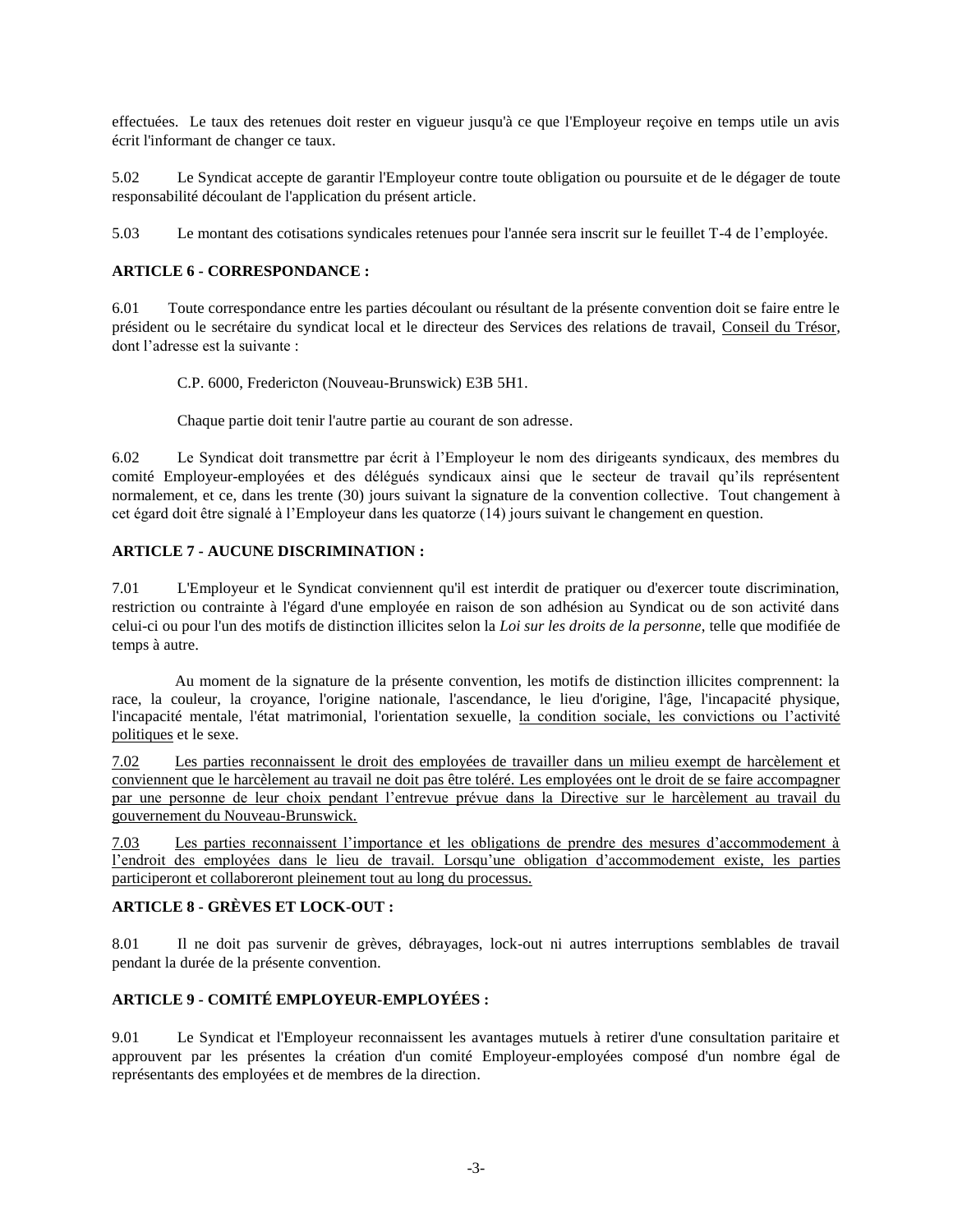effectuées. Le taux des retenues doit rester en vigueur jusqu'à ce que l'Employeur reçoive en temps utile un avis écrit l'informant de changer ce taux.

5.02 Le Syndicat accepte de garantir l'Employeur contre toute obligation ou poursuite et de le dégager de toute responsabilité découlant de l'application du présent article.

5.03 Le montant des cotisations syndicales retenues pour l'année sera inscrit sur le feuillet T-4 de l'employée.

**ARTICLE 6 - CORRESPONDANCE :**

6.01 Toute correspondance entre les parties découlant ou résultant de la présente convention doit se faire entre le président ou le secrétaire du syndicat local et le directeur des Services des relations de travail, Conseil du Trésor, dont l'adresse est la suivante :

C.P. 6000, Fredericton (Nouveau-Brunswick) E3B 5H1.

Chaque partie doit tenir l'autre partie au courant de son adresse.

6.02 Le Syndicat doit transmettre par écrit à l'Employeur le nom des dirigeants syndicaux, des membres du comité Employeur-employées et des délégués syndicaux ainsi que le secteur de travail qu'ils représentent normalement, et ce, dans les trente (30) jours suivant la signature de la convention collective. Tout changement à cet égard doit être signalé à l'Employeur dans les quatorze (14) jours suivant le changement en question.

**ARTICLE 7 - AUCUNE DISCRIMINATION :**

7.01 L'Employeur et le Syndicat conviennent qu'il est interdit de pratiquer ou d'exercer toute discrimination, restriction ou contrainte à l'égard d'une employée en raison de son adhésion au Syndicat ou de son activité dans celui-ci ou pour l'un des motifs de distinction illicites selon la *Loi sur les droits de la personne*, telle que modifiée de temps à autre.

Au moment de la signature de la présente convention, les motifs de distinction illicites comprennent: la race, la couleur, la croyance, l'origine nationale, l'ascendance, le lieu d'origine, l'âge, l'incapacité physique, l'incapacité mentale, l'état matrimonial, l'orientation sexuelle, la condition sociale, les convictions ou l'activité politiques et le sexe.

7.02 Les parties reconnaissent le droit des employées de travailler dans un milieu exempt de harcèlement et conviennent que le harcèlement au travail ne doit pas être toléré. Les employées ont le droit de se faire accompagner par une personne de leur choix pendant l'entrevue prévue dans la Directive sur le harcèlement au travail du gouvernement du Nouveau-Brunswick.

7.03 Les parties reconnaissent l'importance et les obligations de prendre des mesures d'accommodement à l'endroit des employées dans le lieu de travail. Lorsqu'une obligation d'accommodement existe, les parties participeront et collaboreront pleinement tout au long du processus.

**ARTICLE 8 - GRÈVES ET LOCK-OUT :**

8.01 Il ne doit pas survenir de grèves, débrayages, lock-out ni autres interruptions semblables de travail pendant la durée de la présente convention.

**ARTICLE 9 - COMITÉ EMPLOYEUR-EMPLOYÉES :**

9.01 Le Syndicat et l'Employeur reconnaissent les avantages mutuels à retirer d'une consultation paritaire et approuvent par les présentes la création d'un comité Employeur-employées composé d'un nombre égal de représentants des employées et de membres de la direction.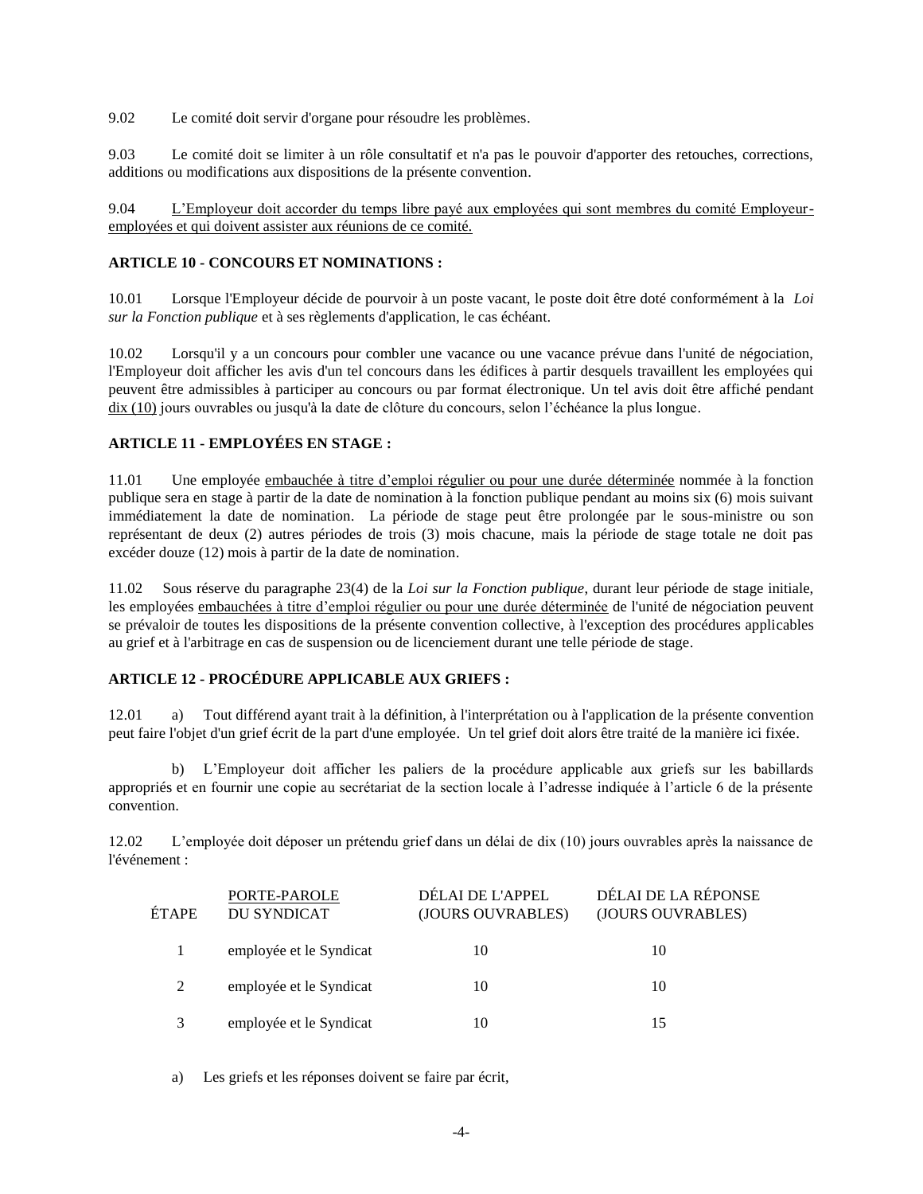9.02 Le comité doit servir d'organe pour résoudre les problèmes.

9.03 Le comité doit se limiter à un rôle consultatif et n'a pas le pouvoir d'apporter des retouches, corrections, additions ou modifications aux dispositions de la présente convention.

9.04 <u>L'Employeur doit accorder du temps libre payé aux employées qui sont membres du comité Employeur-employées et qui doivent assister aux réunions de ce comité.</u>

**ARTICLE 10 - CONCOURS ET NOMINATIONS :**

10.01 Lorsque l'Employeur décide de pourvoir à un poste vacant, le poste doit être doté conformément à la *Loi sur la Fonction publique* et à ses règlements d'application, le cas échéant.

10.02 Lorsqu'il y a un concours pour combler une vacance ou une vacance prévue dans l'unité de négociation, l'Employeur doit afficher les avis d'un tel concours dans les édifices à partir desquels travaillent les employées qui peuvent être admissibles à participer au concours ou par format électronique. Un tel avis doit être affiché pendant <u>dix (10)</u> jours ouvrables ou jusqu'à la date de clôture du concours, selon l'échéance la plus longue.

**ARTICLE 11 - EMPLOYÉES EN STAGE :**

11.01 Une employée <u>embauchée à titre d'emploi régulier ou pour une durée déterminée</u> nommée à la fonction publique sera en stage à partir de la date de nomination à la fonction publique pendant au moins six (6) mois suivant immédiatement la date de nomination. La période de stage peut être prolongée par le sous-ministre ou son représentant de deux (2) autres périodes de trois (3) mois chacune, mais la période de stage totale ne doit pas excéder douze (12) mois à partir de la date de nomination.

11.02 Sous réserve du paragraphe 23(4) de la *Loi sur la Fonction publique*, durant leur période de stage initiale, les employées <u>embauchées à titre d'emploi régulier ou pour une durée déterminée</u> de l'unité de négociation peuvent se prévaloir de toutes les dispositions de la présente convention collective, à l'exception des procédures applicables au grief et à l'arbitrage en cas de suspension ou de licenciement durant une telle période de stage.

**ARTICLE 12 - PROCÉDURE APPLICABLE AUX GRIEFS :**

12.01 a) Tout différend ayant trait à la définition, à l'interprétation ou à l'application de la présente convention peut faire l'objet d'un grief écrit de la part d'une employée. Un tel grief doit alors être traité de la manière ici fixée.

b) L'Employeur doit afficher les paliers de la procédure applicable aux griefs sur les babillards appropriés et en fournir une copie au secrétariat de la section locale à l'adresse indiquée à l'article 6 de la présente convention.

12.02 L'employée doit déposer un prétendu grief dans un délai de dix (10) jours ouvrables après la naissance de l'événement :

| ÉTAPE | PORTE-PAROLE DU SYNDICAT | DÉLAI DE L'APPEL (JOURS OUVRABLES) | DÉLAI DE LA RÉPONSE (JOURS OUVRABLES) |
|---|---|---|---|
| 1 | employée et le Syndicat | 10 | 10 |
| 2 | employée et le Syndicat | 10 | 10 |
| 3 | employée et le Syndicat | 10 | 15 |

a) Les griefs et les réponses doivent se faire par écrit,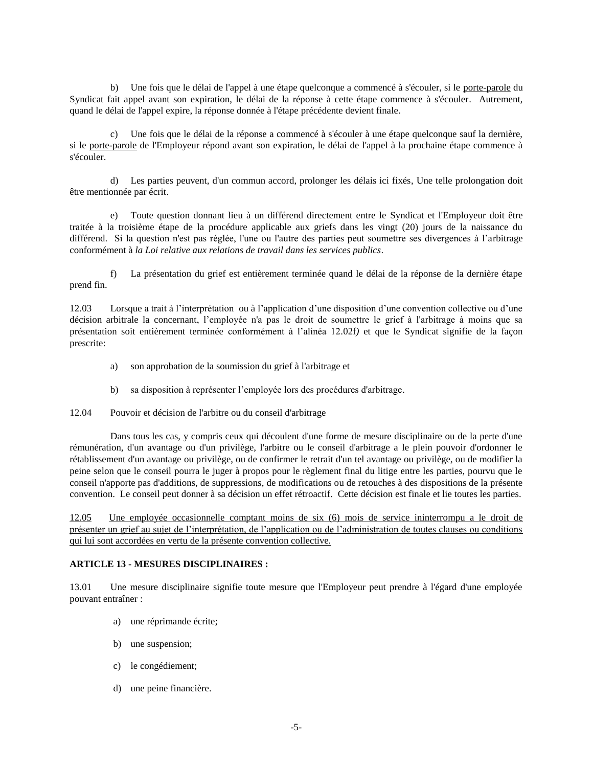b) Une fois que le délai de l'appel à une étape quelconque a commencé à s'écouler, si le <u>porte-parole</u> du Syndicat fait appel avant son expiration, le délai de la réponse à cette étape commence à s'écouler. Autrement, quand le délai de l'appel expire, la réponse donnée à l'étape précédente devient finale.

c) Une fois que le délai de la réponse a commencé à s'écouler à une étape quelconque sauf la dernière, si le <u>porte-parole</u> de l'Employeur répond avant son expiration, le délai de l'appel à la prochaine étape commence à s'écouler.

d) Les parties peuvent, d'un commun accord, prolonger les délais ici fixés, Une telle prolongation doit être mentionnée par écrit.

e) Toute question donnant lieu à un différend directement entre le Syndicat et l'Employeur doit être traitée à la troisième étape de la procédure applicable aux griefs dans les vingt (20) jours de la naissance du différend. Si la question n'est pas réglée, l'une ou l'autre des parties peut soumettre ses divergences à l'arbitrage conformément à *la Loi relative aux relations de travail dans les services publics*.

f) La présentation du grief est entièrement terminée quand le délai de la réponse de la dernière étape prend fin.

12.03 Lorsque a trait à l'interprétation ou à l'application d'une disposition d'une convention collective ou d'une décision arbitrale la concernant, l'employée n'a pas le droit de soumettre le grief à l'arbitrage à moins que sa présentation soit entièrement terminée conformément à l'alinéa 12.02f*)* et que le Syndicat signifie de la façon prescrite:

a) son approbation de la soumission du grief à l'arbitrage et

b) sa disposition à représenter l'employée lors des procédures d'arbitrage.

12.04 Pouvoir et décision de l'arbitre ou du conseil d'arbitrage

Dans tous les cas, y compris ceux qui découlent d'une forme de mesure disciplinaire ou de la perte d'une rémunération, d'un avantage ou d'un privilège, l'arbitre ou le conseil d'arbitrage a le plein pouvoir d'ordonner le rétablissement d'un avantage ou privilège, ou de confirmer le retrait d'un tel avantage ou privilège, ou de modifier la peine selon que le conseil pourra le juger à propos pour le règlement final du litige entre les parties, pourvu que le conseil n'apporte pas d'additions, de suppressions, de modifications ou de retouches à des dispositions de la présente convention. Le conseil peut donner à sa décision un effet rétroactif. Cette décision est finale et lie toutes les parties.

<u>12.05 Une employée occasionnelle comptant moins de six (6) mois de service ininterrompu a le droit de présenter un grief au sujet de l'interprétation, de l'application ou de l'administration de toutes clauses ou conditions qui lui sont accordées en vertu de la présente convention collective.</u>

**ARTICLE 13 - MESURES DISCIPLINAIRES :**

13.01 Une mesure disciplinaire signifie toute mesure que l'Employeur peut prendre à l'égard d'une employée pouvant entraîner :

a) une réprimande écrite;

b) une suspension;

c) le congédiement;

d) une peine financière.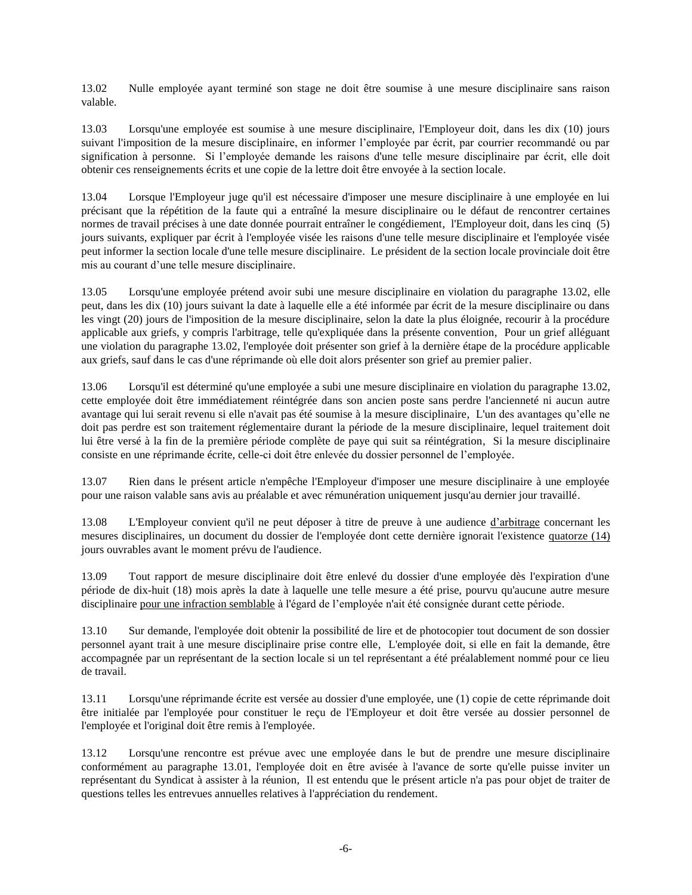13.02 Nulle employée ayant terminé son stage ne doit être soumise à une mesure disciplinaire sans raison valable.

13.03 Lorsqu'une employée est soumise à une mesure disciplinaire, l'Employeur doit, dans les dix (10) jours suivant l'imposition de la mesure disciplinaire, en informer l'employée par écrit, par courrier recommandé ou par signification à personne. Si l'employée demande les raisons d'une telle mesure disciplinaire par écrit, elle doit obtenir ces renseignements écrits et une copie de la lettre doit être envoyée à la section locale.

13.04 Lorsque l'Employeur juge qu'il est nécessaire d'imposer une mesure disciplinaire à une employée en lui précisant que la répétition de la faute qui a entraîné la mesure disciplinaire ou le défaut de rencontrer certaines normes de travail précises à une date donnée pourrait entraîner le congédiement, l'Employeur doit, dans les cinq (5) jours suivants, expliquer par écrit à l'employée visée les raisons d'une telle mesure disciplinaire et l'employée visée peut informer la section locale d'une telle mesure disciplinaire. Le président de la section locale provinciale doit être mis au courant d'une telle mesure disciplinaire.

13.05 Lorsqu'une employée prétend avoir subi une mesure disciplinaire en violation du paragraphe 13.02, elle peut, dans les dix (10) jours suivant la date à laquelle elle a été informée par écrit de la mesure disciplinaire ou dans les vingt (20) jours de l'imposition de la mesure disciplinaire, selon la date la plus éloignée, recourir à la procédure applicable aux griefs, y compris l'arbitrage, telle qu'expliquée dans la présente convention, Pour un grief alléguant une violation du paragraphe 13.02, l'employée doit présenter son grief à la dernière étape de la procédure applicable aux griefs, sauf dans le cas d'une réprimande où elle doit alors présenter son grief au premier palier.

13.06 Lorsqu'il est déterminé qu'une employée a subi une mesure disciplinaire en violation du paragraphe 13.02, cette employée doit être immédiatement réintégrée dans son ancien poste sans perdre l'ancienneté ni aucun autre avantage qui lui serait revenu si elle n'avait pas été soumise à la mesure disciplinaire, L'un des avantages qu'elle ne doit pas perdre est son traitement réglementaire durant la période de la mesure disciplinaire, lequel traitement doit lui être versé à la fin de la première période complète de paye qui suit sa réintégration, Si la mesure disciplinaire consiste en une réprimande écrite, celle-ci doit être enlevée du dossier personnel de l'employée.

13.07 Rien dans le présent article n'empêche l'Employeur d'imposer une mesure disciplinaire à une employée pour une raison valable sans avis au préalable et avec rémunération uniquement jusqu'au dernier jour travaillé.

13.08 L'Employeur convient qu'il ne peut déposer à titre de preuve à une audience <u>d'arbitrage</u> concernant les mesures disciplinaires, un document du dossier de l'employée dont cette dernière ignorait l'existence <u>quatorze (14)</u> jours ouvrables avant le moment prévu de l'audience.

13.09 Tout rapport de mesure disciplinaire doit être enlevé du dossier d'une employée dès l'expiration d'une période de dix-huit (18) mois après la date à laquelle une telle mesure a été prise, pourvu qu'aucune autre mesure disciplinaire <u>pour une infraction semblable</u> à l'égard de l'employée n'ait été consignée durant cette période.

13.10 Sur demande, l'employée doit obtenir la possibilité de lire et de photocopier tout document de son dossier personnel ayant trait à une mesure disciplinaire prise contre elle, L'employée doit, si elle en fait la demande, être accompagnée par un représentant de la section locale si un tel représentant a été préalablement nommé pour ce lieu de travail.

13.11 Lorsqu'une réprimande écrite est versée au dossier d'une employée, une (1) copie de cette réprimande doit être initialée par l'employée pour constituer le reçu de l'Employeur et doit être versée au dossier personnel de l'employée et l'original doit être remis à l'employée.

13.12 Lorsqu'une rencontre est prévue avec une employée dans le but de prendre une mesure disciplinaire conformément au paragraphe 13.01, l'employée doit en être avisée à l'avance de sorte qu'elle puisse inviter un représentant du Syndicat à assister à la réunion, Il est entendu que le présent article n'a pas pour objet de traiter de questions telles les entrevues annuelles relatives à l'appréciation du rendement.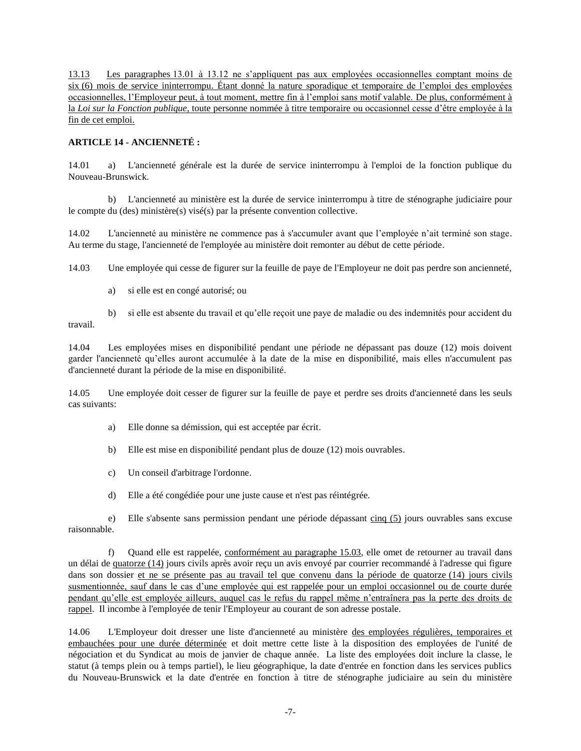13.13 Les paragraphes 13.01 à 13.12 ne s'appliquent pas aux employées occasionnelles comptant moins de six (6) mois de service ininterrompu. Étant donné la nature sporadique et temporaire de l'emploi des employées occasionnelles, l'Employeur peut, à tout moment, mettre fin à l'emploi sans motif valable. De plus, conformément à la *Loi sur la Fonction publique*, toute personne nommée à titre temporaire ou occasionnel cesse d'être employée à la fin de cet emploi.

**ARTICLE 14 - ANCIENNETÉ :**

14.01 a) L'ancienneté générale est la durée de service ininterrompu à l'emploi de la fonction publique du Nouveau-Brunswick.

b) L'ancienneté au ministère est la durée de service ininterrompu à titre de sténographe judiciaire pour le compte du (des) ministère(s) visé(s) par la présente convention collective.

14.02 L'ancienneté au ministère ne commence pas à s'accumuler avant que l'employée n'ait terminé son stage. Au terme du stage, l'ancienneté de l'employée au ministère doit remonter au début de cette période.

14.03 Une employée qui cesse de figurer sur la feuille de paye de l'Employeur ne doit pas perdre son ancienneté,

a) si elle est en congé autorisé; ou

b) si elle est absente du travail et qu'elle reçoit une paye de maladie ou des indemnités pour accident du travail.

14.04 Les employées mises en disponibilité pendant une période ne dépassant pas douze (12) mois doivent garder l'ancienneté qu'elles auront accumulée à la date de la mise en disponibilité, mais elles n'accumulent pas d'ancienneté durant la période de la mise en disponibilité.

14.05 Une employée doit cesser de figurer sur la feuille de paye et perdre ses droits d'ancienneté dans les seuls cas suivants:

a) Elle donne sa démission, qui est acceptée par écrit.

b) Elle est mise en disponibilité pendant plus de douze (12) mois ouvrables.

c) Un conseil d'arbitrage l'ordonne.

d) Elle a été congédiée pour une juste cause et n'est pas réintégrée.

e) Elle s'absente sans permission pendant une période dépassant cinq (5) jours ouvrables sans excuse raisonnable.

f) Quand elle est rappelée, conformément au paragraphe 15.03, elle omet de retourner au travail dans un délai de quatorze (14) jours civils après avoir reçu un avis envoyé par courrier recommandé à l'adresse qui figure dans son dossier et ne se présente pas au travail tel que convenu dans la période de quatorze (14) jours civils susmentionnée, sauf dans le cas d'une employée qui est rappelée pour un emploi occasionnel ou de courte durée pendant qu'elle est employée ailleurs, auquel cas le refus du rappel même n'entraînera pas la perte des droits de rappel. Il incombe à l'employée de tenir l'Employeur au courant de son adresse postale.

14.06 L'Employeur doit dresser une liste d'ancienneté au ministère des employées régulières, temporaires et embauchées pour une durée déterminée et doit mettre cette liste à la disposition des employées de l'unité de négociation et du Syndicat au mois de janvier de chaque année. La liste des employées doit inclure la classe, le statut (à temps plein ou à temps partiel), le lieu géographique, la date d'entrée en fonction dans les services publics du Nouveau-Brunswick et la date d'entrée en fonction à titre de sténographe judiciaire au sein du ministère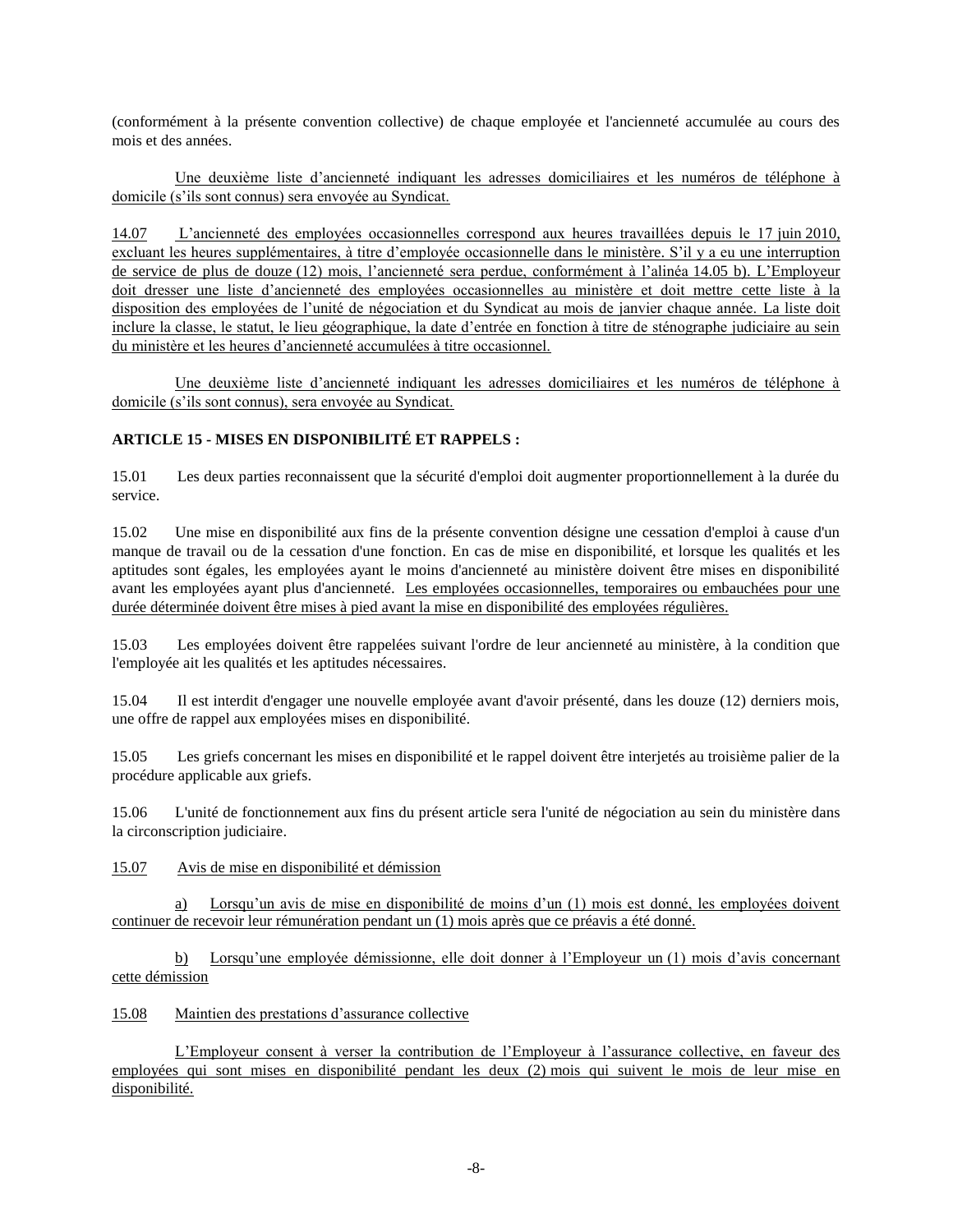(conformément à la présente convention collective) de chaque employée et l'ancienneté accumulée au cours des mois et des années.

Une deuxième liste d'ancienneté indiquant les adresses domiciliaires et les numéros de téléphone à domicile (s'ils sont connus) sera envoyée au Syndicat.

14.07 L'ancienneté des employées occasionnelles correspond aux heures travaillées depuis le 17 juin 2010, excluant les heures supplémentaires, à titre d'employée occasionnelle dans le ministère. S'il y a eu une interruption de service de plus de douze (12) mois, l'ancienneté sera perdue, conformément à l'alinéa 14.05 b). L'Employeur doit dresser une liste d'ancienneté des employées occasionnelles au ministère et doit mettre cette liste à la disposition des employées de l'unité de négociation et du Syndicat au mois de janvier chaque année. La liste doit inclure la classe, le statut, le lieu géographique, la date d'entrée en fonction à titre de sténographe judiciaire au sein du ministère et les heures d'ancienneté accumulées à titre occasionnel.

Une deuxième liste d'ancienneté indiquant les adresses domiciliaires et les numéros de téléphone à domicile (s'ils sont connus), sera envoyée au Syndicat.

**ARTICLE 15 - MISES EN DISPONIBILITÉ ET RAPPELS :**

15.01 Les deux parties reconnaissent que la sécurité d'emploi doit augmenter proportionnellement à la durée du service.

15.02 Une mise en disponibilité aux fins de la présente convention désigne une cessation d'emploi à cause d'un manque de travail ou de la cessation d'une fonction. En cas de mise en disponibilité, et lorsque les qualités et les aptitudes sont égales, les employées ayant le moins d'ancienneté au ministère doivent être mises en disponibilité avant les employées ayant plus d'ancienneté. Les employées occasionnelles, temporaires ou embauchées pour une durée déterminée doivent être mises à pied avant la mise en disponibilité des employées régulières.

15.03 Les employées doivent être rappelées suivant l'ordre de leur ancienneté au ministère, à la condition que l'employée ait les qualités et les aptitudes nécessaires.

15.04 Il est interdit d'engager une nouvelle employée avant d'avoir présenté, dans les douze (12) derniers mois, une offre de rappel aux employées mises en disponibilité.

15.05 Les griefs concernant les mises en disponibilité et le rappel doivent être interjetés au troisième palier de la procédure applicable aux griefs.

15.06 L'unité de fonctionnement aux fins du présent article sera l'unité de négociation au sein du ministère dans la circonscription judiciaire.

15.07 Avis de mise en disponibilité et démission

a) Lorsqu'un avis de mise en disponibilité de moins d'un (1) mois est donné, les employées doivent continuer de recevoir leur rémunération pendant un (1) mois après que ce préavis a été donné.

b) Lorsqu'une employée démissionne, elle doit donner à l'Employeur un (1) mois d'avis concernant cette démission

15.08 Maintien des prestations d'assurance collective

L'Employeur consent à verser la contribution de l'Employeur à l'assurance collective, en faveur des employées qui sont mises en disponibilité pendant les deux (2) mois qui suivent le mois de leur mise en disponibilité.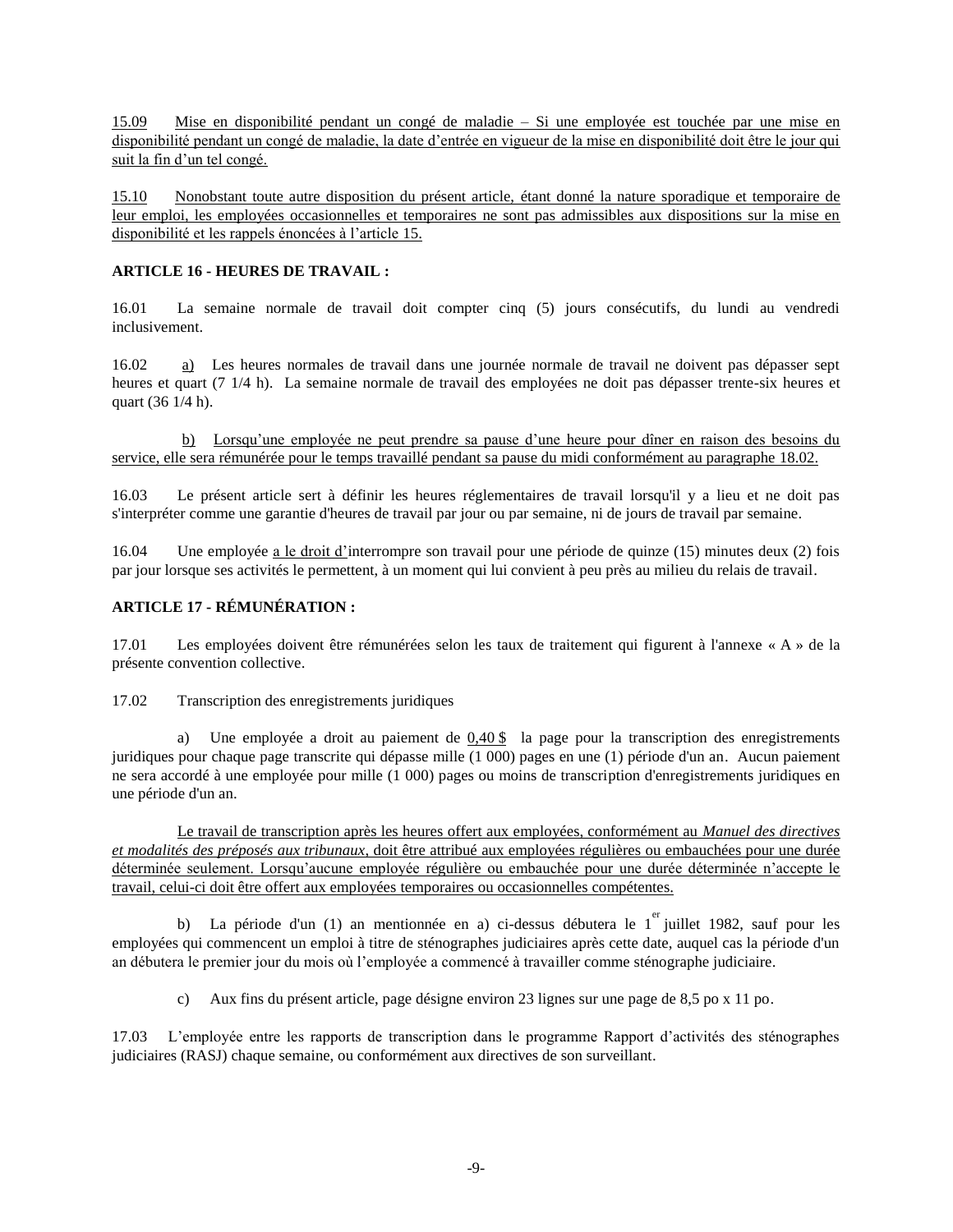<u>15.09 Mise en disponibilité pendant un congé de maladie – Si une employée est touchée par une mise en disponibilité pendant un congé de maladie, la date d'entrée en vigueur de la mise en disponibilité doit être le jour qui suit la fin d'un tel congé.</u>

<u>15.10 Nonobstant toute autre disposition du présent article, étant donné la nature sporadique et temporaire de leur emploi, les employées occasionnelles et temporaires ne sont pas admissibles aux dispositions sur la mise en disponibilité et les rappels énoncées à l'article 15.</u>

**ARTICLE 16 - HEURES DE TRAVAIL :**

16.01 La semaine normale de travail doit compter cinq (5) jours consécutifs, du lundi au vendredi inclusivement.

16.02 <u>a)</u> Les heures normales de travail dans une journée normale de travail ne doivent pas dépasser sept heures et quart (7 1/4 h). La semaine normale de travail des employées ne doit pas dépasser trente-six heures et quart (36 1/4 h).

<u>b) Lorsqu'une employée ne peut prendre sa pause d'une heure pour dîner en raison des besoins du service, elle sera rémunérée pour le temps travaillé pendant sa pause du midi conformément au paragraphe 18.02.</u>

16.03 Le présent article sert à définir les heures réglementaires de travail lorsqu'il y a lieu et ne doit pas s'interpréter comme une garantie d'heures de travail par jour ou par semaine, ni de jours de travail par semaine.

16.04 Une employée <u>a le droit d'</u>interrompre son travail pour une période de quinze (15) minutes deux (2) fois par jour lorsque ses activités le permettent, à un moment qui lui convient à peu près au milieu du relais de travail.

**ARTICLE 17 - RÉMUNÉRATION :**

17.01 Les employées doivent être rémunérées selon les taux de traitement qui figurent à l'annexe « A » de la présente convention collective.

17.02 Transcription des enregistrements juridiques

a) Une employée a droit au paiement de <u>0,40 $</u> la page pour la transcription des enregistrements juridiques pour chaque page transcrite qui dépasse mille (1 000) pages en une (1) période d'un an. Aucun paiement ne sera accordé à une employée pour mille (1 000) pages ou moins de transcription d'enregistrements juridiques en une période d'un an.

<u>Le travail de transcription après les heures offert aux employées, conformément au *Manuel des directives et modalités des préposés aux tribunaux*, doit être attribué aux employées régulières ou embauchées pour une durée déterminée seulement. Lorsqu'aucune employée régulière ou embauchée pour une durée déterminée n'accepte le travail, celui-ci doit être offert aux employées temporaires ou occasionnelles compétentes.</u>

b) La période d'un (1) an mentionnée en a) ci-dessus débutera le 1er juillet 1982, sauf pour les employées qui commencent un emploi à titre de sténographes judiciaires après cette date, auquel cas la période d'un an débutera le premier jour du mois où l'employée a commencé à travailler comme sténographe judiciaire.

c) Aux fins du présent article, page désigne environ 23 lignes sur une page de 8,5 po x 11 po.

17.03 L'employée entre les rapports de transcription dans le programme Rapport d'activités des sténographes judiciaires (RASJ) chaque semaine, ou conformément aux directives de son surveillant.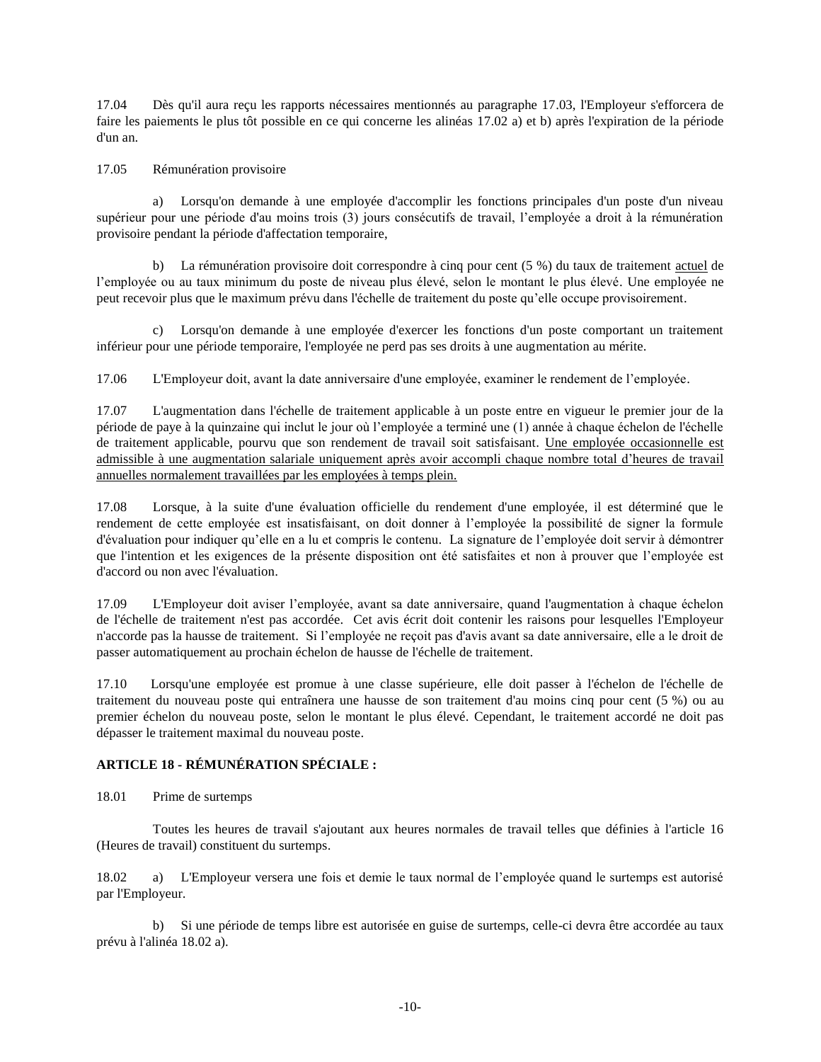17.04 Dès qu'il aura reçu les rapports nécessaires mentionnés au paragraphe 17.03, l'Employeur s'efforcera de faire les paiements le plus tôt possible en ce qui concerne les alinéas 17.02 a) et b) après l'expiration de la période d'un an.

17.05 Rémunération provisoire

a) Lorsqu'on demande à une employée d'accomplir les fonctions principales d'un poste d'un niveau supérieur pour une période d'au moins trois (3) jours consécutifs de travail, l'employée a droit à la rémunération provisoire pendant la période d'affectation temporaire,

b) La rémunération provisoire doit correspondre à cinq pour cent (5 %) du taux de traitement <u>actuel</u> de l'employée ou au taux minimum du poste de niveau plus élevé, selon le montant le plus élevé. Une employée ne peut recevoir plus que le maximum prévu dans l'échelle de traitement du poste qu'elle occupe provisoirement.

c) Lorsqu'on demande à une employée d'exercer les fonctions d'un poste comportant un traitement inférieur pour une période temporaire, l'employée ne perd pas ses droits à une augmentation au mérite.

17.06 L'Employeur doit, avant la date anniversaire d'une employée, examiner le rendement de l'employée.

17.07 L'augmentation dans l'échelle de traitement applicable à un poste entre en vigueur le premier jour de la période de paye à la quinzaine qui inclut le jour où l'employée a terminé une (1) année à chaque échelon de l'échelle de traitement applicable, pourvu que son rendement de travail soit satisfaisant. <u>Une employée occasionnelle est admissible à une augmentation salariale uniquement après avoir accompli chaque nombre total d'heures de travail annuelles normalement travaillées par les employées à temps plein.</u>

17.08 Lorsque, à la suite d'une évaluation officielle du rendement d'une employée, il est déterminé que le rendement de cette employée est insatisfaisant, on doit donner à l'employée la possibilité de signer la formule d'évaluation pour indiquer qu'elle en a lu et compris le contenu. La signature de l'employée doit servir à démontrer que l'intention et les exigences de la présente disposition ont été satisfaites et non à prouver que l'employée est d'accord ou non avec l'évaluation.

17.09 L'Employeur doit aviser l'employée, avant sa date anniversaire, quand l'augmentation à chaque échelon de l'échelle de traitement n'est pas accordée. Cet avis écrit doit contenir les raisons pour lesquelles l'Employeur n'accorde pas la hausse de traitement. Si l'employée ne reçoit pas d'avis avant sa date anniversaire, elle a le droit de passer automatiquement au prochain échelon de hausse de l'échelle de traitement.

17.10 Lorsqu'une employée est promue à une classe supérieure, elle doit passer à l'échelon de l'échelle de traitement du nouveau poste qui entraînera une hausse de son traitement d'au moins cinq pour cent (5 %) ou au premier échelon du nouveau poste, selon le montant le plus élevé. Cependant, le traitement accordé ne doit pas dépasser le traitement maximal du nouveau poste.

## ARTICLE 18 - RÉMUNÉRATION SPÉCIALE :

18.01 Prime de surtemps

Toutes les heures de travail s'ajoutant aux heures normales de travail telles que définies à l'article 16 (Heures de travail) constituent du surtemps.

18.02 a) L'Employeur versera une fois et demie le taux normal de l'employée quand le surtemps est autorisé par l'Employeur.

b) Si une période de temps libre est autorisée en guise de surtemps, celle-ci devra être accordée au taux prévu à l'alinéa 18.02 a).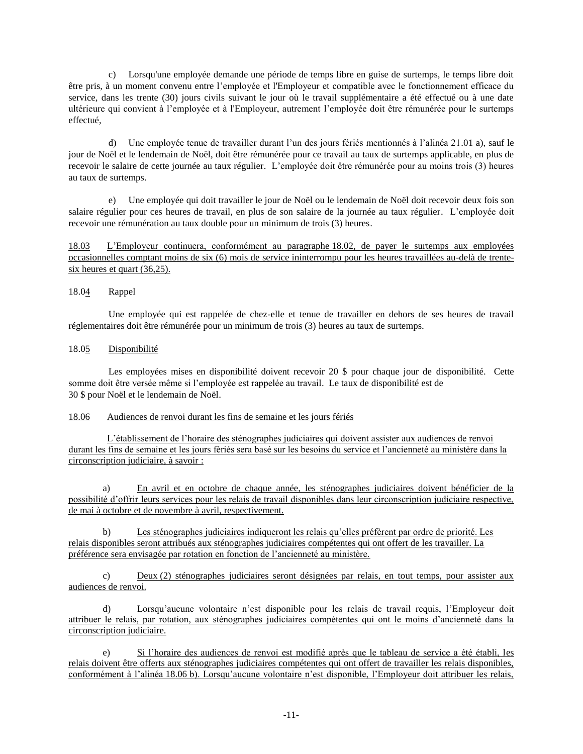c) Lorsqu'une employée demande une période de temps libre en guise de surtemps, le temps libre doit être pris, à un moment convenu entre l'employée et l'Employeur et compatible avec le fonctionnement efficace du service, dans les trente (30) jours civils suivant le jour où le travail supplémentaire a été effectué ou à une date ultérieure qui convient à l'employée et à l'Employeur, autrement l'employée doit être rémunérée pour le surtemps effectué,

d) Une employée tenue de travailler durant l'un des jours fériés mentionnés à l'alinéa 21.01 a), sauf le jour de Noël et le lendemain de Noël, doit être rémunérée pour ce travail au taux de surtemps applicable, en plus de recevoir le salaire de cette journée au taux régulier. L'employée doit être rémunérée pour au moins trois (3) heures au taux de surtemps.

e) Une employée qui doit travailler le jour de Noël ou le lendemain de Noël doit recevoir deux fois son salaire régulier pour ces heures de travail, en plus de son salaire de la journée au taux régulier. L'employée doit recevoir une rémunération au taux double pour un minimum de trois (3) heures.

<u>18.03 L'Employeur continuera, conformément au paragraphe 18.02, de payer le surtemps aux employées occasionnelles comptant moins de six (6) mois de service ininterrompu pour les heures travaillées au-delà de trente-six heures et quart (36,25).</u>

18.04 Rappel

Une employée qui est rappelée de chez-elle et tenue de travailler en dehors de ses heures de travail réglementaires doit être rémunérée pour un minimum de trois (3) heures au taux de surtemps.

18.05 <u>Disponibilité</u>

Les employées mises en disponibilité doivent recevoir 20 $ pour chaque jour de disponibilité. Cette somme doit être versée même si l'employée est rappelée au travail. Le taux de disponibilité est de 30 $ pour Noël et le lendemain de Noël.

<u>18.06 Audiences de renvoi durant les fins de semaine et les jours fériés</u>

<u>L'établissement de l'horaire des sténographes judiciaires qui doivent assister aux audiences de renvoi durant les fins de semaine et les jours fériés sera basé sur les besoins du service et l'ancienneté au ministère dans la circonscription judiciaire, à savoir :</u>

a) <u>En avril et en octobre de chaque année, les sténographes judiciaires doivent bénéficier de la possibilité d'offrir leurs services pour les relais de travail disponibles dans leur circonscription judiciaire respective, de mai à octobre et de novembre à avril, respectivement.</u>

b) <u>Les sténographes judiciaires indiqueront les relais qu'elles préfèrent par ordre de priorité. Les relais disponibles seront attribués aux sténographes judiciaires compétentes qui ont offert de les travailler. La préférence sera envisagée par rotation en fonction de l'ancienneté au ministère.</u>

c) <u>Deux (2) sténographes judiciaires seront désignées par relais, en tout temps, pour assister aux audiences de renvoi.</u>

d) <u>Lorsqu'aucune volontaire n'est disponible pour les relais de travail requis, l'Employeur doit attribuer le relais, par rotation, aux sténographes judiciaires compétentes qui ont le moins d'ancienneté dans la circonscription judiciaire.</u>

e) <u>Si l'horaire des audiences de renvoi est modifié après que le tableau de service a été établi, les relais doivent être offerts aux sténographes judiciaires compétentes qui ont offert de travailler les relais disponibles, conformément à l'alinéa 18.06 b). Lorsqu'aucune volontaire n'est disponible, l'Employeur doit attribuer les relais,</u>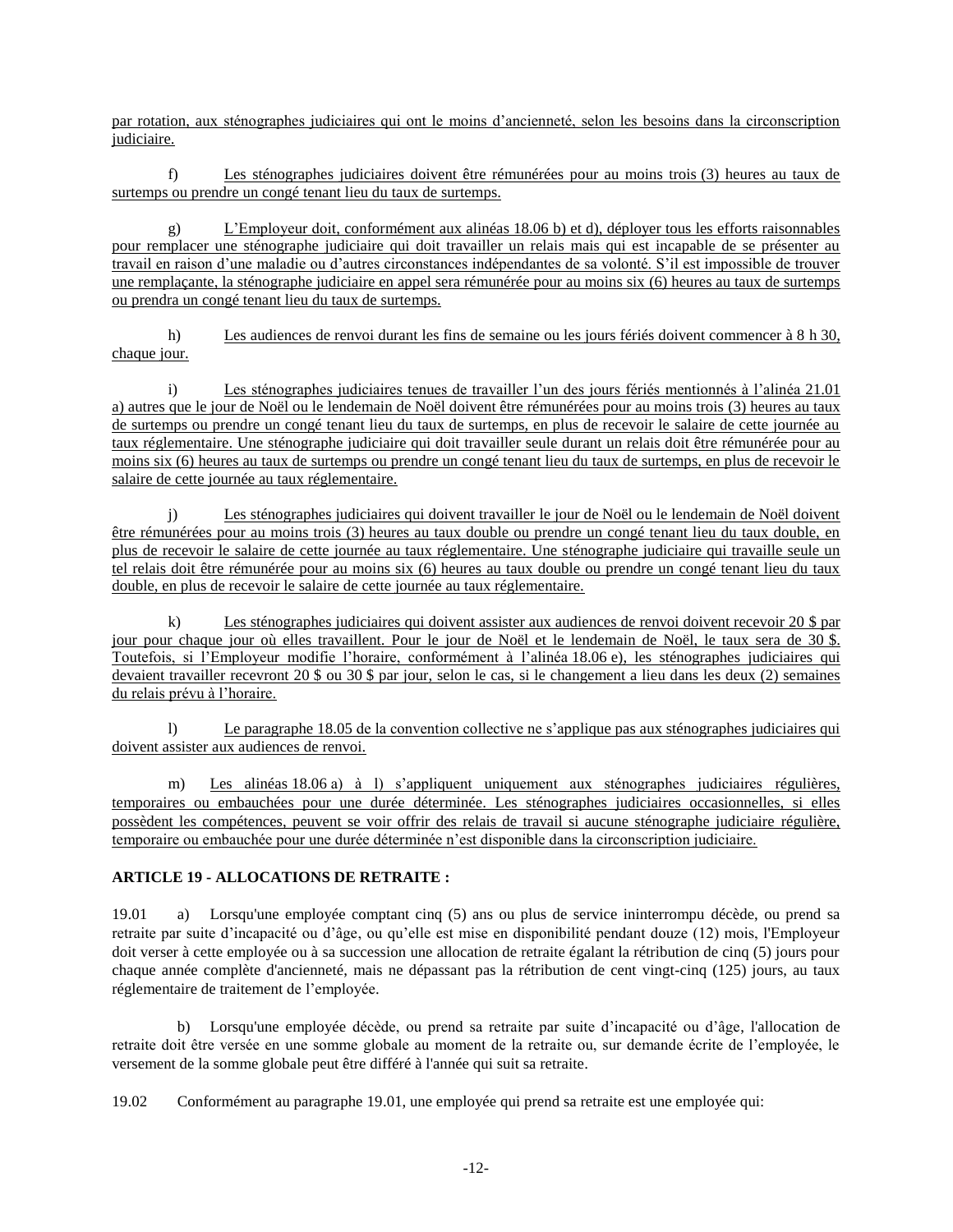par rotation, aux sténographes judiciaires qui ont le moins d'ancienneté, selon les besoins dans la circonscription judiciaire.

f) Les sténographes judiciaires doivent être rémunérées pour au moins trois (3) heures au taux de surtemps ou prendre un congé tenant lieu du taux de surtemps.

g) L'Employeur doit, conformément aux alinéas 18.06 b) et d), déployer tous les efforts raisonnables pour remplacer une sténographe judiciaire qui doit travailler un relais mais qui est incapable de se présenter au travail en raison d'une maladie ou d'autres circonstances indépendantes de sa volonté. S'il est impossible de trouver une remplaçante, la sténographe judiciaire en appel sera rémunérée pour au moins six (6) heures au taux de surtemps ou prendra un congé tenant lieu du taux de surtemps.

h) Les audiences de renvoi durant les fins de semaine ou les jours fériés doivent commencer à 8 h 30, chaque jour.

i) Les sténographes judiciaires tenues de travailler l'un des jours fériés mentionnés à l'alinéa 21.01 a) autres que le jour de Noël ou le lendemain de Noël doivent être rémunérées pour au moins trois (3) heures au taux de surtemps ou prendre un congé tenant lieu du taux de surtemps, en plus de recevoir le salaire de cette journée au taux réglementaire. Une sténographe judiciaire qui doit travailler seule durant un relais doit être rémunérée pour au moins six (6) heures au taux de surtemps ou prendre un congé tenant lieu du taux de surtemps, en plus de recevoir le salaire de cette journée au taux réglementaire.

j) Les sténographes judiciaires qui doivent travailler le jour de Noël ou le lendemain de Noël doivent être rémunérées pour au moins trois (3) heures au taux double ou prendre un congé tenant lieu du taux double, en plus de recevoir le salaire de cette journée au taux réglementaire. Une sténographe judiciaire qui travaille seule un tel relais doit être rémunérée pour au moins six (6) heures au taux double ou prendre un congé tenant lieu du taux double, en plus de recevoir le salaire de cette journée au taux réglementaire.

k) Les sténographes judiciaires qui doivent assister aux audiences de renvoi doivent recevoir 20 $ par jour pour chaque jour où elles travaillent. Pour le jour de Noël et le lendemain de Noël, le taux sera de 30 $. Toutefois, si l'Employeur modifie l'horaire, conformément à l'alinéa 18.06 e), les sténographes judiciaires qui devaient travailler recevront 20 $ ou 30 $ par jour, selon le cas, si le changement a lieu dans les deux (2) semaines du relais prévu à l'horaire.

l) Le paragraphe 18.05 de la convention collective ne s'applique pas aux sténographes judiciaires qui doivent assister aux audiences de renvoi.

m) Les alinéas 18.06 a) à l) s'appliquent uniquement aux sténographes judiciaires régulières, temporaires ou embauchées pour une durée déterminée. Les sténographes judiciaires occasionnelles, si elles possèdent les compétences, peuvent se voir offrir des relais de travail si aucune sténographe judiciaire régulière, temporaire ou embauchée pour une durée déterminée n'est disponible dans la circonscription judiciaire.

### ARTICLE 19 - ALLOCATIONS DE RETRAITE :

19.01 a) Lorsqu'une employée comptant cinq (5) ans ou plus de service ininterrompu décède, ou prend sa retraite par suite d'incapacité ou d'âge, ou qu'elle est mise en disponibilité pendant douze (12) mois, l'Employeur doit verser à cette employée ou à sa succession une allocation de retraite égalant la rétribution de cinq (5) jours pour chaque année complète d'ancienneté, mais ne dépassant pas la rétribution de cent vingt-cinq (125) jours, au taux réglementaire de traitement de l'employée.

b) Lorsqu'une employée décède, ou prend sa retraite par suite d'incapacité ou d'âge, l'allocation de retraite doit être versée en une somme globale au moment de la retraite ou, sur demande écrite de l'employée, le versement de la somme globale peut être différé à l'année qui suit sa retraite.

19.02 Conformément au paragraphe 19.01, une employée qui prend sa retraite est une employée qui: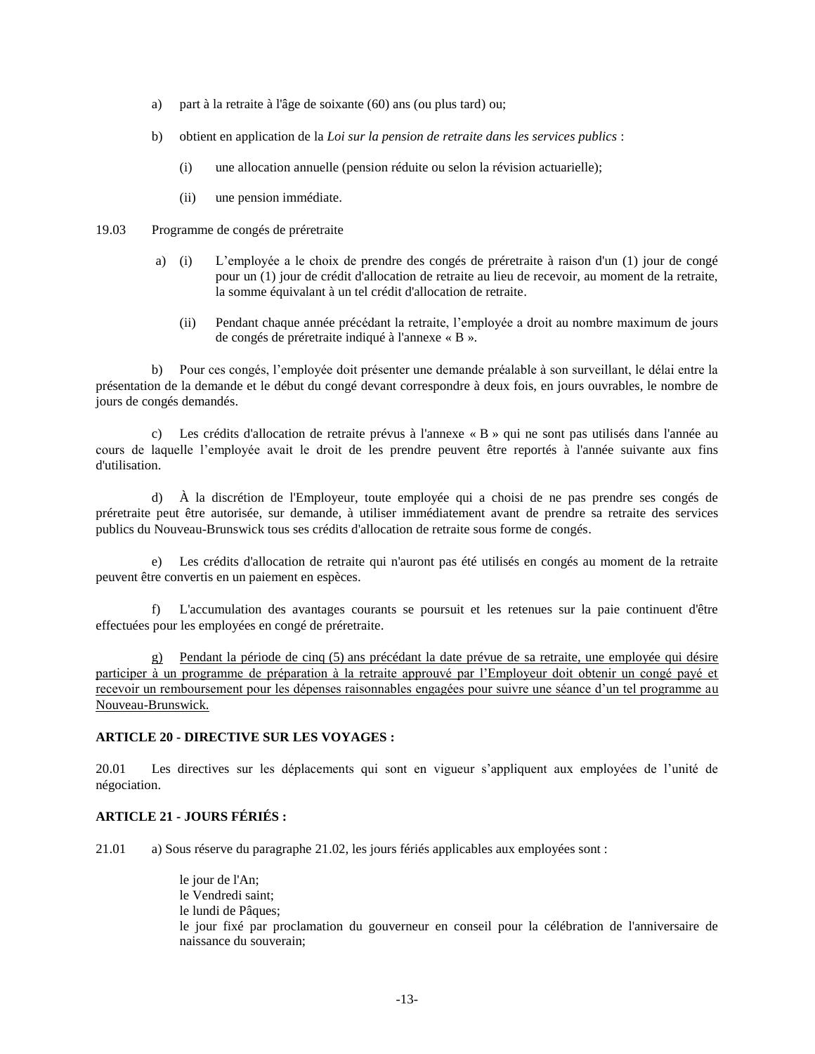a) part à la retraite à l'âge de soixante (60) ans (ou plus tard) ou;

b) obtient en application de la *Loi sur la pension de retraite dans les services publics* :

(i) une allocation annuelle (pension réduite ou selon la révision actuarielle);

(ii) une pension immédiate.

19.03 Programme de congés de préretraite

a) (i) L'employée a le choix de prendre des congés de préretraite à raison d'un (1) jour de congé pour un (1) jour de crédit d'allocation de retraite au lieu de recevoir, au moment de la retraite, la somme équivalant à un tel crédit d'allocation de retraite.

(ii) Pendant chaque année précédant la retraite, l'employée a droit au nombre maximum de jours de congés de préretraite indiqué à l'annexe « B ».

b) Pour ces congés, l'employée doit présenter une demande préalable à son surveillant, le délai entre la présentation de la demande et le début du congé devant correspondre à deux fois, en jours ouvrables, le nombre de jours de congés demandés.

c) Les crédits d'allocation de retraite prévus à l'annexe « B » qui ne sont pas utilisés dans l'année au cours de laquelle l'employée avait le droit de les prendre peuvent être reportés à l'année suivante aux fins d'utilisation.

d) À la discrétion de l'Employeur, toute employée qui a choisi de ne pas prendre ses congés de préretraite peut être autorisée, sur demande, à utiliser immédiatement avant de prendre sa retraite des services publics du Nouveau-Brunswick tous ses crédits d'allocation de retraite sous forme de congés.

e) Les crédits d'allocation de retraite qui n'auront pas été utilisés en congés au moment de la retraite peuvent être convertis en un paiement en espèces.

f) L'accumulation des avantages courants se poursuit et les retenues sur la paie continuent d'être effectuées pour les employées en congé de préretraite.

<u>g) Pendant la période de cinq (5) ans précédant la date prévue de sa retraite, une employée qui désire participer à un programme de préparation à la retraite approuvé par l'Employeur doit obtenir un congé payé et recevoir un remboursement pour les dépenses raisonnables engagées pour suivre une séance d'un tel programme au Nouveau-Brunswick.</u>

**ARTICLE 20 - DIRECTIVE SUR LES VOYAGES :**

20.01 Les directives sur les déplacements qui sont en vigueur s'appliquent aux employées de l'unité de négociation.

**ARTICLE 21 - JOURS FÉRIÉS :**

21.01 a) Sous réserve du paragraphe 21.02, les jours fériés applicables aux employées sont :

le jour de l'An;
le Vendredi saint;
le lundi de Pâques;
le jour fixé par proclamation du gouverneur en conseil pour la célébration de l'anniversaire de naissance du souverain;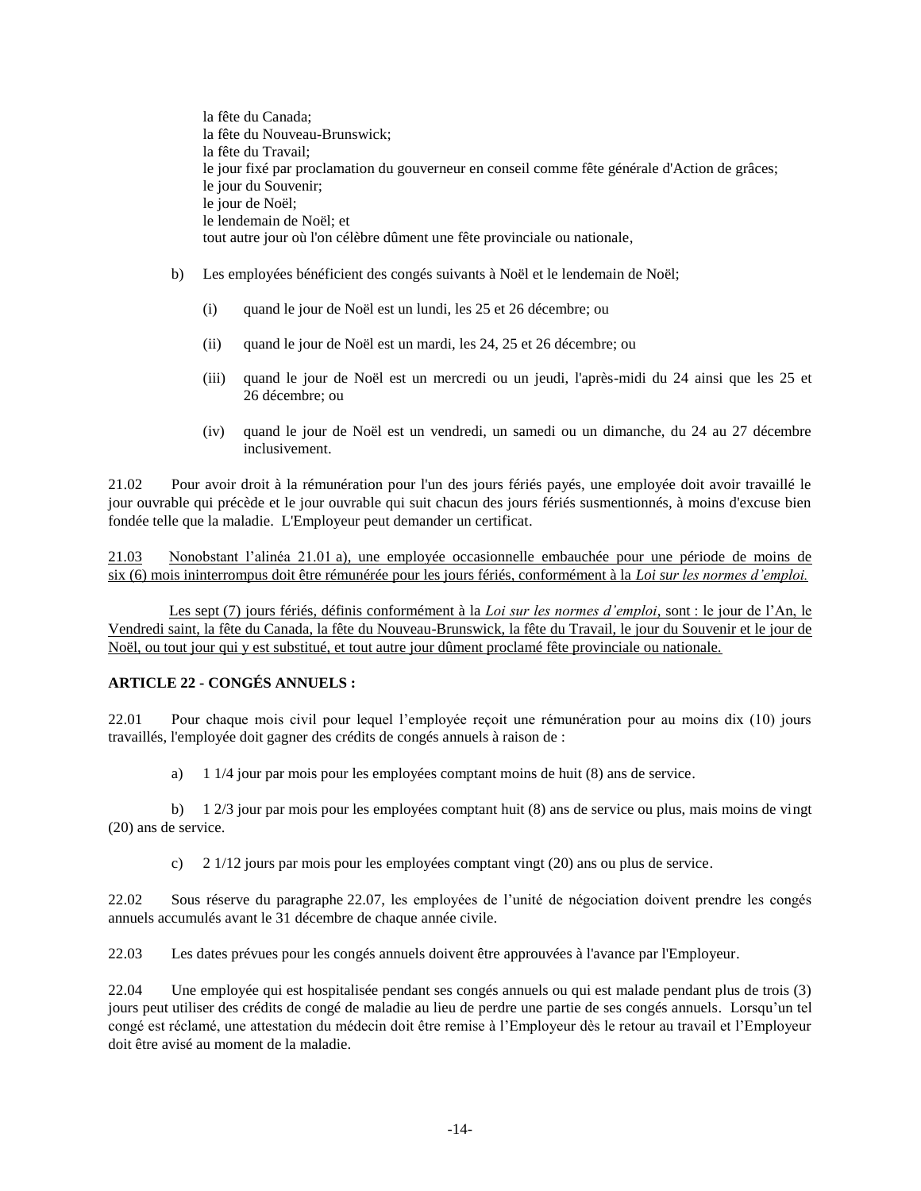la fête du Canada;
la fête du Nouveau-Brunswick;
la fête du Travail;
le jour fixé par proclamation du gouverneur en conseil comme fête générale d'Action de grâces;
le jour du Souvenir;
le jour de Noël;
le lendemain de Noël; et
tout autre jour où l'on célèbre dûment une fête provinciale ou nationale,

b) Les employées bénéficient des congés suivants à Noël et le lendemain de Noël;

(i) quand le jour de Noël est un lundi, les 25 et 26 décembre; ou

(ii) quand le jour de Noël est un mardi, les 24, 25 et 26 décembre; ou

(iii) quand le jour de Noël est un mercredi ou un jeudi, l'après-midi du 24 ainsi que les 25 et 26 décembre; ou

(iv) quand le jour de Noël est un vendredi, un samedi ou un dimanche, du 24 au 27 décembre inclusivement.

21.02 Pour avoir droit à la rémunération pour l'un des jours fériés payés, une employée doit avoir travaillé le jour ouvrable qui précède et le jour ouvrable qui suit chacun des jours fériés susmentionnés, à moins d'excuse bien fondée telle que la maladie. L'Employeur peut demander un certificat.

<u>21.03 Nonobstant l'alinéa 21.01 a), une employée occasionnelle embauchée pour une période de moins de six (6) mois ininterrompus doit être rémunérée pour les jours fériés, conformément à la *Loi sur les normes d'emploi.*</u>

<u>Les sept (7) jours fériés, définis conformément à la *Loi sur les normes d'emploi*, sont : le jour de l'An, le Vendredi saint, la fête du Canada, la fête du Nouveau-Brunswick, la fête du Travail, le jour du Souvenir et le jour de Noël, ou tout jour qui y est substitué, et tout autre jour dûment proclamé fête provinciale ou nationale.</u>

**ARTICLE 22 - CONGÉS ANNUELS :**

22.01 Pour chaque mois civil pour lequel l'employée reçoit une rémunération pour au moins dix (10) jours travaillés, l'employée doit gagner des crédits de congés annuels à raison de :

a) 1 1/4 jour par mois pour les employées comptant moins de huit (8) ans de service.

b) 1 2/3 jour par mois pour les employées comptant huit (8) ans de service ou plus, mais moins de vingt (20) ans de service.

c) 2 1/12 jours par mois pour les employées comptant vingt (20) ans ou plus de service.

22.02 Sous réserve du paragraphe 22.07, les employées de l'unité de négociation doivent prendre les congés annuels accumulés avant le 31 décembre de chaque année civile.

22.03 Les dates prévues pour les congés annuels doivent être approuvées à l'avance par l'Employeur.

22.04 Une employée qui est hospitalisée pendant ses congés annuels ou qui est malade pendant plus de trois (3) jours peut utiliser des crédits de congé de maladie au lieu de perdre une partie de ses congés annuels. Lorsqu'un tel congé est réclamé, une attestation du médecin doit être remise à l'Employeur dès le retour au travail et l'Employeur doit être avisé au moment de la maladie.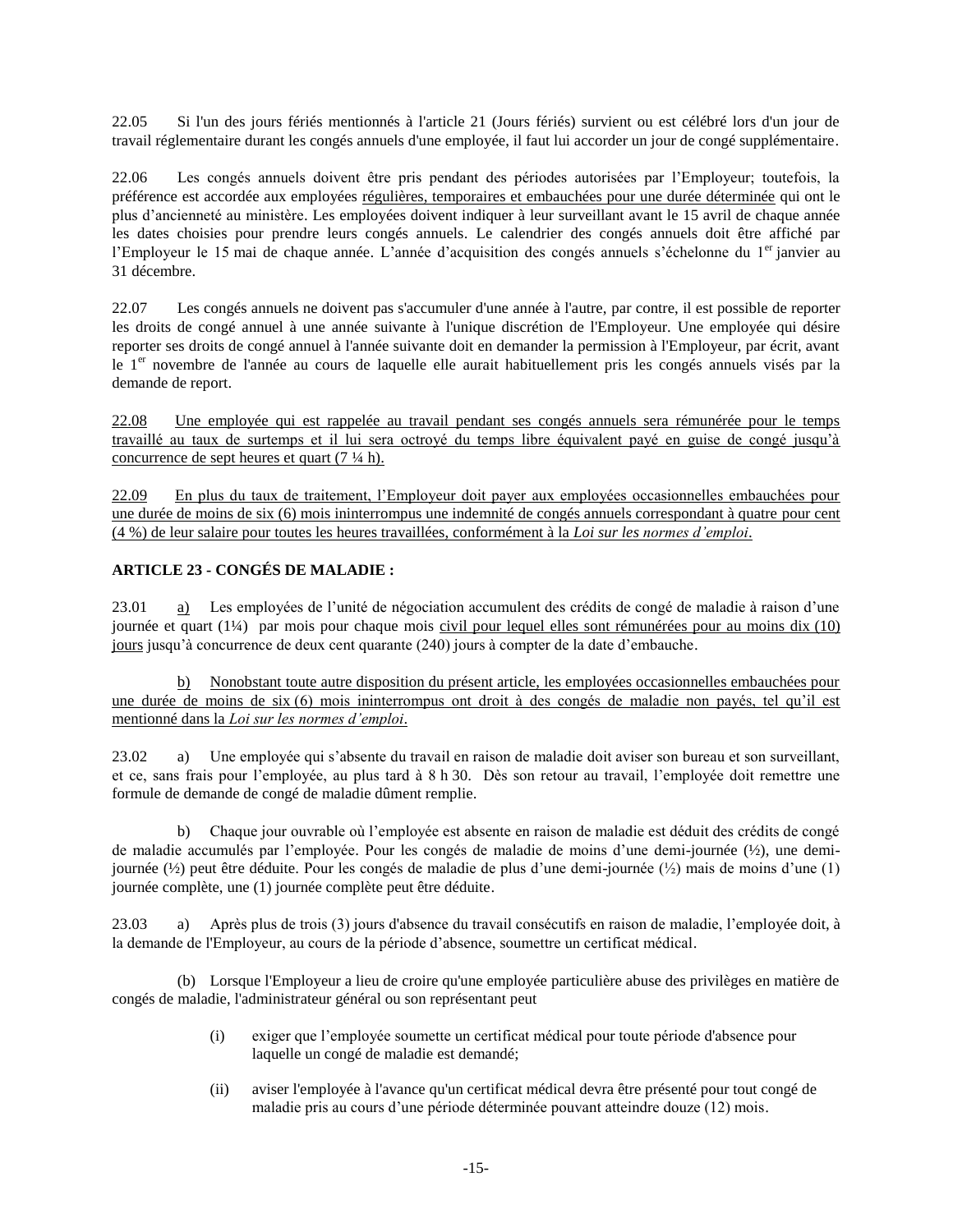22.05 Si l'un des jours fériés mentionnés à l'article 21 (Jours fériés) survient ou est célébré lors d'un jour de travail réglementaire durant les congés annuels d'une employée, il faut lui accorder un jour de congé supplémentaire.

22.06 Les congés annuels doivent être pris pendant des périodes autorisées par l'Employeur; toutefois, la préférence est accordée aux employées <u>régulières, temporaires et embauchées pour une durée déterminée</u> qui ont le plus d'ancienneté au ministère. Les employées doivent indiquer à leur surveillant avant le 15 avril de chaque année les dates choisies pour prendre leurs congés annuels. Le calendrier des congés annuels doit être affiché par l'Employeur le 15 mai de chaque année. L'année d'acquisition des congés annuels s'échelonne du 1er janvier au 31 décembre.

22.07 Les congés annuels ne doivent pas s'accumuler d'une année à l'autre, par contre, il est possible de reporter les droits de congé annuel à une année suivante à l'unique discrétion de l'Employeur. Une employée qui désire reporter ses droits de congé annuel à l'année suivante doit en demander la permission à l'Employeur, par écrit, avant le 1er novembre de l'année au cours de laquelle elle aurait habituellement pris les congés annuels visés par la demande de report.

<u>22.08 Une employée qui est rappelée au travail pendant ses congés annuels sera rémunérée pour le temps travaillé au taux de surtemps et il lui sera octroyé du temps libre équivalent payé en guise de congé jusqu'à concurrence de sept heures et quart (7 ¼ h).</u>

<u>22.09 En plus du taux de traitement, l'Employeur doit payer aux employées occasionnelles embauchées pour une durée de moins de six (6) mois ininterrompus une indemnité de congés annuels correspondant à quatre pour cent (4 %) de leur salaire pour toutes les heures travaillées, conformément à la *Loi sur les normes d'emploi*.</u>

**ARTICLE 23 - CONGÉS DE MALADIE :**

23.01 <u>a)</u> Les employées de l'unité de négociation accumulent des crédits de congé de maladie à raison d'une journée et quart (1¼) par mois pour chaque mois <u>civil pour lequel elles sont rémunérées pour au moins dix (10) jours</u> jusqu'à concurrence de deux cent quarante (240) jours à compter de la date d'embauche.

<u>b) Nonobstant toute autre disposition du présent article, les employées occasionnelles embauchées pour une durée de moins de six (6) mois ininterrompus ont droit à des congés de maladie non payés, tel qu'il est mentionné dans la *Loi sur les normes d'emploi*.</u>

23.02 a) Une employée qui s'absente du travail en raison de maladie doit aviser son bureau et son surveillant, et ce, sans frais pour l'employée, au plus tard à 8 h 30. Dès son retour au travail, l'employée doit remettre une formule de demande de congé de maladie dûment remplie.

b) Chaque jour ouvrable où l'employée est absente en raison de maladie est déduit des crédits de congé de maladie accumulés par l'employée. Pour les congés de maladie de moins d'une demi-journée (½), une demi-journée (½) peut être déduite. Pour les congés de maladie de plus d'une demi-journée (½) mais de moins d'une (1) journée complète, une (1) journée complète peut être déduite.

23.03 a) Après plus de trois (3) jours d'absence du travail consécutifs en raison de maladie, l'employée doit, à la demande de l'Employeur, au cours de la période d'absence, soumettre un certificat médical.

(b) Lorsque l'Employeur a lieu de croire qu'une employée particulière abuse des privilèges en matière de congés de maladie, l'administrateur général ou son représentant peut

(i) exiger que l'employée soumette un certificat médical pour toute période d'absence pour laquelle un congé de maladie est demandé;

(ii) aviser l'employée à l'avance qu'un certificat médical devra être présenté pour tout congé de maladie pris au cours d'une période déterminée pouvant atteindre douze (12) mois.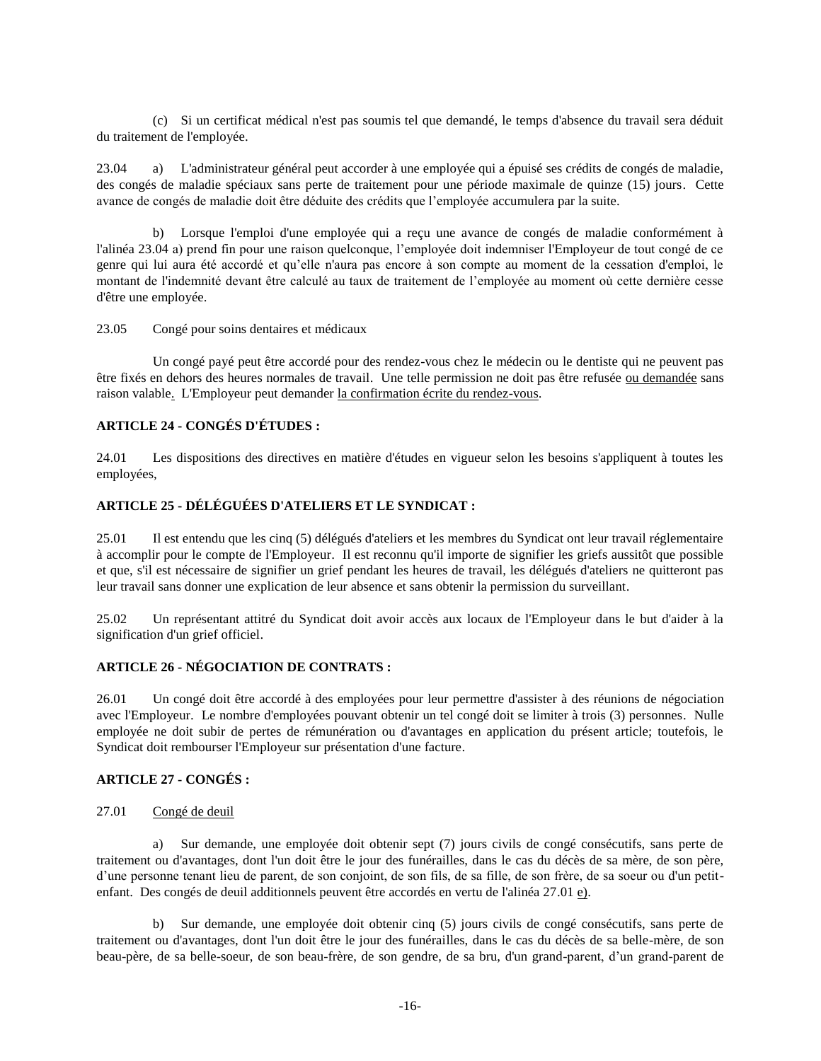(c) Si un certificat médical n'est pas soumis tel que demandé, le temps d'absence du travail sera déduit du traitement de l'employée.

23.04 a) L'administrateur général peut accorder à une employée qui a épuisé ses crédits de congés de maladie, des congés de maladie spéciaux sans perte de traitement pour une période maximale de quinze (15) jours. Cette avance de congés de maladie doit être déduite des crédits que l'employée accumulera par la suite.

b) Lorsque l'emploi d'une employée qui a reçu une avance de congés de maladie conformément à l'alinéa 23.04 a) prend fin pour une raison quelconque, l'employée doit indemniser l'Employeur de tout congé de ce genre qui lui aura été accordé et qu'elle n'aura pas encore à son compte au moment de la cessation d'emploi, le montant de l'indemnité devant être calculé au taux de traitement de l'employée au moment où cette dernière cesse d'être une employée.

23.05 Congé pour soins dentaires et médicaux

Un congé payé peut être accordé pour des rendez-vous chez le médecin ou le dentiste qui ne peuvent pas être fixés en dehors des heures normales de travail. Une telle permission ne doit pas être refusée <u>ou demandée</u> sans raison valable. L'Employeur peut demander <u>la confirmation écrite du rendez-vous</u>.

**ARTICLE 24 - CONGÉS D'ÉTUDES :**

24.01 Les dispositions des directives en matière d'études en vigueur selon les besoins s'appliquent à toutes les employées,

**ARTICLE 25 - DÉLÉGUÉES D'ATELIERS ET LE SYNDICAT :**

25.01 Il est entendu que les cinq (5) délégués d'ateliers et les membres du Syndicat ont leur travail réglementaire à accomplir pour le compte de l'Employeur. Il est reconnu qu'il importe de signifier les griefs aussitôt que possible et que, s'il est nécessaire de signifier un grief pendant les heures de travail, les délégués d'ateliers ne quitteront pas leur travail sans donner une explication de leur absence et sans obtenir la permission du surveillant.

25.02 Un représentant attitré du Syndicat doit avoir accès aux locaux de l'Employeur dans le but d'aider à la signification d'un grief officiel.

**ARTICLE 26 - NÉGOCIATION DE CONTRATS :**

26.01 Un congé doit être accordé à des employées pour leur permettre d'assister à des réunions de négociation avec l'Employeur. Le nombre d'employées pouvant obtenir un tel congé doit se limiter à trois (3) personnes. Nulle employée ne doit subir de pertes de rémunération ou d'avantages en application du présent article; toutefois, le Syndicat doit rembourser l'Employeur sur présentation d'une facture.

**ARTICLE 27 - CONGÉS :**

27.01 <u>Congé de deuil</u>

a) Sur demande, une employée doit obtenir sept (7) jours civils de congé consécutifs, sans perte de traitement ou d'avantages, dont l'un doit être le jour des funérailles, dans le cas du décès de sa mère, de son père, d'une personne tenant lieu de parent, de son conjoint, de son fils, de sa fille, de son frère, de sa soeur ou d'un petit-enfant. Des congés de deuil additionnels peuvent être accordés en vertu de l'alinéa 27.01 <u>e)</u>.

b) Sur demande, une employée doit obtenir cinq (5) jours civils de congé consécutifs, sans perte de traitement ou d'avantages, dont l'un doit être le jour des funérailles, dans le cas du décès de sa belle-mère, de son beau-père, de sa belle-soeur, de son beau-frère, de son gendre, de sa bru, d'un grand-parent, d'un grand-parent de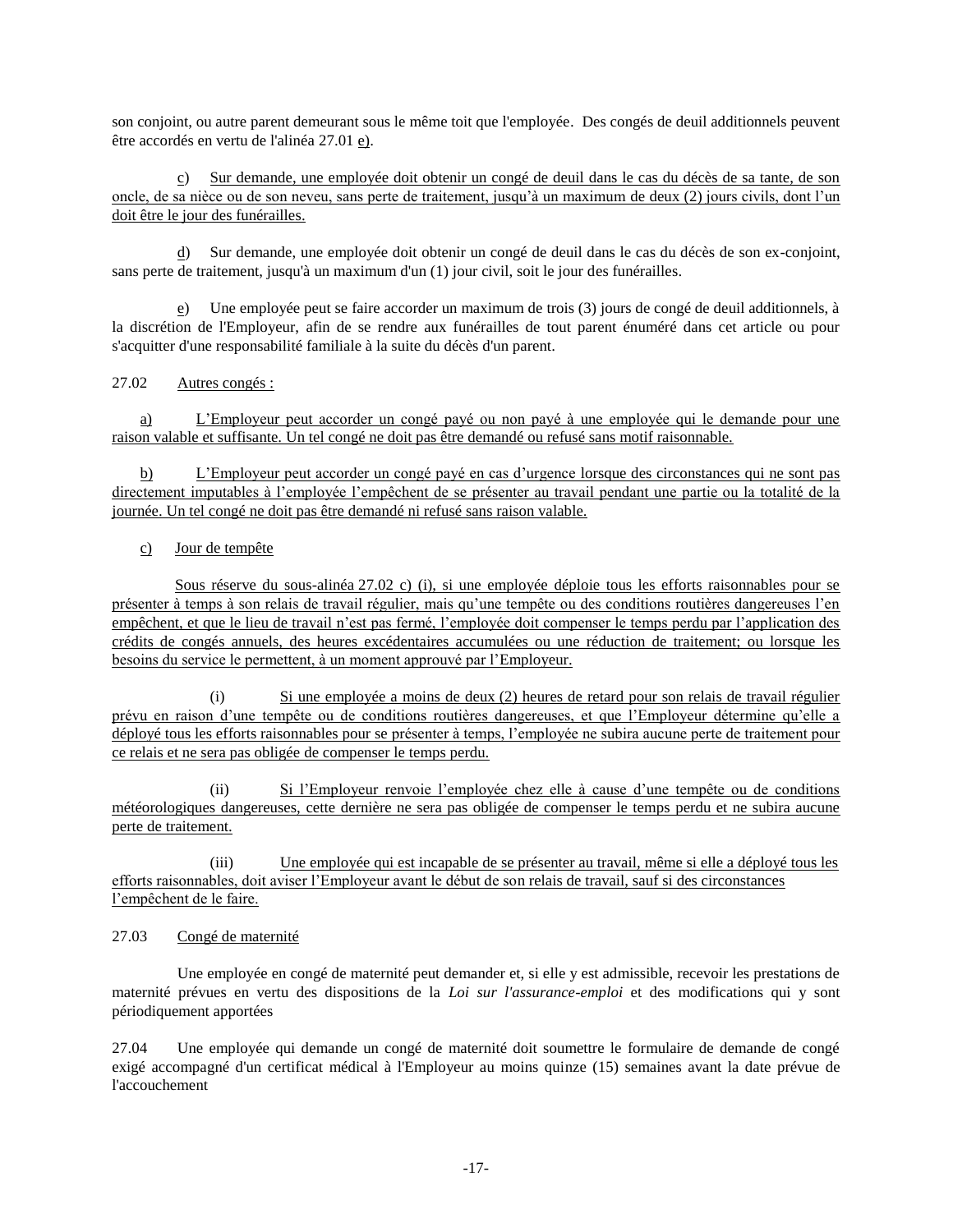son conjoint, ou autre parent demeurant sous le même toit que l'employée. Des congés de deuil additionnels peuvent être accordés en vertu de l'alinéa 27.01 e).

c) Sur demande, une employée doit obtenir un congé de deuil dans le cas du décès de sa tante, de son oncle, de sa nièce ou de son neveu, sans perte de traitement, jusqu'à un maximum de deux (2) jours civils, dont l'un doit être le jour des funérailles.

d) Sur demande, une employée doit obtenir un congé de deuil dans le cas du décès de son ex-conjoint, sans perte de traitement, jusqu'à un maximum d'un (1) jour civil, soit le jour des funérailles.

e) Une employée peut se faire accorder un maximum de trois (3) jours de congé de deuil additionnels, à la discrétion de l'Employeur, afin de se rendre aux funérailles de tout parent énuméré dans cet article ou pour s'acquitter d'une responsabilité familiale à la suite du décès d'un parent.

27.02 Autres congés :

a) L'Employeur peut accorder un congé payé ou non payé à une employée qui le demande pour une raison valable et suffisante. Un tel congé ne doit pas être demandé ou refusé sans motif raisonnable.

b) L'Employeur peut accorder un congé payé en cas d'urgence lorsque des circonstances qui ne sont pas directement imputables à l'employée l'empêchent de se présenter au travail pendant une partie ou la totalité de la journée. Un tel congé ne doit pas être demandé ni refusé sans raison valable.

c) Jour de tempête

Sous réserve du sous-alinéa 27.02 c) (i), si une employée déploie tous les efforts raisonnables pour se présenter à temps à son relais de travail régulier, mais qu'une tempête ou des conditions routières dangereuses l'en empêchent, et que le lieu de travail n'est pas fermé, l'employée doit compenser le temps perdu par l'application des crédits de congés annuels, des heures excédentaires accumulées ou une réduction de traitement; ou lorsque les besoins du service le permettent, à un moment approuvé par l'Employeur.

(i) Si une employée a moins de deux (2) heures de retard pour son relais de travail régulier prévu en raison d'une tempête ou de conditions routières dangereuses, et que l'Employeur détermine qu'elle a déployé tous les efforts raisonnables pour se présenter à temps, l'employée ne subira aucune perte de traitement pour ce relais et ne sera pas obligée de compenser le temps perdu.

(ii) Si l'Employeur renvoie l'employée chez elle à cause d'une tempête ou de conditions météorologiques dangereuses, cette dernière ne sera pas obligée de compenser le temps perdu et ne subira aucune perte de traitement.

(iii) Une employée qui est incapable de se présenter au travail, même si elle a déployé tous les efforts raisonnables, doit aviser l'Employeur avant le début de son relais de travail, sauf si des circonstances l'empêchent de le faire.

27.03 Congé de maternité

Une employée en congé de maternité peut demander et, si elle y est admissible, recevoir les prestations de maternité prévues en vertu des dispositions de la *Loi sur l'assurance-emploi* et des modifications qui y sont périodiquement apportées

27.04 Une employée qui demande un congé de maternité doit soumettre le formulaire de demande de congé exigé accompagné d'un certificat médical à l'Employeur au moins quinze (15) semaines avant la date prévue de l'accouchement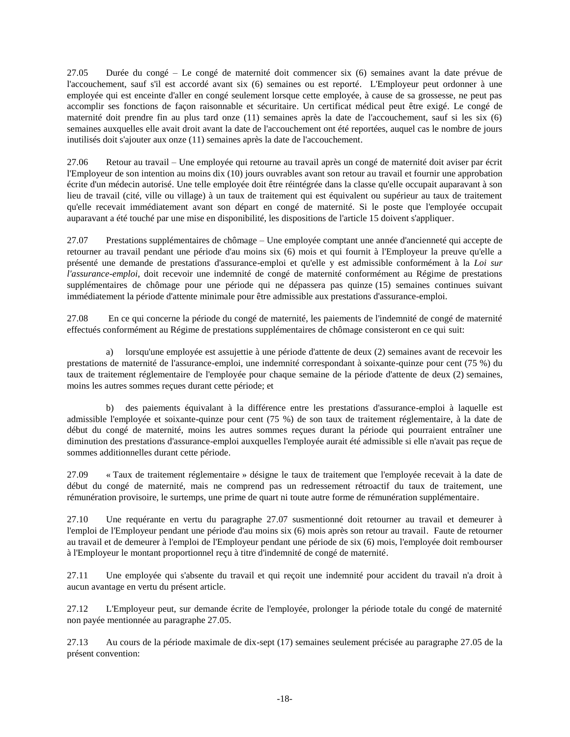27.05 Durée du congé – Le congé de maternité doit commencer six (6) semaines avant la date prévue de l'accouchement, sauf s'il est accordé avant six (6) semaines ou est reporté. L'Employeur peut ordonner à une employée qui est enceinte d'aller en congé seulement lorsque cette employée, à cause de sa grossesse, ne peut pas accomplir ses fonctions de façon raisonnable et sécuritaire. Un certificat médical peut être exigé. Le congé de maternité doit prendre fin au plus tard onze (11) semaines après la date de l'accouchement, sauf si les six (6) semaines auxquelles elle avait droit avant la date de l'accouchement ont été reportées, auquel cas le nombre de jours inutilisés doit s'ajouter aux onze (11) semaines après la date de l'accouchement.

27.06 Retour au travail – Une employée qui retourne au travail après un congé de maternité doit aviser par écrit l'Employeur de son intention au moins dix (10) jours ouvrables avant son retour au travail et fournir une approbation écrite d'un médecin autorisé. Une telle employée doit être réintégrée dans la classe qu'elle occupait auparavant à son lieu de travail (cité, ville ou village) à un taux de traitement qui est équivalent ou supérieur au taux de traitement qu'elle recevait immédiatement avant son départ en congé de maternité. Si le poste que l'employée occupait auparavant a été touché par une mise en disponibilité, les dispositions de l'article 15 doivent s'appliquer.

27.07 Prestations supplémentaires de chômage – Une employée comptant une année d'ancienneté qui accepte de retourner au travail pendant une période d'au moins six (6) mois et qui fournit à l'Employeur la preuve qu'elle a présenté une demande de prestations d'assurance-emploi et qu'elle y est admissible conformément à la *Loi sur l'assurance-emploi*, doit recevoir une indemnité de congé de maternité conformément au Régime de prestations supplémentaires de chômage pour une période qui ne dépassera pas quinze (15) semaines continues suivant immédiatement la période d'attente minimale pour être admissible aux prestations d'assurance-emploi.

27.08 En ce qui concerne la période du congé de maternité, les paiements de l'indemnité de congé de maternité effectués conformément au Régime de prestations supplémentaires de chômage consisteront en ce qui suit:

a) lorsqu'une employée est assujettie à une période d'attente de deux (2) semaines avant de recevoir les prestations de maternité de l'assurance-emploi, une indemnité correspondant à soixante-quinze pour cent (75 %) du taux de traitement réglementaire de l'employée pour chaque semaine de la période d'attente de deux (2) semaines, moins les autres sommes reçues durant cette période; et

b) des paiements équivalant à la différence entre les prestations d'assurance-emploi à laquelle est admissible l'employée et soixante-quinze pour cent (75 %) de son taux de traitement réglementaire, à la date de début du congé de maternité, moins les autres sommes reçues durant la période qui pourraient entraîner une diminution des prestations d'assurance-emploi auxquelles l'employée aurait été admissible si elle n'avait pas reçue de sommes additionnelles durant cette période.

27.09 « Taux de traitement réglementaire » désigne le taux de traitement que l'employée recevait à la date de début du congé de maternité, mais ne comprend pas un redressement rétroactif du taux de traitement, une rémunération provisoire, le surtemps, une prime de quart ni toute autre forme de rémunération supplémentaire.

27.10 Une requérante en vertu du paragraphe 27.07 susmentionné doit retourner au travail et demeurer à l'emploi de l'Employeur pendant une période d'au moins six (6) mois après son retour au travail. Faute de retourner au travail et de demeurer à l'emploi de l'Employeur pendant une période de six (6) mois, l'employée doit rembourser à l'Employeur le montant proportionnel reçu à titre d'indemnité de congé de maternité.

27.11 Une employée qui s'absente du travail et qui reçoit une indemnité pour accident du travail n'a droit à aucun avantage en vertu du présent article.

27.12 L'Employeur peut, sur demande écrite de l'employée, prolonger la période totale du congé de maternité non payée mentionnée au paragraphe 27.05.

27.13 Au cours de la période maximale de dix-sept (17) semaines seulement précisée au paragraphe 27.05 de la présent convention: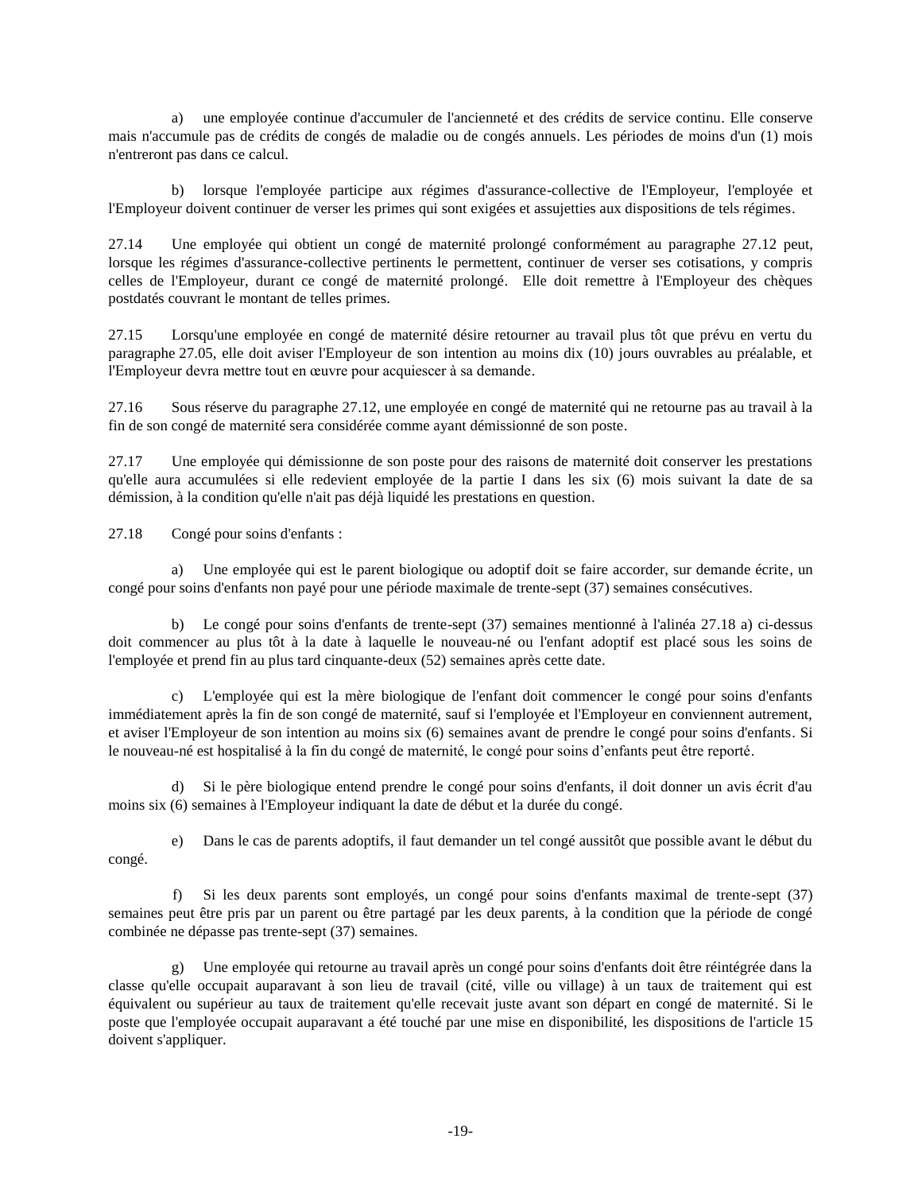a) une employée continue d'accumuler de l'ancienneté et des crédits de service continu. Elle conserve mais n'accumule pas de crédits de congés de maladie ou de congés annuels. Les périodes de moins d'un (1) mois n'entreront pas dans ce calcul.

b) lorsque l'employée participe aux régimes d'assurance-collective de l'Employeur, l'employée et l'Employeur doivent continuer de verser les primes qui sont exigées et assujetties aux dispositions de tels régimes.

27.14 Une employée qui obtient un congé de maternité prolongé conformément au paragraphe 27.12 peut, lorsque les régimes d'assurance-collective pertinents le permettent, continuer de verser ses cotisations, y compris celles de l'Employeur, durant ce congé de maternité prolongé. Elle doit remettre à l'Employeur des chèques postdatés couvrant le montant de telles primes.

27.15 Lorsqu'une employée en congé de maternité désire retourner au travail plus tôt que prévu en vertu du paragraphe 27.05, elle doit aviser l'Employeur de son intention au moins dix (10) jours ouvrables au préalable, et l'Employeur devra mettre tout en œuvre pour acquiescer à sa demande.

27.16 Sous réserve du paragraphe 27.12, une employée en congé de maternité qui ne retourne pas au travail à la fin de son congé de maternité sera considérée comme ayant démissionné de son poste.

27.17 Une employée qui démissionne de son poste pour des raisons de maternité doit conserver les prestations qu'elle aura accumulées si elle redevient employée de la partie I dans les six (6) mois suivant la date de sa démission, à la condition qu'elle n'ait pas déjà liquidé les prestations en question.

27.18 Congé pour soins d'enfants :

a) Une employée qui est le parent biologique ou adoptif doit se faire accorder, sur demande écrite, un congé pour soins d'enfants non payé pour une période maximale de trente-sept (37) semaines consécutives.

b) Le congé pour soins d'enfants de trente-sept (37) semaines mentionné à l'alinéa 27.18 a) ci-dessus doit commencer au plus tôt à la date à laquelle le nouveau-né ou l'enfant adoptif est placé sous les soins de l'employée et prend fin au plus tard cinquante-deux (52) semaines après cette date.

c) L'employée qui est la mère biologique de l'enfant doit commencer le congé pour soins d'enfants immédiatement après la fin de son congé de maternité, sauf si l'employée et l'Employeur en conviennent autrement, et aviser l'Employeur de son intention au moins six (6) semaines avant de prendre le congé pour soins d'enfants. Si le nouveau-né est hospitalisé à la fin du congé de maternité, le congé pour soins d'enfants peut être reporté.

d) Si le père biologique entend prendre le congé pour soins d'enfants, il doit donner un avis écrit d'au moins six (6) semaines à l'Employeur indiquant la date de début et la durée du congé.

e) Dans le cas de parents adoptifs, il faut demander un tel congé aussitôt que possible avant le début du congé.

f) Si les deux parents sont employés, un congé pour soins d'enfants maximal de trente-sept (37) semaines peut être pris par un parent ou être partagé par les deux parents, à la condition que la période de congé combinée ne dépasse pas trente-sept (37) semaines.

g) Une employée qui retourne au travail après un congé pour soins d'enfants doit être réintégrée dans la classe qu'elle occupait auparavant à son lieu de travail (cité, ville ou village) à un taux de traitement qui est équivalent ou supérieur au taux de traitement qu'elle recevait juste avant son départ en congé de maternité. Si le poste que l'employée occupait auparavant a été touché par une mise en disponibilité, les dispositions de l'article 15 doivent s'appliquer.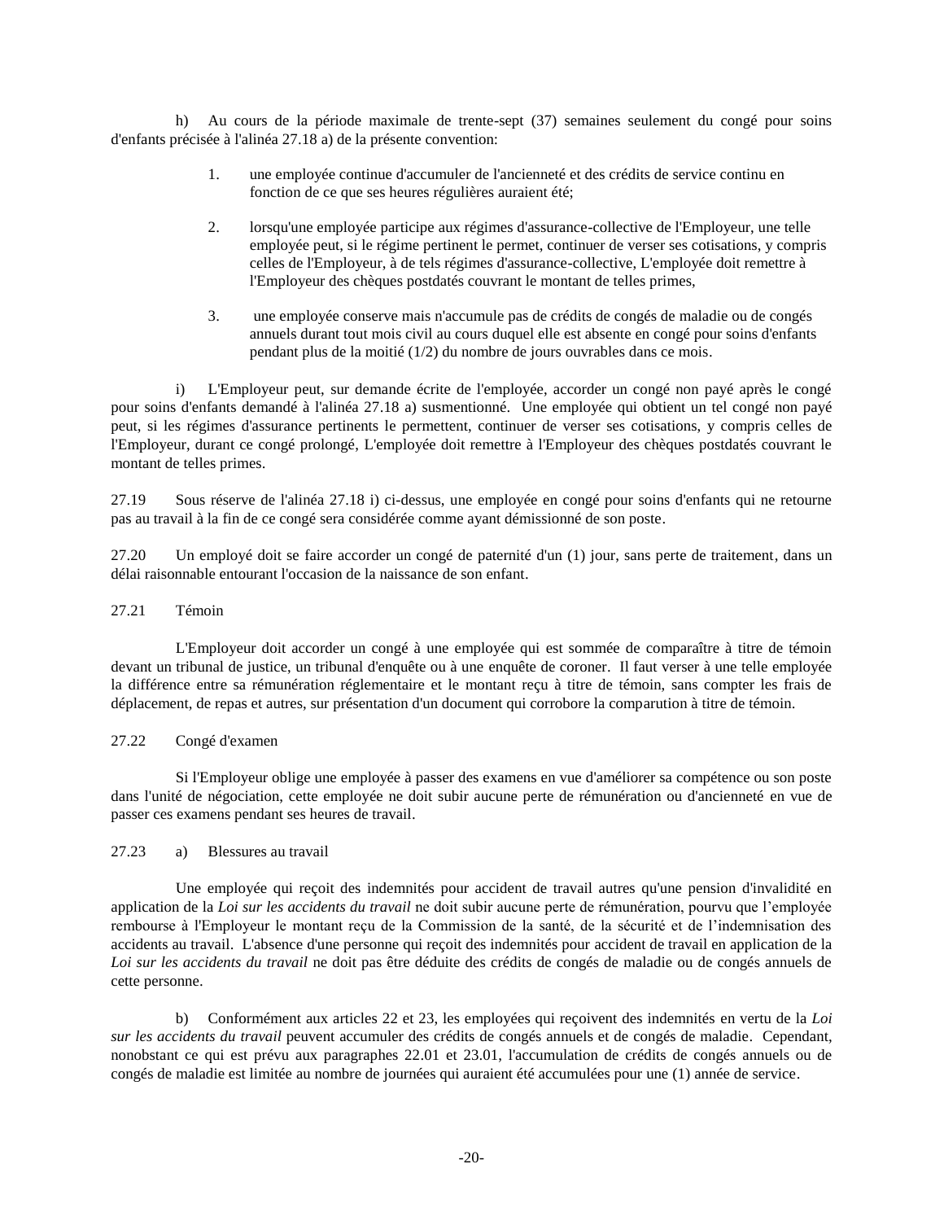h) Au cours de la période maximale de trente-sept (37) semaines seulement du congé pour soins d'enfants précisée à l'alinéa 27.18 a) de la présente convention:

1. une employée continue d'accumuler de l'ancienneté et des crédits de service continu en fonction de ce que ses heures régulières auraient été;

2. lorsqu'une employée participe aux régimes d'assurance-collective de l'Employeur, une telle employée peut, si le régime pertinent le permet, continuer de verser ses cotisations, y compris celles de l'Employeur, à de tels régimes d'assurance-collective, L'employée doit remettre à l'Employeur des chèques postdatés couvrant le montant de telles primes,

3. une employée conserve mais n'accumule pas de crédits de congés de maladie ou de congés annuels durant tout mois civil au cours duquel elle est absente en congé pour soins d'enfants pendant plus de la moitié (1/2) du nombre de jours ouvrables dans ce mois.

i) L'Employeur peut, sur demande écrite de l'employée, accorder un congé non payé après le congé pour soins d'enfants demandé à l'alinéa 27.18 a) susmentionné. Une employée qui obtient un tel congé non payé peut, si les régimes d'assurance pertinents le permettent, continuer de verser ses cotisations, y compris celles de l'Employeur, durant ce congé prolongé, L'employée doit remettre à l'Employeur des chèques postdatés couvrant le montant de telles primes.

27.19 Sous réserve de l'alinéa 27.18 i) ci-dessus, une employée en congé pour soins d'enfants qui ne retourne pas au travail à la fin de ce congé sera considérée comme ayant démissionné de son poste.

27.20 Un employé doit se faire accorder un congé de paternité d'un (1) jour, sans perte de traitement, dans un délai raisonnable entourant l'occasion de la naissance de son enfant.

27.21 Témoin

L'Employeur doit accorder un congé à une employée qui est sommée de comparaître à titre de témoin devant un tribunal de justice, un tribunal d'enquête ou à une enquête de coroner. Il faut verser à une telle employée la différence entre sa rémunération réglementaire et le montant reçu à titre de témoin, sans compter les frais de déplacement, de repas et autres, sur présentation d'un document qui corrobore la comparution à titre de témoin.

27.22 Congé d'examen

Si l'Employeur oblige une employée à passer des examens en vue d'améliorer sa compétence ou son poste dans l'unité de négociation, cette employée ne doit subir aucune perte de rémunération ou d'ancienneté en vue de passer ces examens pendant ses heures de travail.

27.23 a) Blessures au travail

Une employée qui reçoit des indemnités pour accident de travail autres qu'une pension d'invalidité en application de la *Loi sur les accidents du travail* ne doit subir aucune perte de rémunération, pourvu que l'employée rembourse à l'Employeur le montant reçu de la Commission de la santé, de la sécurité et de l'indemnisation des accidents au travail. L'absence d'une personne qui reçoit des indemnités pour accident de travail en application de la *Loi sur les accidents du travail* ne doit pas être déduite des crédits de congés de maladie ou de congés annuels de cette personne.

b) Conformément aux articles 22 et 23, les employées qui reçoivent des indemnités en vertu de la *Loi sur les accidents du travail* peuvent accumuler des crédits de congés annuels et de congés de maladie. Cependant, nonobstant ce qui est prévu aux paragraphes 22.01 et 23.01, l'accumulation de crédits de congés annuels ou de congés de maladie est limitée au nombre de journées qui auraient été accumulées pour une (1) année de service.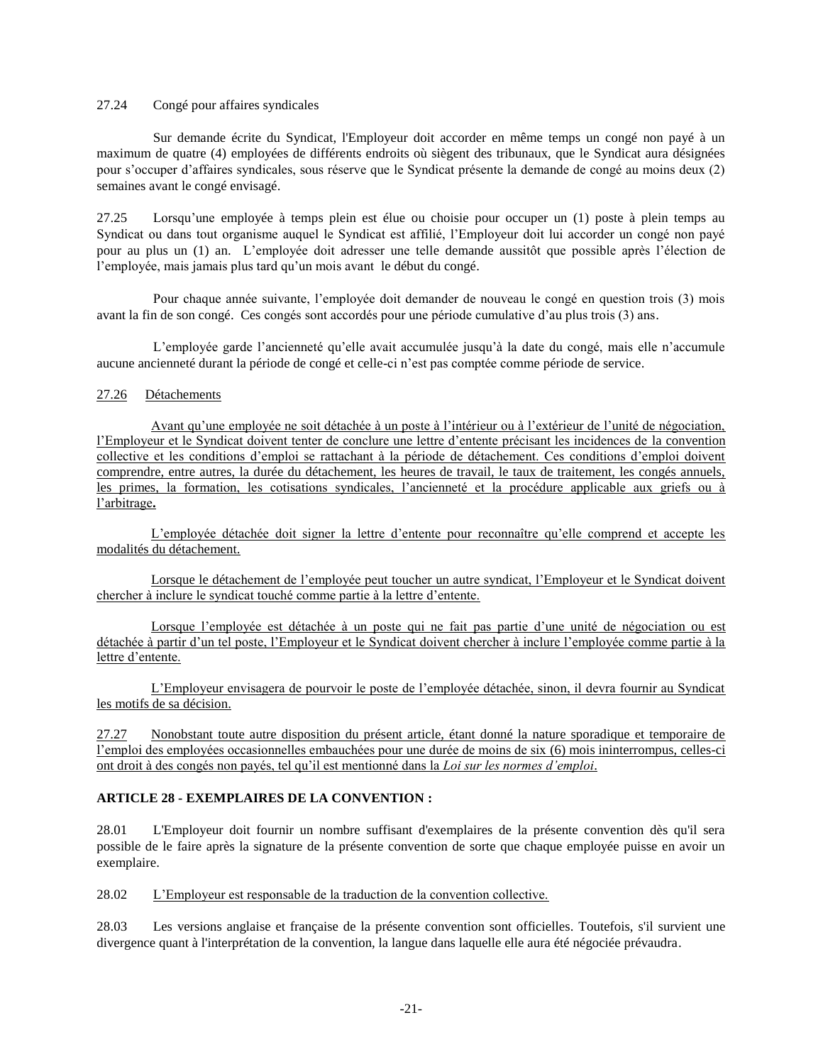27.24 Congé pour affaires syndicales

Sur demande écrite du Syndicat, l'Employeur doit accorder en même temps un congé non payé à un maximum de quatre (4) employées de différents endroits où siègent des tribunaux, que le Syndicat aura désignées pour s'occuper d'affaires syndicales, sous réserve que le Syndicat présente la demande de congé au moins deux (2) semaines avant le congé envisagé.

27.25 Lorsqu'une employée à temps plein est élue ou choisie pour occuper un (1) poste à plein temps au Syndicat ou dans tout organisme auquel le Syndicat est affilié, l'Employeur doit lui accorder un congé non payé pour au plus un (1) an. L'employée doit adresser une telle demande aussitôt que possible après l'élection de l'employée, mais jamais plus tard qu'un mois avant le début du congé.

Pour chaque année suivante, l'employée doit demander de nouveau le congé en question trois (3) mois avant la fin de son congé. Ces congés sont accordés pour une période cumulative d'au plus trois (3) ans.

L'employée garde l'ancienneté qu'elle avait accumulée jusqu'à la date du congé, mais elle n'accumule aucune ancienneté durant la période de congé et celle-ci n'est pas comptée comme période de service.

<u>27.26</u> <u>Détachements</u>

<u>Avant qu'une employée ne soit détachée à un poste à l'intérieur ou à l'extérieur de l'unité de négociation, l'Employeur et le Syndicat doivent tenter de conclure une lettre d'entente précisant les incidences de la convention collective et les conditions d'emploi se rattachant à la période de détachement. Ces conditions d'emploi doivent comprendre, entre autres, la durée du détachement, les heures de travail, le taux de traitement, les congés annuels, les primes, la formation, les cotisations syndicales, l'ancienneté et la procédure applicable aux griefs ou à l'arbitrage</u>**.**

<u>L'employée détachée doit signer la lettre d'entente pour reconnaître qu'elle comprend et accepte les modalités du détachement.</u>

<u>Lorsque le détachement de l'employée peut toucher un autre syndicat, l'Employeur et le Syndicat doivent chercher à inclure le syndicat touché comme partie à la lettre d'entente.</u>

<u>Lorsque l'employée est détachée à un poste qui ne fait pas partie d'une unité de négociation ou est détachée à partir d'un tel poste, l'Employeur et le Syndicat doivent chercher à inclure l'employée comme partie à la lettre d'entente.</u>

<u>L'Employeur envisagera de pourvoir le poste de l'employée détachée, sinon, il devra fournir au Syndicat les motifs de sa décision.</u>

<u>27.27</u> <u>Nonobstant toute autre disposition du présent article, étant donné la nature sporadique et temporaire de l'emploi des employées occasionnelles embauchées pour une durée de moins de six (6) mois ininterrompus, celles-ci ont droit à des congés non payés, tel qu'il est mentionné dans la *Loi sur les normes d'emploi*.</u>

**ARTICLE 28 - EXEMPLAIRES DE LA CONVENTION :**

28.01 L'Employeur doit fournir un nombre suffisant d'exemplaires de la présente convention dès qu'il sera possible de le faire après la signature de la présente convention de sorte que chaque employée puisse en avoir un exemplaire.

28.02 <u>L'Employeur est responsable de la traduction de la convention collective.</u>

28.03 Les versions anglaise et française de la présente convention sont officielles. Toutefois, s'il survient une divergence quant à l'interprétation de la convention, la langue dans laquelle elle aura été négociée prévaudra.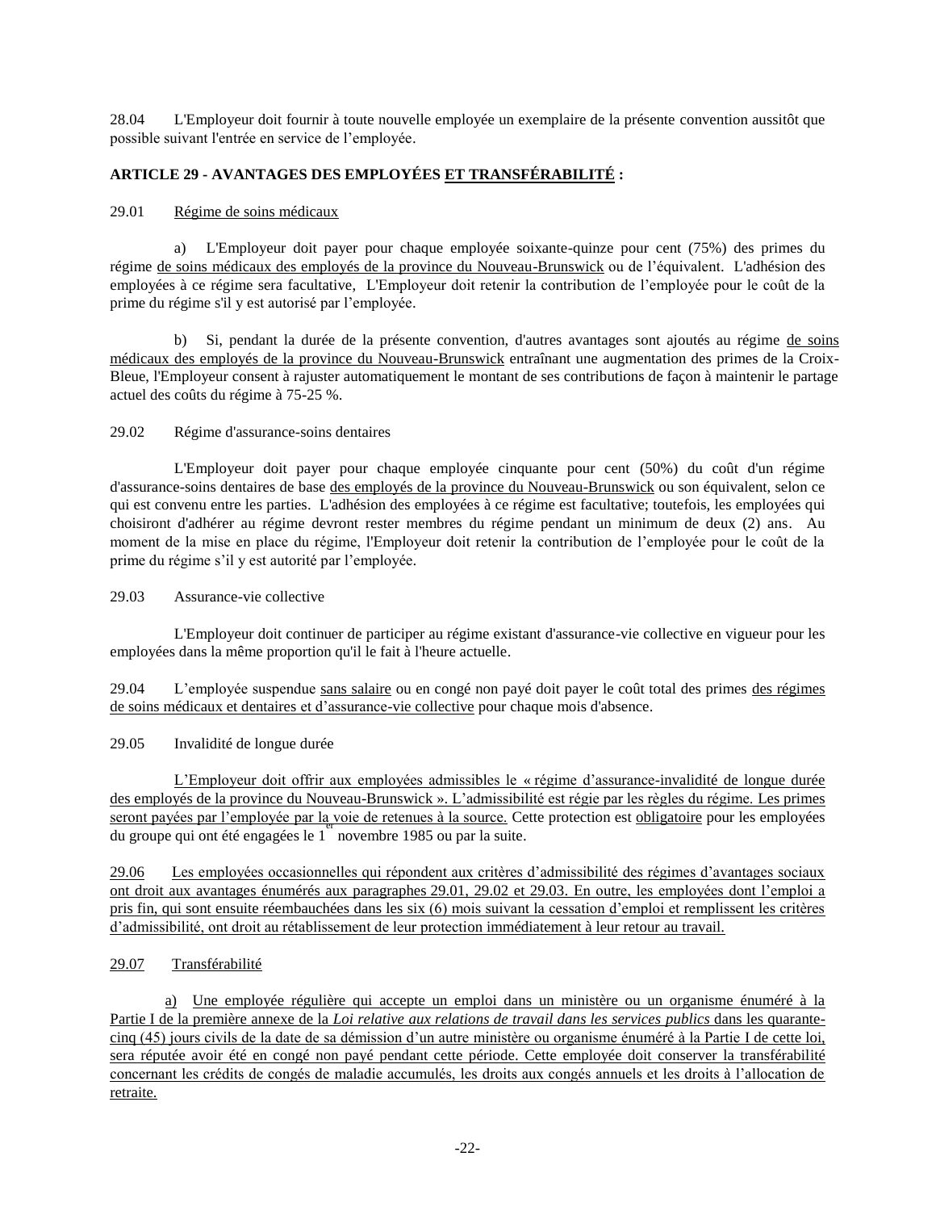28.04 L'Employeur doit fournir à toute nouvelle employée un exemplaire de la présente convention aussitôt que possible suivant l'entrée en service de l'employée.

## ARTICLE 29 - AVANTAGES DES EMPLOYÉES ET TRANSFÉRABILITÉ :

29.01 Régime de soins médicaux

a) L'Employeur doit payer pour chaque employée soixante-quinze pour cent (75%) des primes du régime de soins médicaux des employés de la province du Nouveau-Brunswick ou de l'équivalent. L'adhésion des employées à ce régime sera facultative, L'Employeur doit retenir la contribution de l'employée pour le coût de la prime du régime s'il y est autorisé par l'employée.

b) Si, pendant la durée de la présente convention, d'autres avantages sont ajoutés au régime de soins médicaux des employés de la province du Nouveau-Brunswick entraînant une augmentation des primes de la Croix-Bleue, l'Employeur consent à rajuster automatiquement le montant de ses contributions de façon à maintenir le partage actuel des coûts du régime à 75-25 %.

29.02 Régime d'assurance-soins dentaires

L'Employeur doit payer pour chaque employée cinquante pour cent (50%) du coût d'un régime d'assurance-soins dentaires de base des employés de la province du Nouveau-Brunswick ou son équivalent, selon ce qui est convenu entre les parties. L'adhésion des employées à ce régime est facultative; toutefois, les employées qui choisiront d'adhérer au régime devront rester membres du régime pendant un minimum de deux (2) ans. Au moment de la mise en place du régime, l'Employeur doit retenir la contribution de l'employée pour le coût de la prime du régime s'il y est autorité par l'employée.

29.03 Assurance-vie collective

L'Employeur doit continuer de participer au régime existant d'assurance-vie collective en vigueur pour les employées dans la même proportion qu'il le fait à l'heure actuelle.

29.04 L'employée suspendue sans salaire ou en congé non payé doit payer le coût total des primes des régimes de soins médicaux et dentaires et d'assurance-vie collective pour chaque mois d'absence.

29.05 Invalidité de longue durée

L'Employeur doit offrir aux employées admissibles le « régime d'assurance-invalidité de longue durée des employés de la province du Nouveau-Brunswick ». L'admissibilité est régie par les règles du régime. Les primes seront payées par l'employée par la voie de retenues à la source. Cette protection est obligatoire pour les employées du groupe qui ont été engagées le 1er novembre 1985 ou par la suite.

29.06 Les employées occasionnelles qui répondent aux critères d'admissibilité des régimes d'avantages sociaux ont droit aux avantages énumérés aux paragraphes 29.01, 29.02 et 29.03. En outre, les employées dont l'emploi a pris fin, qui sont ensuite réembauchées dans les six (6) mois suivant la cessation d'emploi et remplissent les critères d'admissibilité, ont droit au rétablissement de leur protection immédiatement à leur retour au travail.

29.07 Transférabilité

a) Une employée régulière qui accepte un emploi dans un ministère ou un organisme énuméré à la Partie I de la première annexe de la *Loi relative aux relations de travail dans les services publics* dans les quarante-cinq (45) jours civils de la date de sa démission d'un autre ministère ou organisme énuméré à la Partie I de cette loi, sera réputée avoir été en congé non payé pendant cette période. Cette employée doit conserver la transférabilité concernant les crédits de congés de maladie accumulés, les droits aux congés annuels et les droits à l'allocation de retraite.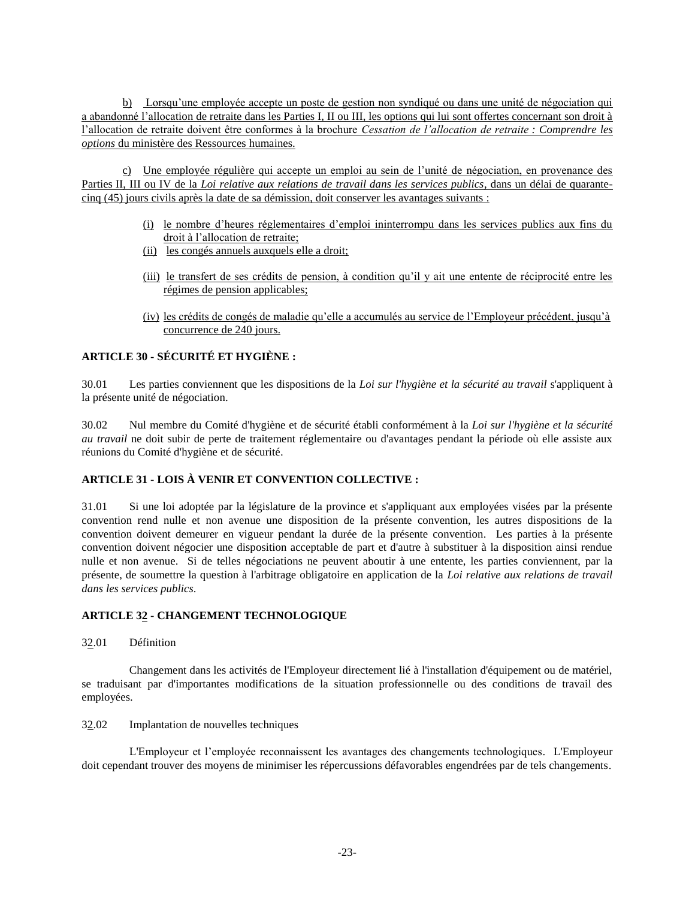b) Lorsqu'une employée accepte un poste de gestion non syndiqué ou dans une unité de négociation qui a abandonné l'allocation de retraite dans les Parties I, II ou III, les options qui lui sont offertes concernant son droit à l'allocation de retraite doivent être conformes à la brochure *Cessation de l'allocation de retraite : Comprendre les options* du ministère des Ressources humaines.

c) Une employée régulière qui accepte un emploi au sein de l'unité de négociation, en provenance des Parties II, III ou IV de la *Loi relative aux relations de travail dans les services publics*, dans un délai de quarante-cinq (45) jours civils après la date de sa démission, doit conserver les avantages suivants :

(i) le nombre d'heures réglementaires d'emploi ininterrompu dans les services publics aux fins du droit à l'allocation de retraite;

(ii) les congés annuels auxquels elle a droit;

(iii) le transfert de ses crédits de pension, à condition qu'il y ait une entente de réciprocité entre les régimes de pension applicables;

(iv) les crédits de congés de maladie qu'elle a accumulés au service de l'Employeur précédent, jusqu'à concurrence de 240 jours.

**ARTICLE 30 - SÉCURITÉ ET HYGIÈNE :**

30.01 Les parties conviennent que les dispositions de la *Loi sur l'hygiène et la sécurité au travail* s'appliquent à la présente unité de négociation.

30.02 Nul membre du Comité d'hygiène et de sécurité établi conformément à la *Loi sur l'hygiène et la sécurité au travail* ne doit subir de perte de traitement réglementaire ou d'avantages pendant la période où elle assiste aux réunions du Comité d'hygiène et de sécurité.

**ARTICLE 31 - LOIS À VENIR ET CONVENTION COLLECTIVE :**

31.01 Si une loi adoptée par la législature de la province et s'appliquant aux employées visées par la présente convention rend nulle et non avenue une disposition de la présente convention, les autres dispositions de la convention doivent demeurer en vigueur pendant la durée de la présente convention. Les parties à la présente convention doivent négocier une disposition acceptable de part et d'autre à substituer à la disposition ainsi rendue nulle et non avenue. Si de telles négociations ne peuvent aboutir à une entente, les parties conviennent, par la présente, de soumettre la question à l'arbitrage obligatoire en application de la *Loi relative aux relations de travail dans les services publics*.

**ARTICLE 32 - CHANGEMENT TECHNOLOGIQUE**

32.01 Définition

Changement dans les activités de l'Employeur directement lié à l'installation d'équipement ou de matériel, se traduisant par d'importantes modifications de la situation professionnelle ou des conditions de travail des employées.

32.02 Implantation de nouvelles techniques

L'Employeur et l'employée reconnaissent les avantages des changements technologiques. L'Employeur doit cependant trouver des moyens de minimiser les répercussions défavorables engendrées par de tels changements.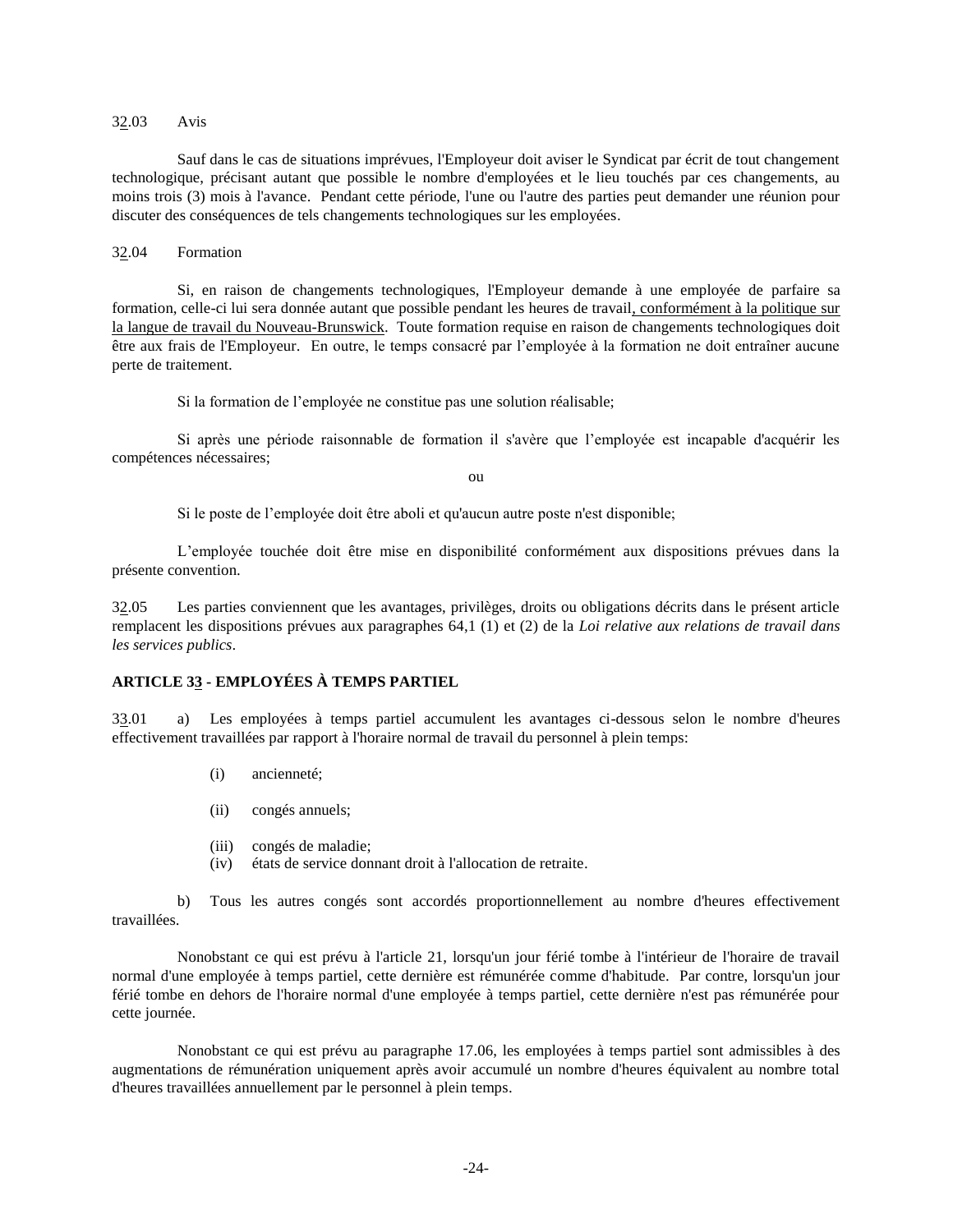32.03 Avis

Sauf dans le cas de situations imprévues, l'Employeur doit aviser le Syndicat par écrit de tout changement technologique, précisant autant que possible le nombre d'employées et le lieu touchés par ces changements, au moins trois (3) mois à l'avance. Pendant cette période, l'une ou l'autre des parties peut demander une réunion pour discuter des conséquences de tels changements technologiques sur les employées.

32.04 Formation

Si, en raison de changements technologiques, l'Employeur demande à une employée de parfaire sa formation, celle-ci lui sera donnée autant que possible pendant les heures de travail, conformément à la politique sur la langue de travail du Nouveau-Brunswick. Toute formation requise en raison de changements technologiques doit être aux frais de l'Employeur. En outre, le temps consacré par l'employée à la formation ne doit entraîner aucune perte de traitement.

Si la formation de l'employée ne constitue pas une solution réalisable;

Si après une période raisonnable de formation il s'avère que l'employée est incapable d'acquérir les compétences nécessaires;

ou

Si le poste de l'employée doit être aboli et qu'aucun autre poste n'est disponible;

L'employée touchée doit être mise en disponibilité conformément aux dispositions prévues dans la présente convention.

32.05 Les parties conviennent que les avantages, privilèges, droits ou obligations décrits dans le présent article remplacent les dispositions prévues aux paragraphes 64,1 (1) et (2) de la *Loi relative aux relations de travail dans les services publics*.

## ARTICLE 33 - EMPLOYÉES À TEMPS PARTIEL

33.01 a) Les employées à temps partiel accumulent les avantages ci-dessous selon le nombre d'heures effectivement travaillées par rapport à l'horaire normal de travail du personnel à plein temps:

(i) ancienneté;

(ii) congés annuels;

(iii) congés de maladie;

(iv) états de service donnant droit à l'allocation de retraite.

b) Tous les autres congés sont accordés proportionnellement au nombre d'heures effectivement travaillées.

Nonobstant ce qui est prévu à l'article 21, lorsqu'un jour férié tombe à l'intérieur de l'horaire de travail normal d'une employée à temps partiel, cette dernière est rémunérée comme d'habitude. Par contre, lorsqu'un jour férié tombe en dehors de l'horaire normal d'une employée à temps partiel, cette dernière n'est pas rémunérée pour cette journée.

Nonobstant ce qui est prévu au paragraphe 17.06, les employées à temps partiel sont admissibles à des augmentations de rémunération uniquement après avoir accumulé un nombre d'heures équivalent au nombre total d'heures travaillées annuellement par le personnel à plein temps.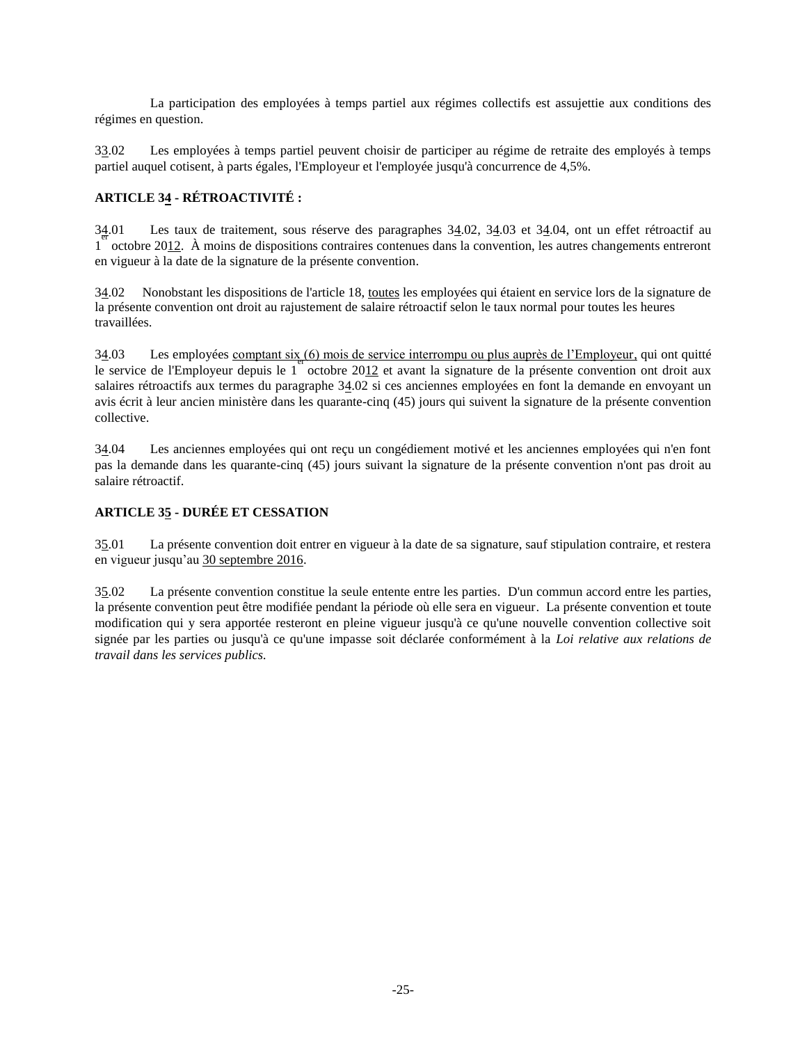La participation des employées à temps partiel aux régimes collectifs est assujettie aux conditions des régimes en question.

33.02 Les employées à temps partiel peuvent choisir de participer au régime de retraite des employés à temps partiel auquel cotisent, à parts égales, l'Employeur et l'employée jusqu'à concurrence de 4,5%.

**ARTICLE 34 - RÉTROACTIVITÉ :**

34.01 Les taux de traitement, sous réserve des paragraphes 34.02, 34.03 et 34.04, ont un effet rétroactif au 1er octobre 2012. À moins de dispositions contraires contenues dans la convention, les autres changements entreront en vigueur à la date de la signature de la présente convention.

34.02 Nonobstant les dispositions de l'article 18, toutes les employées qui étaient en service lors de la signature de la présente convention ont droit au rajustement de salaire rétroactif selon le taux normal pour toutes les heures travaillées.

34.03 Les employées comptant six (6) mois de service interrompu ou plus auprès de l'Employeur, qui ont quitté le service de l'Employeur depuis le 1er octobre 2012 et avant la signature de la présente convention ont droit aux salaires rétroactifs aux termes du paragraphe 34.02 si ces anciennes employées en font la demande en envoyant un avis écrit à leur ancien ministère dans les quarante-cinq (45) jours qui suivent la signature de la présente convention collective.

34.04 Les anciennes employées qui ont reçu un congédiement motivé et les anciennes employées qui n'en font pas la demande dans les quarante-cinq (45) jours suivant la signature de la présente convention n'ont pas droit au salaire rétroactif.

**ARTICLE 35 - DURÉE ET CESSATION**

35.01 La présente convention doit entrer en vigueur à la date de sa signature, sauf stipulation contraire, et restera en vigueur jusqu'au 30 septembre 2016.

35.02 La présente convention constitue la seule entente entre les parties. D'un commun accord entre les parties, la présente convention peut être modifiée pendant la période où elle sera en vigueur. La présente convention et toute modification qui y sera apportée resteront en pleine vigueur jusqu'à ce qu'une nouvelle convention collective soit signée par les parties ou jusqu'à ce qu'une impasse soit déclarée conformément à la *Loi relative aux relations de travail dans les services publics.*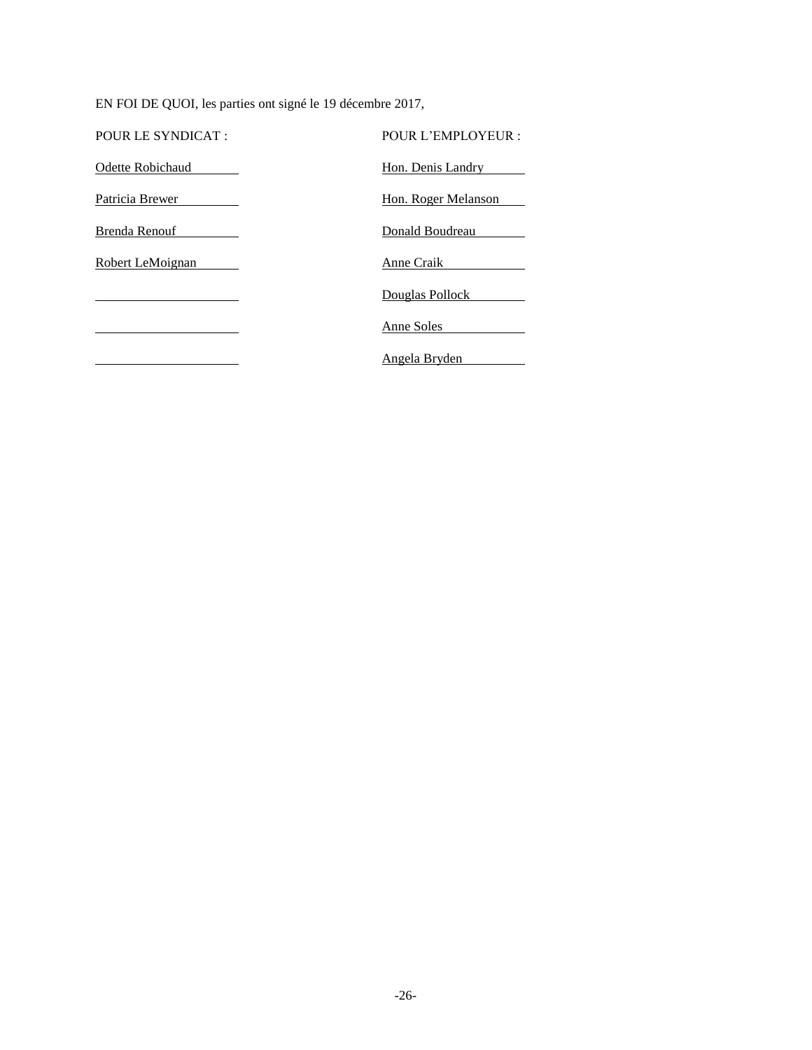EN FOI DE QUOI, les parties ont signé le 19 décembre 2017,

| POUR LE SYNDICAT : | POUR L'EMPLOYEUR : |
| --- | --- |
| Odette Robichaud | Hon. Denis Landry |
| Patricia Brewer | Hon. Roger Melanson |
| Brenda Renouf | Donald Boudreau |
| Robert LeMoignan | Anne Craik |
| | Douglas Pollock |
| | Anne Soles |
| | Angela Bryden |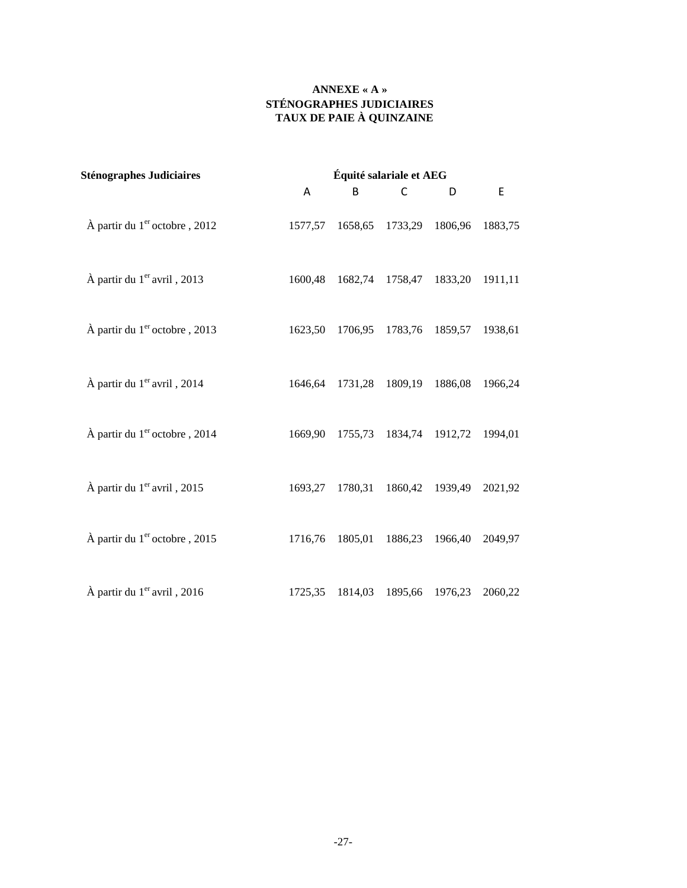**ANNEXE « A »**
**STÉNOGRAPHES JUDICIAIRES**
**TAUX DE PAIE À QUINZAINE**

| **Sténographes Judiciaires** | **Équité salariale et AEG** | | | | |
|---|---|---|---|---|---|
| | A | B | C | D | E |
| À partir du 1er octobre , 2012 | 1577,57 | 1658,65 | 1733,29 | 1806,96 | 1883,75 |
| À partir du 1er avril , 2013 | 1600,48 | 1682,74 | 1758,47 | 1833,20 | 1911,11 |
| À partir du 1er octobre , 2013 | 1623,50 | 1706,95 | 1783,76 | 1859,57 | 1938,61 |
| À partir du 1er avril , 2014 | 1646,64 | 1731,28 | 1809,19 | 1886,08 | 1966,24 |
| À partir du 1er octobre , 2014 | 1669,90 | 1755,73 | 1834,74 | 1912,72 | 1994,01 |
| À partir du 1er avril , 2015 | 1693,27 | 1780,31 | 1860,42 | 1939,49 | 2021,92 |
| À partir du 1er octobre , 2015 | 1716,76 | 1805,01 | 1886,23 | 1966,40 | 2049,97 |
| À partir du 1er avril , 2016 | 1725,35 | 1814,03 | 1895,66 | 1976,23 | 2060,22 |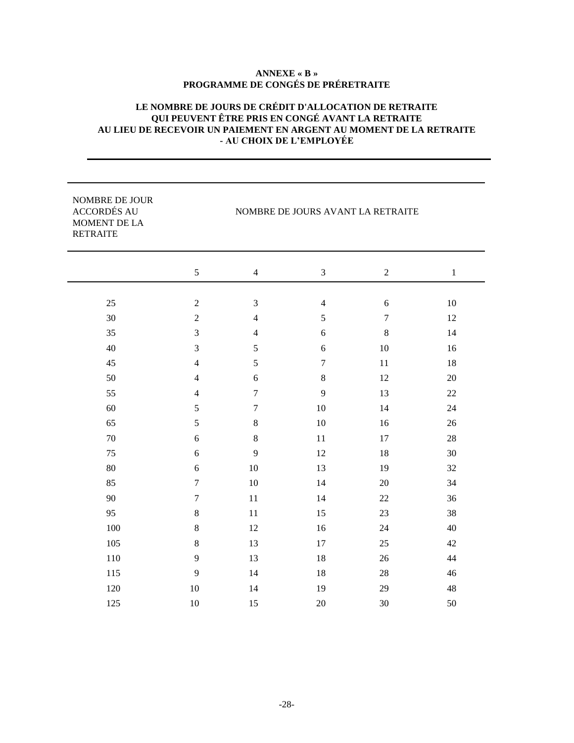**ANNEXE « B »**
**PROGRAMME DE CONGÉS DE PRÉRETRAITE**

**LE NOMBRE DE JOURS DE CRÉDIT D'ALLOCATION DE RETRAITE QUI PEUVENT ÊTRE PRIS EN CONGÉ AVANT LA RETRAITE AU LIEU DE RECEVOIR UN PAIEMENT EN ARGENT AU MOMENT DE LA RETRAITE - AU CHOIX DE L'EMPLOYÉE**

| NOMBRE DE JOUR ACCORDÉS AU MOMENT DE LA RETRAITE | NOMBRE DE JOURS AVANT LA RETRAITE | | | | |
|---|---|---|---|---|---|
| | 5 | 4 | 3 | 2 | 1 |
| 25 | 2 | 3 | 4 | 6 | 10 |
| 30 | 2 | 4 | 5 | 7 | 12 |
| 35 | 3 | 4 | 6 | 8 | 14 |
| 40 | 3 | 5 | 6 | 10 | 16 |
| 45 | 4 | 5 | 7 | 11 | 18 |
| 50 | 4 | 6 | 8 | 12 | 20 |
| 55 | 4 | 7 | 9 | 13 | 22 |
| 60 | 5 | 7 | 10 | 14 | 24 |
| 65 | 5 | 8 | 10 | 16 | 26 |
| 70 | 6 | 8 | 11 | 17 | 28 |
| 75 | 6 | 9 | 12 | 18 | 30 |
| 80 | 6 | 10 | 13 | 19 | 32 |
| 85 | 7 | 10 | 14 | 20 | 34 |
| 90 | 7 | 11 | 14 | 22 | 36 |
| 95 | 8 | 11 | 15 | 23 | 38 |
| 100 | 8 | 12 | 16 | 24 | 40 |
| 105 | 8 | 13 | 17 | 25 | 42 |
| 110 | 9 | 13 | 18 | 26 | 44 |
| 115 | 9 | 14 | 18 | 28 | 46 |
| 120 | 10 | 14 | 19 | 29 | 48 |
| 125 | 10 | 15 | 20 | 30 | 50 |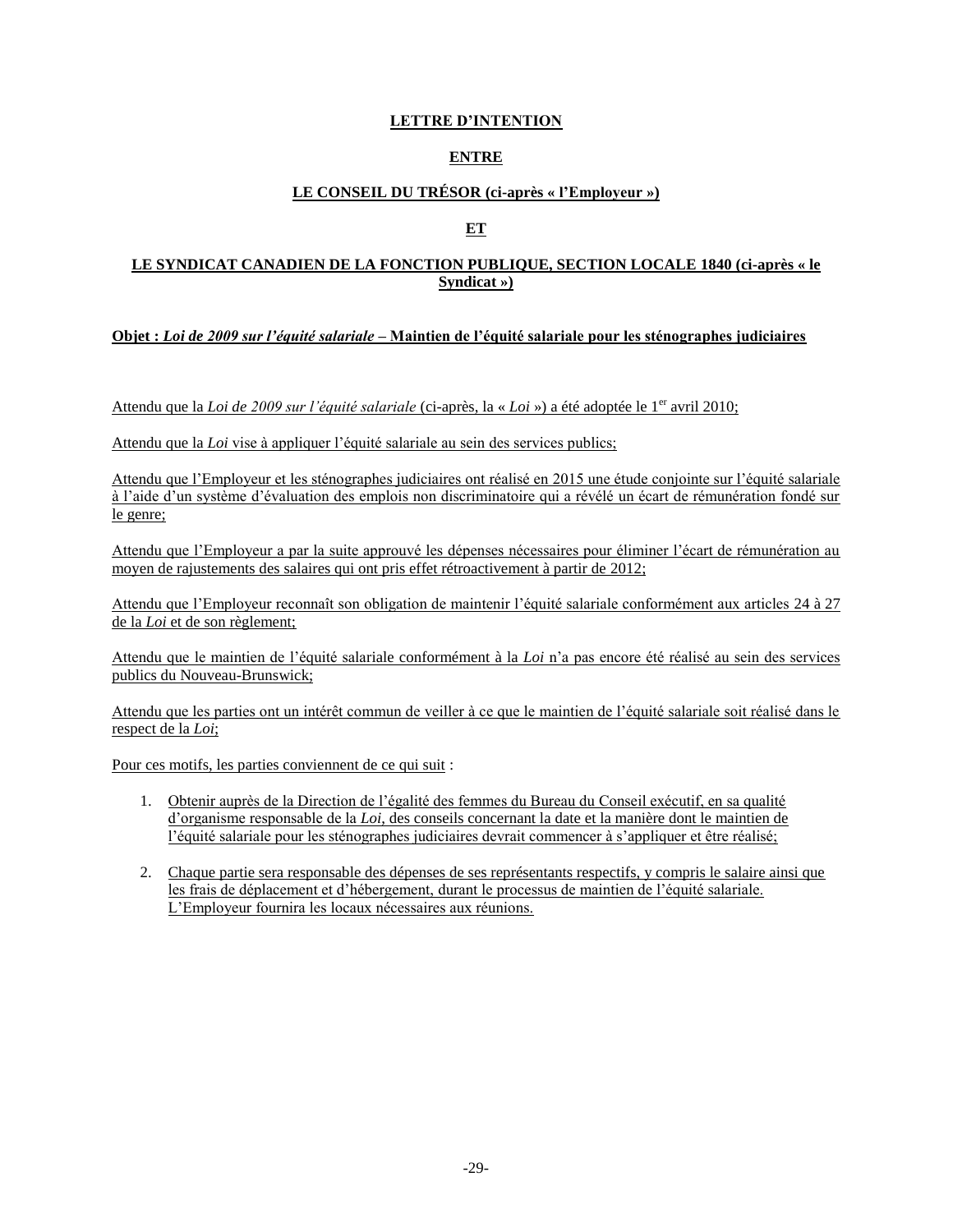**LETTRE D'INTENTION**

**ENTRE**

**LE CONSEIL DU TRÉSOR (ci-après « l'Employeur »)**

**ET**

**LE SYNDICAT CANADIEN DE LA FONCTION PUBLIQUE, SECTION LOCALE 1840 (ci-après « le Syndicat »)**

**Objet : *Loi de 2009 sur l'équité salariale* – Maintien de l'équité salariale pour les sténographes judiciaires**

Attendu que la *Loi de 2009 sur l'équité salariale* (ci-après, la « *Loi* ») a été adoptée le 1er avril 2010;

Attendu que la *Loi* vise à appliquer l'équité salariale au sein des services publics;

Attendu que l'Employeur et les sténographes judiciaires ont réalisé en 2015 une étude conjointe sur l'équité salariale à l'aide d'un système d'évaluation des emplois non discriminatoire qui a révélé un écart de rémunération fondé sur le genre;

Attendu que l'Employeur a par la suite approuvé les dépenses nécessaires pour éliminer l'écart de rémunération au moyen de rajustements des salaires qui ont pris effet rétroactivement à partir de 2012;

Attendu que l'Employeur reconnaît son obligation de maintenir l'équité salariale conformément aux articles 24 à 27 de la *Loi* et de son règlement;

Attendu que le maintien de l'équité salariale conformément à la *Loi* n'a pas encore été réalisé au sein des services publics du Nouveau-Brunswick;

Attendu que les parties ont un intérêt commun de veiller à ce que le maintien de l'équité salariale soit réalisé dans le respect de la *Loi*;

Pour ces motifs, les parties conviennent de ce qui suit :

1. Obtenir auprès de la Direction de l'égalité des femmes du Bureau du Conseil exécutif, en sa qualité d'organisme responsable de la *Loi*, des conseils concernant la date et la manière dont le maintien de l'équité salariale pour les sténographes judiciaires devrait commencer à s'appliquer et être réalisé;

2. Chaque partie sera responsable des dépenses de ses représentants respectifs, y compris le salaire ainsi que les frais de déplacement et d'hébergement, durant le processus de maintien de l'équité salariale. L'Employeur fournira les locaux nécessaires aux réunions.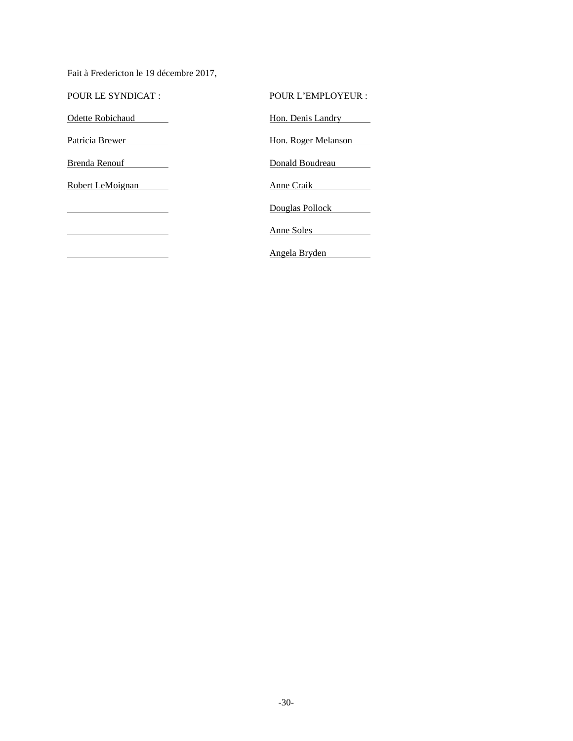Fait à Fredericton le 19 décembre 2017,

| POUR LE SYNDICAT : | POUR L'EMPLOYEUR : |
|---|---|
| Odette Robichaud | Hon. Denis Landry |
| Patricia Brewer | Hon. Roger Melanson |
| Brenda Renouf | Donald Boudreau |
| Robert LeMoignan | Anne Craik |
| | Douglas Pollock |
| | Anne Soles |
| | Angela Bryden |